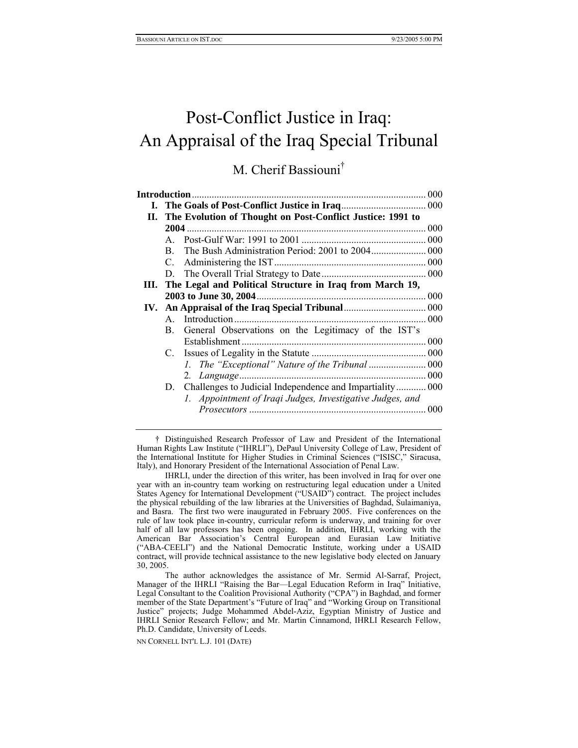# Post-Conflict Justice in Iraq: An Appraisal of the Iraq Special Tribunal

M. Cherif Bassiouni†

**Introduction** ............ 000

**I. The Goals of Post-Conflict Justice in Iraq** ............ 000

**II. The Evolution of Thought on Post-Conflict Justice: 1991 to 2004** ............ 000

- A. Post-Gulf War: 1991 to 2001 ............ 000
- B. The Bush Administration Period: 2001 to 2004 ............ 000
- C. Administering the IST ............ 000
- D. The Overall Trial Strategy to Date ............ 000

**III. The Legal and Political Structure in Iraq from March 19, 2003 to June 30, 2004** ............ 000

**IV. An Appraisal of the Iraq Special Tribunal** ............ 000

- A. Introduction ............ 000
- B. General Observations on the Legitimacy of the IST's Establishment ............ 000
- C. Issues of Legality in the Statute ............ 000
  - *1. The "Exceptional" Nature of the Tribunal* ............ 000
  - 2. *Language* ............ 000
- D. Challenges to Judicial Independence and Impartiality ............ 000
  - *1. Appointment of Iraqi Judges, Investigative Judges, and Prosecutors* ............ 000

---

† Distinguished Research Professor of Law and President of the International Human Rights Law Institute ("IHRLI"), DePaul University College of Law, President of the International Institute for Higher Studies in Criminal Sciences ("ISISC," Siracusa, Italy), and Honorary President of the International Association of Penal Law.

IHRLI, under the direction of this writer, has been involved in Iraq for over one year with an in-country team working on restructuring legal education under a United States Agency for International Development ("USAID") contract. The project includes the physical rebuilding of the law libraries at the Universities of Baghdad, Sulaimaniya, and Basra. The first two were inaugurated in February 2005. Five conferences on the rule of law took place in-country, curricular reform is underway, and training for over half of all law professors has been ongoing. In addition, IHRLI, working with the American Bar Association's Central European and Eurasian Law Initiative ("ABA-CEELI") and the National Democratic Institute, working under a USAID contract, will provide technical assistance to the new legislative body elected on January 30, 2005.

The author acknowledges the assistance of Mr. Sermid Al-Sarraf, Project, Manager of the IHRLI "Raising the Bar—Legal Education Reform in Iraq" Initiative, Legal Consultant to the Coalition Provisional Authority ("CPA") in Baghdad, and former member of the State Department's "Future of Iraq" and "Working Group on Transitional Justice" projects; Judge Mohammed Abdel-Aziz, Egyptian Ministry of Justice and IHRLI Senior Research Fellow; and Mr. Martin Cinnamond, IHRLI Research Fellow, Ph.D. Candidate, University of Leeds.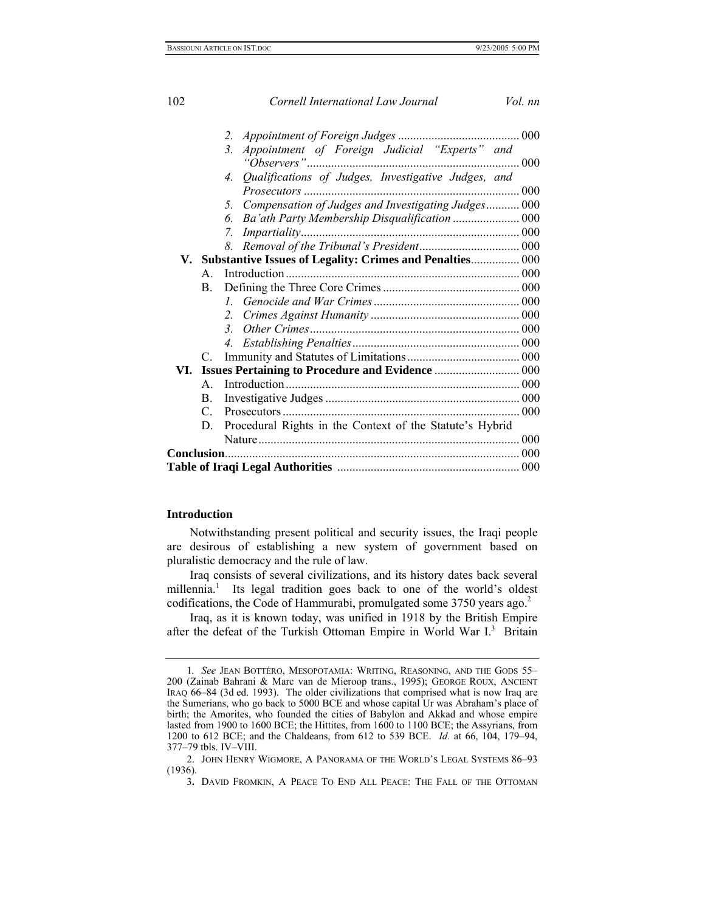2. *Appointment of Foreign Judges* ........................................ 000
3. *Appointment of Foreign Judicial "Experts" and "Observers"* ...................................................................... 000
4. *Qualifications of Judges, Investigative Judges, and Prosecutors* ...................................................................... 000
5. *Compensation of Judges and Investigating Judges* ........... 000
6. *Ba'ath Party Membership Disqualification* ...................... 000
7. *Impartiality* ....................................................................... 000
8. *Removal of the Tribunal's President* ................................ 000

**V. Substantive Issues of Legality: Crimes and Penalties** ................ 000

A. Introduction ............................................................................ 000
B. Defining the Three Core Crimes ............................................ 000
1. *Genocide and War Crimes* ................................................ 000
2. *Crimes Against Humanity* ................................................ 000
3. *Other Crimes* .................................................................... 000
4. *Establishing Penalties* ....................................................... 000
C. Immunity and Statutes of Limitations ..................................... 000

**VI. Issues Pertaining to Procedure and Evidence** ............................ 000

A. Introduction ............................................................................ 000
B. Investigative Judges ............................................................... 000
C. Prosecutors ............................................................................. 000
D. Procedural Rights in the Context of the Statute's Hybrid Nature ..................................................................................... 000

**Conclusion** ................................................................................... 000

**Table of Iraqi Legal Authorities** ........................................................... 000

## Introduction

Notwithstanding present political and security issues, the Iraqi people are desirous of establishing a new system of government based on pluralistic democracy and the rule of law.

Iraq consists of several civilizations, and its history dates back several millennia.[1] Its legal tradition goes back to one of the world's oldest codifications, the Code of Hammurabi, promulgated some 3750 years ago.[2]

Iraq, as it is known today, was unified in 1918 by the British Empire after the defeat of the Turkish Ottoman Empire in World War I.[3] Britain

---

1. *See* JEAN BOTTÉRO, MESOPOTAMIA: WRITING, REASONING, AND THE GODS 55–200 (Zainab Bahrani & Marc van de Mieroop trans., 1995); GEORGE ROUX, ANCIENT IRAQ 66–84 (3d ed. 1993). The older civilizations that comprised what is now Iraq are the Sumerians, who go back to 5000 BCE and whose capital Ur was Abraham's place of birth; the Amorites, who founded the cities of Babylon and Akkad and whose empire lasted from 1900 to 1600 BCE; the Hittites, from 1600 to 1100 BCE; the Assyrians, from 1200 to 612 BCE; and the Chaldeans, from 612 to 539 BCE. *Id.* at 66, 104, 179–94, 377–79 tbls. IV–VIII.

2. JOHN HENRY WIGMORE, A PANORAMA OF THE WORLD'S LEGAL SYSTEMS 86–93 (1936).

3. DAVID FROMKIN, A PEACE TO END ALL PEACE: THE FALL OF THE OTTOMAN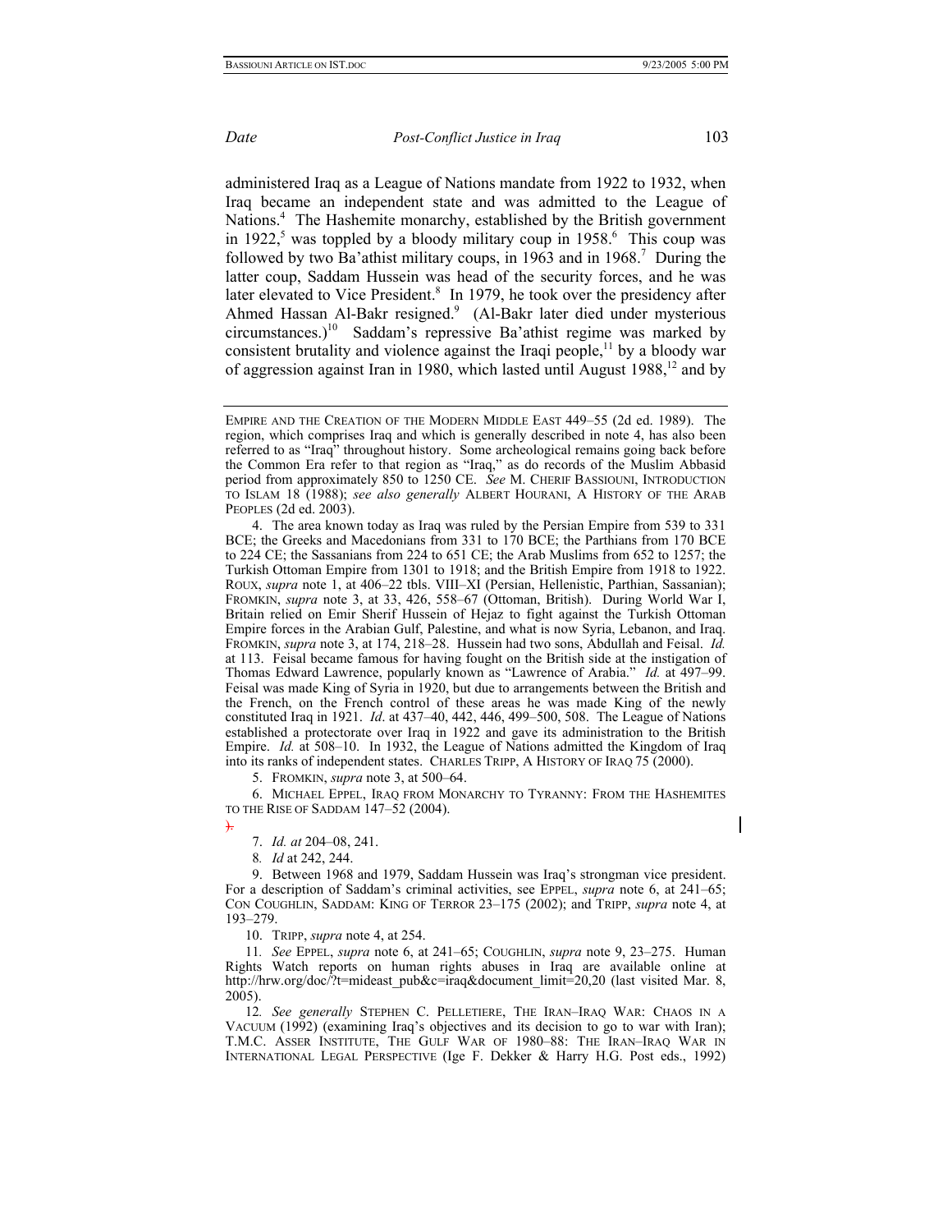administered Iraq as a League of Nations mandate from 1922 to 1932, when Iraq became an independent state and was admitted to the League of Nations.[4] The Hashemite monarchy, established by the British government in 1922,[5] was toppled by a bloody military coup in 1958.[6] This coup was followed by two Ba'athist military coups, in 1963 and in 1968.[7] During the latter coup, Saddam Hussein was head of the security forces, and he was later elevated to Vice President.[8] In 1979, he took over the presidency after Ahmed Hassan Al-Bakr resigned.[9] (Al-Bakr later died under mysterious circumstances.)[10] Saddam's repressive Ba'athist regime was marked by consistent brutality and violence against the Iraqi people,[11] by a bloody war of aggression against Iran in 1980, which lasted until August 1988,[12] and by

---

EMPIRE AND THE CREATION OF THE MODERN MIDDLE EAST 449–55 (2d ed. 1989). The region, which comprises Iraq and which is generally described in note 4, has also been referred to as "Iraq" throughout history. Some archeological remains going back before the Common Era refer to that region as "Iraq," as do records of the Muslim Abbasid period from approximately 850 to 1250 CE. *See* M. CHERIF BASSIOUNI, INTRODUCTION TO ISLAM 18 (1988); *see also generally* ALBERT HOURANI, A HISTORY OF THE ARAB PEOPLES (2d ed. 2003).

4. The area known today as Iraq was ruled by the Persian Empire from 539 to 331 BCE; the Greeks and Macedonians from 331 to 170 BCE; the Parthians from 170 BCE to 224 CE; the Sassanians from 224 to 651 CE; the Arab Muslims from 652 to 1257; the Turkish Ottoman Empire from 1301 to 1918; and the British Empire from 1918 to 1922. ROUX, *supra* note 1, at 406–22 tbls. VIII–XI (Persian, Hellenistic, Parthian, Sassanian); FROMKIN, *supra* note 3, at 33, 426, 558–67 (Ottoman, British). During World War I, Britain relied on Emir Sherif Hussein of Hejaz to fight against the Turkish Ottoman Empire forces in the Arabian Gulf, Palestine, and what is now Syria, Lebanon, and Iraq. FROMKIN, *supra* note 3, at 174, 218–28. Hussein had two sons, Abdullah and Feisal. *Id.* at 113. Feisal became famous for having fought on the British side at the instigation of Thomas Edward Lawrence, popularly known as "Lawrence of Arabia." *Id.* at 497–99. Feisal was made King of Syria in 1920, but due to arrangements between the British and the French, on the French control of these areas he was made King of the newly constituted Iraq in 1921. *Id*. at 437–40, 442, 446, 499–500, 508. The League of Nations established a protectorate over Iraq in 1922 and gave its administration to the British Empire. *Id.* at 508–10. In 1932, the League of Nations admitted the Kingdom of Iraq into its ranks of independent states. CHARLES TRIPP, A HISTORY OF IRAQ 75 (2000).

5. FROMKIN, *supra* note 3, at 500–64.

6. MICHAEL EPPEL, IRAQ FROM MONARCHY TO TYRANNY: FROM THE HASHEMITES TO THE RISE OF SADDAM 147–52 (2004).

7. *Id. at* 204–08, 241.

8. *Id* at 242, 244.

9. Between 1968 and 1979, Saddam Hussein was Iraq's strongman vice president. For a description of Saddam's criminal activities, see EPPEL, *supra* note 6, at 241–65; CON COUGHLIN, SADDAM: KING OF TERROR 23–175 (2002); and TRIPP, *supra* note 4, at 193–279.

10. TRIPP, *supra* note 4, at 254.

11. *See* EPPEL, *supra* note 6, at 241–65; COUGHLIN, *supra* note 9, 23–275. Human Rights Watch reports on human rights abuses in Iraq are available online at http://hrw.org/doc/?t=mideast_pub&c=iraq&document_limit=20,20 (last visited Mar. 8, 2005).

12. *See generally* STEPHEN C. PELLETIERE, THE IRAN–IRAQ WAR: CHAOS IN A VACUUM (1992) (examining Iraq's objectives and its decision to go to war with Iran); T.M.C. ASSER INSTITUTE, THE GULF WAR OF 1980–88: THE IRAN–IRAQ WAR IN INTERNATIONAL LEGAL PERSPECTIVE (Ige F. Dekker & Harry H.G. Post eds., 1992)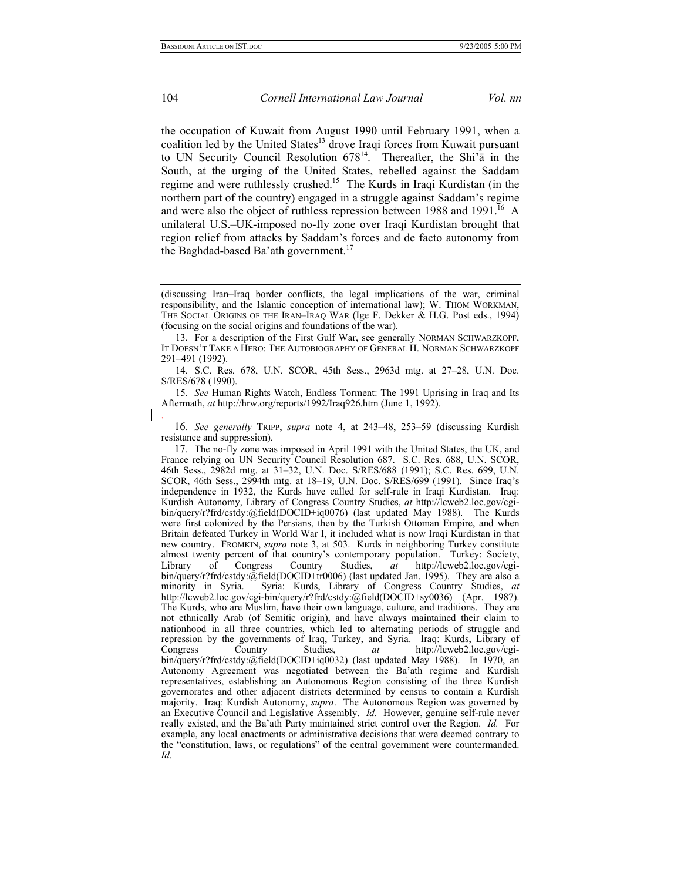the occupation of Kuwait from August 1990 until February 1991, when a coalition led by the United States[13] drove Iraqi forces from Kuwait pursuant to UN Security Council Resolution 678[14]. Thereafter, the Shi'ā in the South, at the urging of the United States, rebelled against the Saddam regime and were ruthlessly crushed.[15] The Kurds in Iraqi Kurdistan (in the northern part of the country) engaged in a struggle against Saddam's regime and were also the object of ruthless repression between 1988 and 1991.[16] A unilateral U.S.–UK-imposed no-fly zone over Iraqi Kurdistan brought that region relief from attacks by Saddam's forces and de facto autonomy from the Baghdad-based Ba'ath government.[17]

---

(discussing Iran–Iraq border conflicts, the legal implications of the war, criminal responsibility, and the Islamic conception of international law); W. THOM WORKMAN, THE SOCIAL ORIGINS OF THE IRAN–IRAQ WAR (Ige F. Dekker & H.G. Post eds., 1994) (focusing on the social origins and foundations of the war).

13. For a description of the First Gulf War, see generally NORMAN SCHWARZKOPF, IT DOESN'T TAKE A HERO: THE AUTOBIOGRAPHY OF GENERAL H. NORMAN SCHWARZKOPF 291–491 (1992).

14. S.C. Res. 678, U.N. SCOR, 45th Sess., 2963d mtg. at 27–28, U.N. Doc. S/RES/678 (1990).

15. *See* Human Rights Watch, Endless Torment: The 1991 Uprising in Iraq and Its Aftermath, *at* http://hrw.org/reports/1992/Iraq926.htm (June 1, 1992).

16. *See generally* TRIPP, *supra* note 4, at 243–48, 253–59 (discussing Kurdish resistance and suppression).

17. The no-fly zone was imposed in April 1991 with the United States, the UK, and France relying on UN Security Council Resolution 687. S.C. Res. 688, U.N. SCOR, 46th Sess., 2982d mtg. at 31–32, U.N. Doc. S/RES/688 (1991); S.C. Res. 699, U.N. SCOR, 46th Sess., 2994th mtg. at 18–19, U.N. Doc. S/RES/699 (1991). Since Iraq's independence in 1932, the Kurds have called for self-rule in Iraqi Kurdistan. Iraq: Kurdish Autonomy, Library of Congress Country Studies, *at* http://lcweb2.loc.gov/cgi-bin/query/r?frd/cstdy:@field(DOCID+iq0076) (last updated May 1988). The Kurds were first colonized by the Persians, then by the Turkish Ottoman Empire, and when Britain defeated Turkey in World War I, it included what is now Iraqi Kurdistan in that new country. FROMKIN, *supra* note 3, at 503. Kurds in neighboring Turkey constitute almost twenty percent of that country's contemporary population. Turkey: Society, Library of Congress Country Studies, *at* http://lcweb2.loc.gov/cgi-bin/query/r?frd/cstdy:@field(DOCID+tr0006) (last updated Jan. 1995). They are also a minority in Syria. Syria: Kurds, Library of Congress Country Studies, *at* http://lcweb2.loc.gov/cgi-bin/query/r?frd/cstdy:@field(DOCID+sy0036) (Apr. 1987). The Kurds, who are Muslim, have their own language, culture, and traditions. They are not ethnically Arab (of Semitic origin), and have always maintained their claim to nationhood in all three countries, which led to alternating periods of struggle and repression by the governments of Iraq, Turkey, and Syria. Iraq: Kurds, Library of Congress Country Studies, *at* http://lcweb2.loc.gov/cgi-bin/query/r?frd/cstdy:@field(DOCID+iq0032) (last updated May 1988). In 1970, an Autonomy Agreement was negotiated between the Ba'ath regime and Kurdish representatives, establishing an Autonomous Region consisting of the three Kurdish governorates and other adjacent districts determined by census to contain a Kurdish majority. Iraq: Kurdish Autonomy, *supra*. The Autonomous Region was governed by an Executive Council and Legislative Assembly. *Id.* However, genuine self-rule never really existed, and the Ba'ath Party maintained strict control over the Region. *Id.* For example, any local enactments or administrative decisions that were deemed contrary to the "constitution, laws, or regulations" of the central government were countermanded. *Id*.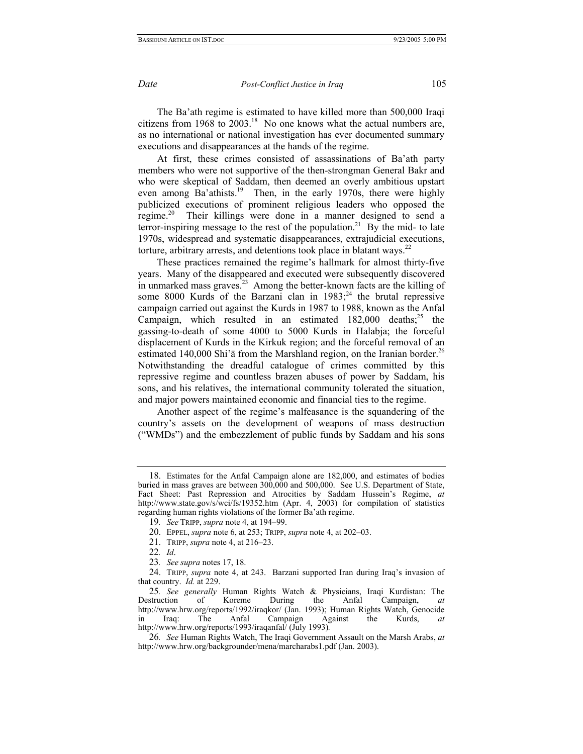The Ba'ath regime is estimated to have killed more than 500,000 Iraqi citizens from 1968 to 2003.[18] No one knows what the actual numbers are, as no international or national investigation has ever documented summary executions and disappearances at the hands of the regime.

At first, these crimes consisted of assassinations of Ba'ath party members who were not supportive of the then-strongman General Bakr and who were skeptical of Saddam, then deemed an overly ambitious upstart even among Ba'athists.[19] Then, in the early 1970s, there were highly publicized executions of prominent religious leaders who opposed the regime.[20] Their killings were done in a manner designed to send a terror-inspiring message to the rest of the population.[21] By the mid- to late 1970s, widespread and systematic disappearances, extrajudicial executions, torture, arbitrary arrests, and detentions took place in blatant ways.[22]

These practices remained the regime's hallmark for almost thirty-five years. Many of the disappeared and executed were subsequently discovered in unmarked mass graves.[23] Among the better-known facts are the killing of some 8000 Kurds of the Barzani clan in 1983;[24] the brutal repressive campaign carried out against the Kurds in 1987 to 1988, known as the Anfal Campaign, which resulted in an estimated 182,000 deaths;[25] the gassing-to-death of some 4000 to 5000 Kurds in Halabja; the forceful displacement of Kurds in the Kirkuk region; and the forceful removal of an estimated 140,000 Shi'ā from the Marshland region, on the Iranian border.[26] Notwithstanding the dreadful catalogue of crimes committed by this repressive regime and countless brazen abuses of power by Saddam, his sons, and his relatives, the international community tolerated the situation, and major powers maintained economic and financial ties to the regime.

Another aspect of the regime's malfeasance is the squandering of the country's assets on the development of weapons of mass destruction ("WMDs") and the embezzlement of public funds by Saddam and his sons

---

18. Estimates for the Anfal Campaign alone are 182,000, and estimates of bodies buried in mass graves are between 300,000 and 500,000. See U.S. Department of State, Fact Sheet: Past Repression and Atrocities by Saddam Hussein's Regime, *at* http://www.state.gov/s/wci/fs/19352.htm (Apr. 4, 2003) for compilation of statistics regarding human rights violations of the former Ba'ath regime.

19. *See* TRIPP, *supra* note 4, at 194–99.

20. EPPEL, *supra* note 6, at 253; TRIPP, *supra* note 4, at 202–03.

21. TRIPP, *supra* note 4, at 216–23.

22. *Id*.

23. *See supra* notes 17, 18.

24. TRIPP, *supra* note 4, at 243. Barzani supported Iran during Iraq's invasion of that country. *Id.* at 229.

25. *See generally* Human Rights Watch & Physicians, Iraqi Kurdistan: The Destruction of Koreme During the Anfal Campaign, *at* http://www.hrw.org/reports/1992/iraqkor/ (Jan. 1993); Human Rights Watch, Genocide in Iraq: The Anfal Campaign Against the Kurds, *at* http://www.hrw.org/reports/1993/iraqanfal/ (July 1993).

26. *See* Human Rights Watch, The Iraqi Government Assault on the Marsh Arabs, *at* http://www.hrw.org/backgrounder/mena/marcharabs1.pdf (Jan. 2003).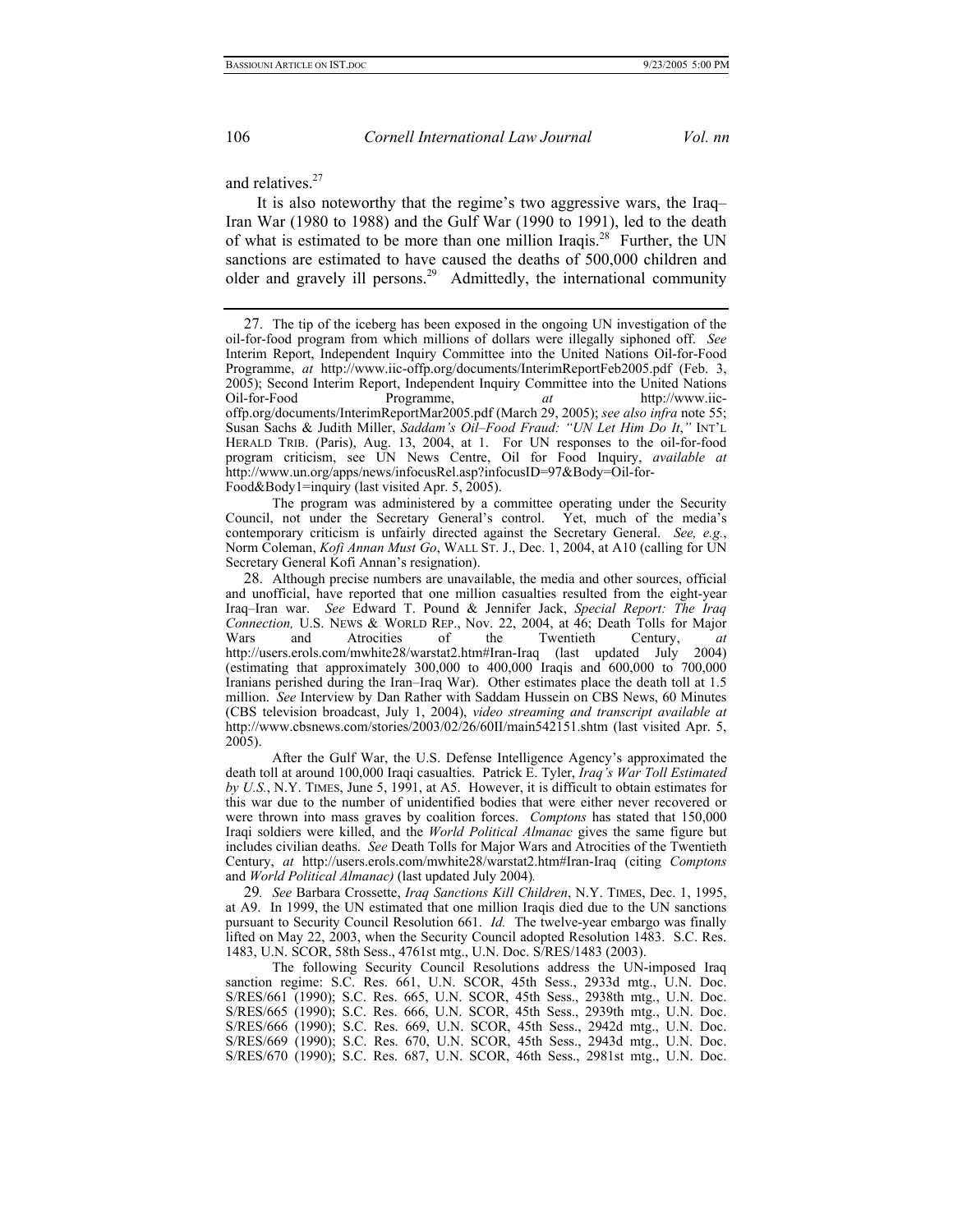and relatives.[27]

It is also noteworthy that the regime's two aggressive wars, the Iraq–Iran War (1980 to 1988) and the Gulf War (1990 to 1991), led to the death of what is estimated to be more than one million Iraqis.[28] Further, the UN sanctions are estimated to have caused the deaths of 500,000 children and older and gravely ill persons.[29] Admittedly, the international community

---

27. The tip of the iceberg has been exposed in the ongoing UN investigation of the oil-for-food program from which millions of dollars were illegally siphoned off. *See* Interim Report, Independent Inquiry Committee into the United Nations Oil-for-Food Programme, *at* http://www.iic-offp.org/documents/InterimReportFeb2005.pdf (Feb. 3, 2005); Second Interim Report, Independent Inquiry Committee into the United Nations Oil-for-Food Programme, *at* http://www.iic-offp.org/documents/InterimReportMar2005.pdf (March 29, 2005); *see also infra* note 55; Susan Sachs & Judith Miller, *Saddam's Oil–Food Fraud: "UN Let Him Do It*,*"* INT'L HERALD TRIB. (Paris), Aug. 13, 2004, at 1. For UN responses to the oil-for-food program criticism, see UN News Centre, Oil for Food Inquiry, *available at* http://www.un.org/apps/news/infocusRel.asp?infocusID=97&Body=Oil-for-Food&Body1=inquiry (last visited Apr. 5, 2005).

The program was administered by a committee operating under the Security Council, not under the Secretary General's control. Yet, much of the media's contemporary criticism is unfairly directed against the Secretary General. *See, e.g.*, Norm Coleman, *Kofi Annan Must Go*, WALL ST. J., Dec. 1, 2004, at A10 (calling for UN Secretary General Kofi Annan's resignation).

28. Although precise numbers are unavailable, the media and other sources, official and unofficial, have reported that one million casualties resulted from the eight-year Iraq–Iran war. *See* Edward T. Pound & Jennifer Jack, *Special Report: The Iraq Connection,* U.S. NEWS & WORLD REP., Nov. 22, 2004, at 46; Death Tolls for Major Wars and Atrocities of the Twentieth Century, *at* http://users.erols.com/mwhite28/warstat2.htm#Iran-Iraq (last updated July 2004) (estimating that approximately 300,000 to 400,000 Iraqis and 600,000 to 700,000 Iranians perished during the Iran–Iraq War). Other estimates place the death toll at 1.5 million. *See* Interview by Dan Rather with Saddam Hussein on CBS News, 60 Minutes (CBS television broadcast, July 1, 2004), *video streaming and transcript available at* http://www.cbsnews.com/stories/2003/02/26/60II/main542151.shtm (last visited Apr. 5, 2005).

After the Gulf War, the U.S. Defense Intelligence Agency's approximated the death toll at around 100,000 Iraqi casualties. Patrick E. Tyler, *Iraq's War Toll Estimated by U.S.*, N.Y. TIMES, June 5, 1991, at A5. However, it is difficult to obtain estimates for this war due to the number of unidentified bodies that were either never recovered or were thrown into mass graves by coalition forces. *Comptons* has stated that 150,000 Iraqi soldiers were killed, and the *World Political Almanac* gives the same figure but includes civilian deaths. *See* Death Tolls for Major Wars and Atrocities of the Twentieth Century, *at* http://users.erols.com/mwhite28/warstat2.htm#Iran-Iraq (citing *Comptons* and *World Political Almanac)* (last updated July 2004)*.*

29*. See* Barbara Crossette, *Iraq Sanctions Kill Children*, N.Y. TIMES, Dec. 1, 1995, at A9. In 1999, the UN estimated that one million Iraqis died due to the UN sanctions pursuant to Security Council Resolution 661. *Id.* The twelve-year embargo was finally lifted on May 22, 2003, when the Security Council adopted Resolution 1483. S.C. Res. 1483, U.N. SCOR, 58th Sess., 4761st mtg., U.N. Doc. S/RES/1483 (2003).

The following Security Council Resolutions address the UN-imposed Iraq sanction regime: S.C. Res. 661, U.N. SCOR, 45th Sess., 2933d mtg., U.N. Doc. S/RES/661 (1990); S.C. Res. 665, U.N. SCOR, 45th Sess., 2938th mtg., U.N. Doc. S/RES/665 (1990); S.C. Res. 666, U.N. SCOR, 45th Sess., 2939th mtg., U.N. Doc. S/RES/666 (1990); S.C. Res. 669, U.N. SCOR, 45th Sess., 2942d mtg., U.N. Doc. S/RES/669 (1990); S.C. Res. 670, U.N. SCOR, 45th Sess., 2943d mtg., U.N. Doc. S/RES/670 (1990); S.C. Res. 687, U.N. SCOR, 46th Sess., 2981st mtg., U.N. Doc.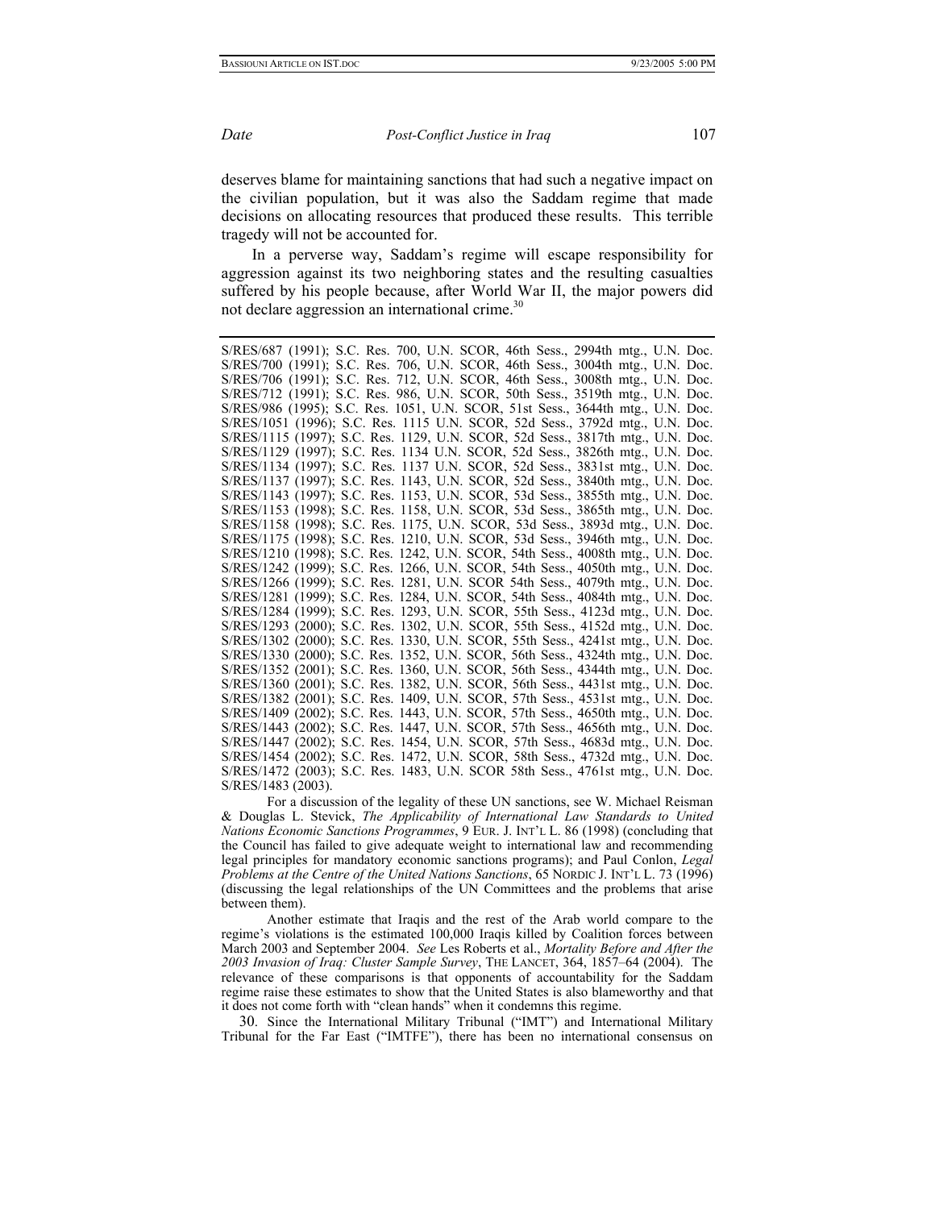deserves blame for maintaining sanctions that had such a negative impact on the civilian population, but it was also the Saddam regime that made decisions on allocating resources that produced these results. This terrible tragedy will not be accounted for.

In a perverse way, Saddam's regime will escape responsibility for aggression against its two neighboring states and the resulting casualties suffered by his people because, after World War II, the major powers did not declare aggression an international crime.[30]

---

S/RES/687 (1991); S.C. Res. 700, U.N. SCOR, 46th Sess., 2994th mtg., U.N. Doc. S/RES/700 (1991); S.C. Res. 706, U.N. SCOR, 46th Sess., 3004th mtg., U.N. Doc. S/RES/706 (1991); S.C. Res. 712, U.N. SCOR, 46th Sess., 3008th mtg., U.N. Doc. S/RES/712 (1991); S.C. Res. 986, U.N. SCOR, 50th Sess., 3519th mtg., U.N. Doc. S/RES/986 (1995); S.C. Res. 1051, U.N. SCOR, 51st Sess., 3644th mtg., U.N. Doc. S/RES/1051 (1996); S.C. Res. 1115 U.N. SCOR, 52d Sess., 3792d mtg., U.N. Doc. S/RES/1115 (1997); S.C. Res. 1129, U.N. SCOR, 52d Sess., 3817th mtg., U.N. Doc. S/RES/1129 (1997); S.C. Res. 1134 U.N. SCOR, 52d Sess., 3826th mtg., U.N. Doc. S/RES/1134 (1997); S.C. Res. 1137 U.N. SCOR, 52d Sess., 3831st mtg., U.N. Doc. S/RES/1137 (1997); S.C. Res. 1143, U.N. SCOR, 52d Sess., 3840th mtg., U.N. Doc. S/RES/1143 (1997); S.C. Res. 1153, U.N. SCOR, 53d Sess., 3855th mtg., U.N. Doc. S/RES/1153 (1998); S.C. Res. 1158, U.N. SCOR, 53d Sess., 3865th mtg., U.N. Doc. S/RES/1158 (1998); S.C. Res. 1175, U.N. SCOR, 53d Sess., 3893d mtg., U.N. Doc. S/RES/1175 (1998); S.C. Res. 1210, U.N. SCOR, 53d Sess., 3946th mtg., U.N. Doc. S/RES/1210 (1998); S.C. Res. 1242, U.N. SCOR, 54th Sess., 4008th mtg., U.N. Doc. S/RES/1242 (1999); S.C. Res. 1266, U.N. SCOR, 54th Sess., 4050th mtg., U.N. Doc. S/RES/1266 (1999); S.C. Res. 1281, U.N. SCOR 54th Sess., 4079th mtg., U.N. Doc. S/RES/1281 (1999); S.C. Res. 1284, U.N. SCOR, 54th Sess., 4084th mtg., U.N. Doc. S/RES/1284 (1999); S.C. Res. 1293, U.N. SCOR, 55th Sess., 4123d mtg., U.N. Doc. S/RES/1293 (2000); S.C. Res. 1302, U.N. SCOR, 55th Sess., 4152d mtg., U.N. Doc. S/RES/1302 (2000); S.C. Res. 1330, U.N. SCOR, 55th Sess., 4241st mtg., U.N. Doc. S/RES/1330 (2000); S.C. Res. 1352, U.N. SCOR, 56th Sess., 4324th mtg., U.N. Doc. S/RES/1352 (2001); S.C. Res. 1360, U.N. SCOR, 56th Sess., 4344th mtg., U.N. Doc. S/RES/1360 (2001); S.C. Res. 1382, U.N. SCOR, 56th Sess., 4431st mtg., U.N. Doc. S/RES/1382 (2001); S.C. Res. 1409, U.N. SCOR, 57th Sess., 4531st mtg., U.N. Doc. S/RES/1409 (2002); S.C. Res. 1443, U.N. SCOR, 57th Sess., 4650th mtg., U.N. Doc. S/RES/1443 (2002); S.C. Res. 1447, U.N. SCOR, 57th Sess., 4656th mtg., U.N. Doc. S/RES/1447 (2002); S.C. Res. 1454, U.N. SCOR, 57th Sess., 4683d mtg., U.N. Doc. S/RES/1454 (2002); S.C. Res. 1472, U.N. SCOR, 58th Sess., 4732d mtg., U.N. Doc. S/RES/1472 (2003); S.C. Res. 1483, U.N. SCOR 58th Sess., 4761st mtg., U.N. Doc. S/RES/1483 (2003).

For a discussion of the legality of these UN sanctions, see W. Michael Reisman & Douglas L. Stevick, *The Applicability of International Law Standards to United Nations Economic Sanctions Programmes*, 9 EUR. J. INT'L L. 86 (1998) (concluding that the Council has failed to give adequate weight to international law and recommending legal principles for mandatory economic sanctions programs); and Paul Conlon, *Legal Problems at the Centre of the United Nations Sanctions*, 65 NORDIC J. INT'L L. 73 (1996) (discussing the legal relationships of the UN Committees and the problems that arise between them).

Another estimate that Iraqis and the rest of the Arab world compare to the regime's violations is the estimated 100,000 Iraqis killed by Coalition forces between March 2003 and September 2004. *See* Les Roberts et al., *Mortality Before and After the 2003 Invasion of Iraq: Cluster Sample Survey*, THE LANCET, 364, 1857–64 (2004). The relevance of these comparisons is that opponents of accountability for the Saddam regime raise these estimates to show that the United States is also blameworthy and that it does not come forth with "clean hands" when it condemns this regime.

30. Since the International Military Tribunal ("IMT") and International Military Tribunal for the Far East ("IMTFE"), there has been no international consensus on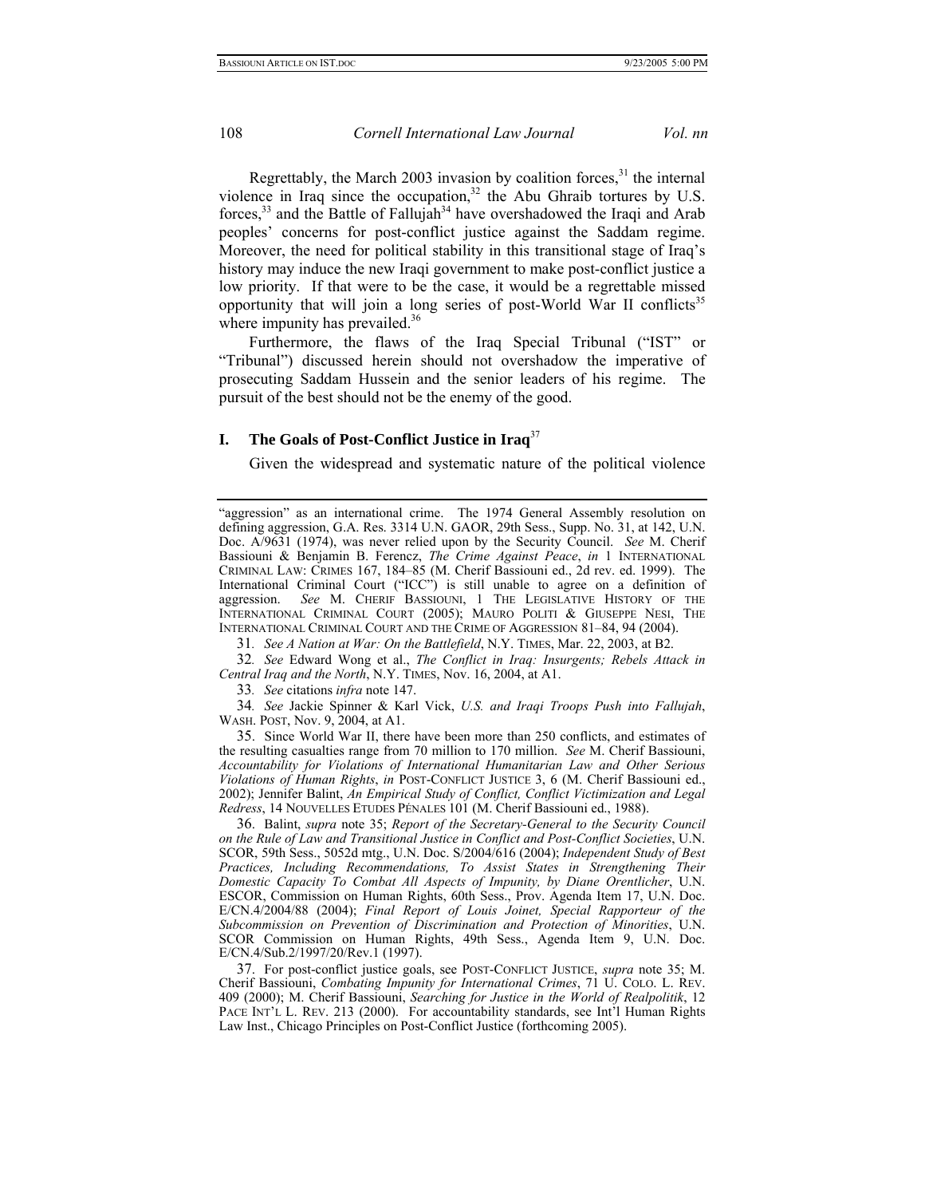Regrettably, the March 2003 invasion by coalition forces,[31] the internal violence in Iraq since the occupation,[32] the Abu Ghraib tortures by U.S. forces,[33] and the Battle of Fallujah[34] have overshadowed the Iraqi and Arab peoples' concerns for post-conflict justice against the Saddam regime. Moreover, the need for political stability in this transitional stage of Iraq's history may induce the new Iraqi government to make post-conflict justice a low priority. If that were to be the case, it would be a regrettable missed opportunity that will join a long series of post-World War II conflicts[35] where impunity has prevailed.[36]

Furthermore, the flaws of the Iraq Special Tribunal ("IST" or "Tribunal") discussed herein should not overshadow the imperative of prosecuting Saddam Hussein and the senior leaders of his regime. The pursuit of the best should not be the enemy of the good.

## I. The Goals of Post-Conflict Justice in Iraq[37]

Given the widespread and systematic nature of the political violence

---

"aggression" as an international crime. The 1974 General Assembly resolution on defining aggression, G.A. Res. 3314 U.N. GAOR, 29th Sess., Supp. No. 31, at 142, U.N. Doc. A/9631 (1974), was never relied upon by the Security Council. *See* M. Cherif Bassiouni & Benjamin B. Ferencz, *The Crime Against Peace*, *in* 1 INTERNATIONAL CRIMINAL LAW: CRIMES 167, 184–85 (M. Cherif Bassiouni ed., 2d rev. ed. 1999). The International Criminal Court ("ICC") is still unable to agree on a definition of aggression. *See* M. CHERIF BASSIOUNI, 1 THE LEGISLATIVE HISTORY OF THE INTERNATIONAL CRIMINAL COURT (2005); MAURO POLITI & GIUSEPPE NESI, THE INTERNATIONAL CRIMINAL COURT AND THE CRIME OF AGGRESSION 81–84, 94 (2004).

31. *See A Nation at War: On the Battlefield*, N.Y. TIMES, Mar. 22, 2003, at B2.

32. *See* Edward Wong et al., *The Conflict in Iraq: Insurgents; Rebels Attack in Central Iraq and the North*, N.Y. TIMES, Nov. 16, 2004, at A1.

33. *See* citations *infra* note 147.

34. *See* Jackie Spinner & Karl Vick, *U.S. and Iraqi Troops Push into Fallujah*, WASH. POST, Nov. 9, 2004, at A1.

35. Since World War II, there have been more than 250 conflicts, and estimates of the resulting casualties range from 70 million to 170 million. *See* M. Cherif Bassiouni, *Accountability for Violations of International Humanitarian Law and Other Serious Violations of Human Rights*, *in* POST-CONFLICT JUSTICE 3, 6 (M. Cherif Bassiouni ed., 2002); Jennifer Balint, *An Empirical Study of Conflict, Conflict Victimization and Legal Redress*, 14 NOUVELLES ETUDES PÉNALES 101 (M. Cherif Bassiouni ed., 1988).

36. Balint, *supra* note 35; *Report of the Secretary-General to the Security Council on the Rule of Law and Transitional Justice in Conflict and Post-Conflict Societies*, U.N. SCOR, 59th Sess., 5052d mtg., U.N. Doc. S/2004/616 (2004); *Independent Study of Best Practices, Including Recommendations, To Assist States in Strengthening Their Domestic Capacity To Combat All Aspects of Impunity, by Diane Orentlicher*, U.N. ESCOR, Commission on Human Rights, 60th Sess., Prov. Agenda Item 17, U.N. Doc. E/CN.4/2004/88 (2004); *Final Report of Louis Joinet, Special Rapporteur of the Subcommission on Prevention of Discrimination and Protection of Minorities*, U.N. SCOR Commission on Human Rights, 49th Sess., Agenda Item 9, U.N. Doc. E/CN.4/Sub.2/1997/20/Rev.1 (1997).

37. For post-conflict justice goals, see POST-CONFLICT JUSTICE, *supra* note 35; M. Cherif Bassiouni, *Combating Impunity for International Crimes*, 71 U. COLO. L. REV. 409 (2000); M. Cherif Bassiouni, *Searching for Justice in the World of Realpolitik*, 12 PACE INT'L L. REV. 213 (2000). For accountability standards, see Int'l Human Rights Law Inst., Chicago Principles on Post-Conflict Justice (forthcoming 2005).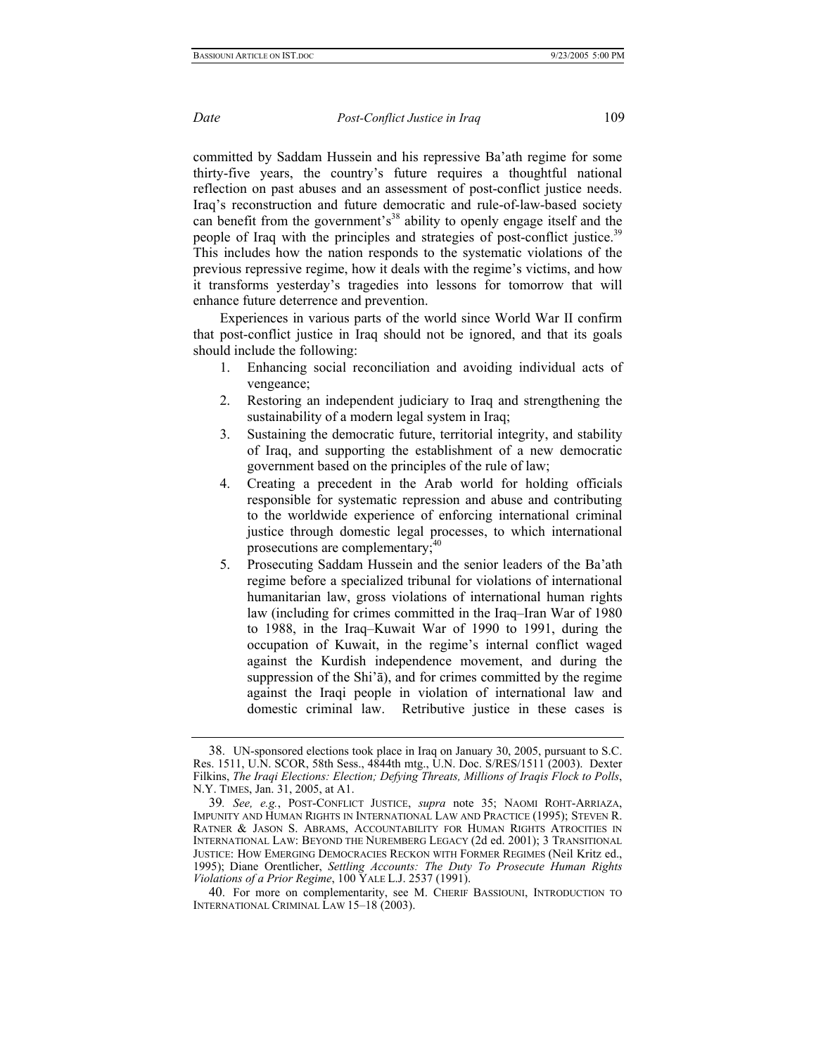committed by Saddam Hussein and his repressive Ba'ath regime for some thirty-five years, the country's future requires a thoughtful national reflection on past abuses and an assessment of post-conflict justice needs. Iraq's reconstruction and future democratic and rule-of-law-based society can benefit from the government's[38] ability to openly engage itself and the people of Iraq with the principles and strategies of post-conflict justice.[39] This includes how the nation responds to the systematic violations of the previous repressive regime, how it deals with the regime's victims, and how it transforms yesterday's tragedies into lessons for tomorrow that will enhance future deterrence and prevention.

Experiences in various parts of the world since World War II confirm that post-conflict justice in Iraq should not be ignored, and that its goals should include the following:

1. Enhancing social reconciliation and avoiding individual acts of vengeance;
2. Restoring an independent judiciary to Iraq and strengthening the sustainability of a modern legal system in Iraq;
3. Sustaining the democratic future, territorial integrity, and stability of Iraq, and supporting the establishment of a new democratic government based on the principles of the rule of law;
4. Creating a precedent in the Arab world for holding officials responsible for systematic repression and abuse and contributing to the worldwide experience of enforcing international criminal justice through domestic legal processes, to which international prosecutions are complementary;[40]
5. Prosecuting Saddam Hussein and the senior leaders of the Ba'ath regime before a specialized tribunal for violations of international humanitarian law, gross violations of international human rights law (including for crimes committed in the Iraq–Iran War of 1980 to 1988, in the Iraq–Kuwait War of 1990 to 1991, during the occupation of Kuwait, in the regime's internal conflict waged against the Kurdish independence movement, and during the suppression of the Shi'ā), and for crimes committed by the regime against the Iraqi people in violation of international law and domestic criminal law. Retributive justice in these cases is

---

38. UN-sponsored elections took place in Iraq on January 30, 2005, pursuant to S.C. Res. 1511, U.N. SCOR, 58th Sess., 4844th mtg., U.N. Doc. S/RES/1511 (2003). Dexter Filkins, *The Iraqi Elections: Election; Defying Threats, Millions of Iraqis Flock to Polls*, N.Y. TIMES, Jan. 31, 2005, at A1.

39. *See, e.g.*, POST-CONFLICT JUSTICE, *supra* note 35; NAOMI ROHT-ARRIAZA, IMPUNITY AND HUMAN RIGHTS IN INTERNATIONAL LAW AND PRACTICE (1995); STEVEN R. RATNER & JASON S. ABRAMS, ACCOUNTABILITY FOR HUMAN RIGHTS ATROCITIES IN INTERNATIONAL LAW: BEYOND THE NUREMBERG LEGACY (2d ed. 2001); 3 TRANSITIONAL JUSTICE: HOW EMERGING DEMOCRACIES RECKON WITH FORMER REGIMES (Neil Kritz ed., 1995); Diane Orentlicher, *Settling Accounts: The Duty To Prosecute Human Rights Violations of a Prior Regime*, 100 YALE L.J. 2537 (1991).

40. For more on complementarity, see M. CHERIF BASSIOUNI, INTRODUCTION TO INTERNATIONAL CRIMINAL LAW 15–18 (2003).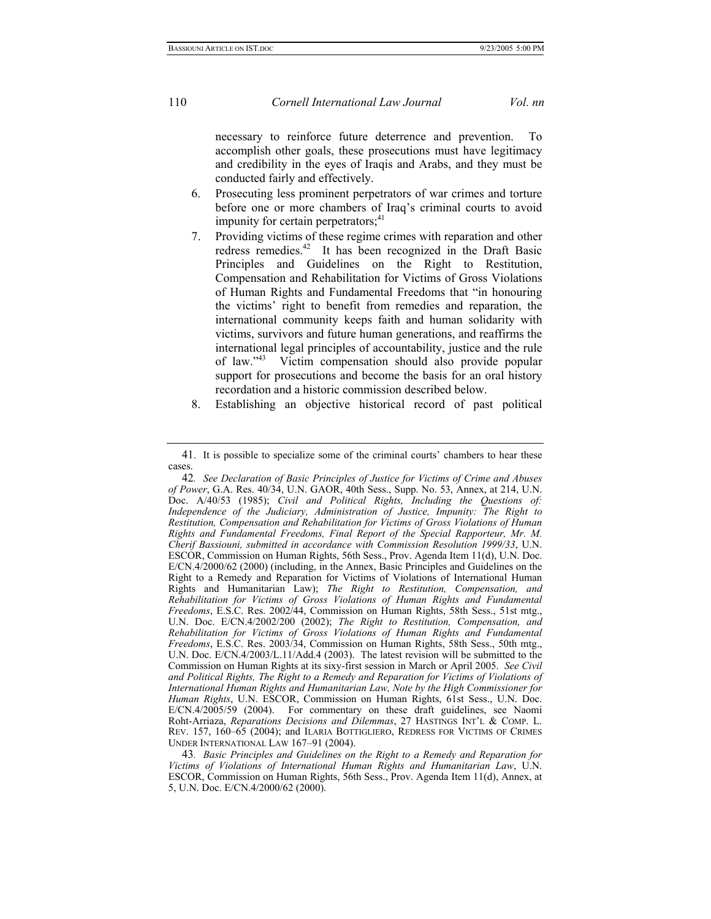necessary to reinforce future deterrence and prevention. To accomplish other goals, these prosecutions must have legitimacy and credibility in the eyes of Iraqis and Arabs, and they must be conducted fairly and effectively.

6. Prosecuting less prominent perpetrators of war crimes and torture before one or more chambers of Iraq's criminal courts to avoid impunity for certain perpetrators;[41]
7. Providing victims of these regime crimes with reparation and other redress remedies.[42] It has been recognized in the Draft Basic Principles and Guidelines on the Right to Restitution, Compensation and Rehabilitation for Victims of Gross Violations of Human Rights and Fundamental Freedoms that "in honouring the victims' right to benefit from remedies and reparation, the international community keeps faith and human solidarity with victims, survivors and future human generations, and reaffirms the international legal principles of accountability, justice and the rule of law."[43] Victim compensation should also provide popular support for prosecutions and become the basis for an oral history recordation and a historic commission described below.
8. Establishing an objective historical record of past political

---

41. It is possible to specialize some of the criminal courts' chambers to hear these cases.

42. *See Declaration of Basic Principles of Justice for Victims of Crime and Abuses of Power*, G.A. Res. 40/34, U.N. GAOR, 40th Sess., Supp. No. 53, Annex, at 214, U.N. Doc. A/40/53 (1985); *Civil and Political Rights, Including the Questions of: Independence of the Judiciary, Administration of Justice, Impunity: The Right to Restitution, Compensation and Rehabilitation for Victims of Gross Violations of Human Rights and Fundamental Freedoms, Final Report of the Special Rapporteur, Mr. M. Cherif Bassiouni, submitted in accordance with Commission Resolution 1999/33*, U.N. ESCOR, Commission on Human Rights, 56th Sess., Prov. Agenda Item 11(d), U.N. Doc. E/CN.4/2000/62 (2000) (including, in the Annex, Basic Principles and Guidelines on the Right to a Remedy and Reparation for Victims of Violations of International Human Rights and Humanitarian Law); *The Right to Restitution, Compensation, and Rehabilitation for Victims of Gross Violations of Human Rights and Fundamental Freedoms*, E.S.C. Res. 2002/44, Commission on Human Rights, 58th Sess., 51st mtg., U.N. Doc. E/CN.4/2002/200 (2002); *The Right to Restitution, Compensation, and Rehabilitation for Victims of Gross Violations of Human Rights and Fundamental Freedoms*, E.S.C. Res. 2003/34, Commission on Human Rights, 58th Sess., 50th mtg., U.N. Doc. E/CN.4/2003/L.11/Add.4 (2003). The latest revision will be submitted to the Commission on Human Rights at its sixty-first session in March or April 2005. *See Civil and Political Rights, The Right to a Remedy and Reparation for Victims of Violations of International Human Rights and Humanitarian Law, Note by the High Commissioner for Human Rights*, U.N. ESCOR, Commission on Human Rights, 61st Sess., U.N. Doc. E/CN.4/2005/59 (2004). For commentary on these draft guidelines, see Naomi Roht-Arriaza, *Reparations Decisions and Dilemmas*, 27 HASTINGS INT'L & COMP. L. REV. 157, 160–65 (2004); and ILARIA BOTTIGLIERO, REDRESS FOR VICTIMS OF CRIMES UNDER INTERNATIONAL LAW 167–91 (2004).

43. *Basic Principles and Guidelines on the Right to a Remedy and Reparation for Victims of Violations of International Human Rights and Humanitarian Law*, U.N. ESCOR, Commission on Human Rights, 56th Sess., Prov. Agenda Item 11(d), Annex, at 5, U.N. Doc. E/CN.4/2000/62 (2000).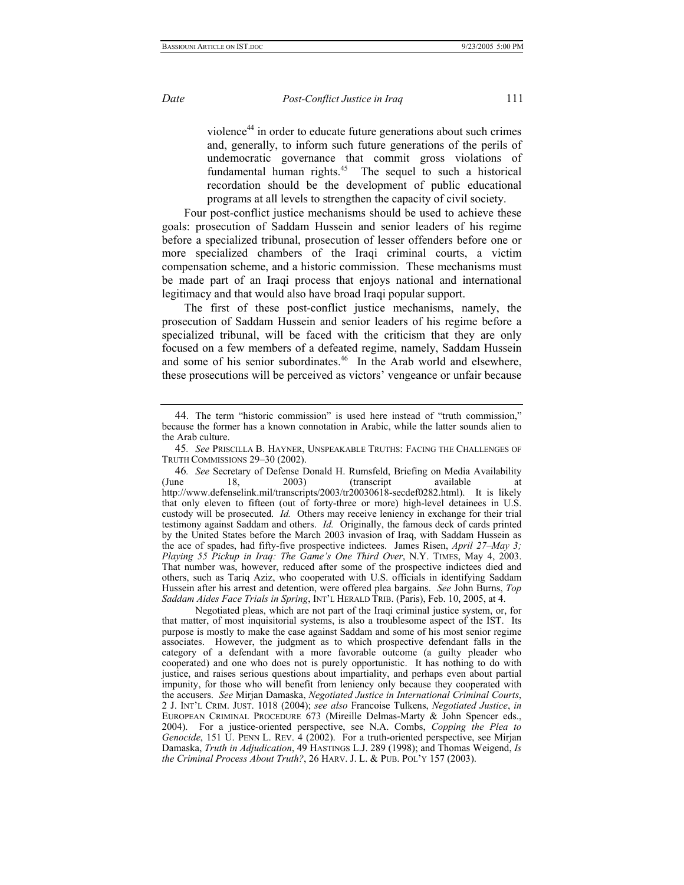violence[44] in order to educate future generations about such crimes and, generally, to inform such future generations of the perils of undemocratic governance that commit gross violations of fundamental human rights.[45] The sequel to such a historical recordation should be the development of public educational programs at all levels to strengthen the capacity of civil society.

Four post-conflict justice mechanisms should be used to achieve these goals: prosecution of Saddam Hussein and senior leaders of his regime before a specialized tribunal, prosecution of lesser offenders before one or more specialized chambers of the Iraqi criminal courts, a victim compensation scheme, and a historic commission. These mechanisms must be made part of an Iraqi process that enjoys national and international legitimacy and that would also have broad Iraqi popular support.

The first of these post-conflict justice mechanisms, namely, the prosecution of Saddam Hussein and senior leaders of his regime before a specialized tribunal, will be faced with the criticism that they are only focused on a few members of a defeated regime, namely, Saddam Hussein and some of his senior subordinates.[46] In the Arab world and elsewhere, these prosecutions will be perceived as victors' vengeance or unfair because

---

44. The term "historic commission" is used here instead of "truth commission," because the former has a known connotation in Arabic, while the latter sounds alien to the Arab culture.

45. *See* PRISCILLA B. HAYNER, UNSPEAKABLE TRUTHS: FACING THE CHALLENGES OF TRUTH COMMISSIONS 29–30 (2002).

46. *See* Secretary of Defense Donald H. Rumsfeld, Briefing on Media Availability (June 18, 2003) (transcript available at http://www.defenselink.mil/transcripts/2003/tr20030618-secdef0282.html). It is likely that only eleven to fifteen (out of forty-three or more) high-level detainees in U.S. custody will be prosecuted. *Id.* Others may receive leniency in exchange for their trial testimony against Saddam and others. *Id.* Originally, the famous deck of cards printed by the United States before the March 2003 invasion of Iraq, with Saddam Hussein as the ace of spades, had fifty-five prospective indictees. James Risen, *April 27–May 3; Playing 55 Pickup in Iraq: The Game's One Third Over*, N.Y. TIMES, May 4, 2003. That number was, however, reduced after some of the prospective indictees died and others, such as Tariq Aziz, who cooperated with U.S. officials in identifying Saddam Hussein after his arrest and detention, were offered plea bargains. *See* John Burns, *Top Saddam Aides Face Trials in Spring*, INT'L HERALD TRIB. (Paris), Feb. 10, 2005, at 4.

Negotiated pleas, which are not part of the Iraqi criminal justice system, or, for that matter, of most inquisitorial systems, is also a troublesome aspect of the IST. Its purpose is mostly to make the case against Saddam and some of his most senior regime associates. However, the judgment as to which prospective defendant falls in the category of a defendant with a more favorable outcome (a guilty pleader who cooperated) and one who does not is purely opportunistic. It has nothing to do with justice, and raises serious questions about impartiality, and perhaps even about partial impunity, for those who will benefit from leniency only because they cooperated with the accusers. *See* Mirjan Damaska, *Negotiated Justice in International Criminal Courts*, 2 J. INT'L CRIM. JUST. 1018 (2004); *see also* Francoise Tulkens, *Negotiated Justice*, *in* EUROPEAN CRIMINAL PROCEDURE 673 (Mireille Delmas-Marty & John Spencer eds., 2004). For a justice-oriented perspective, see N.A. Combs, *Copping the Plea to Genocide*, 151 U. PENN L. REV. 4 (2002). For a truth-oriented perspective, see Mirjan Damaska, *Truth in Adjudication*, 49 HASTINGS L.J. 289 (1998); and Thomas Weigend, *Is the Criminal Process About Truth?*, 26 HARV. J. L. & PUB. POL'Y 157 (2003).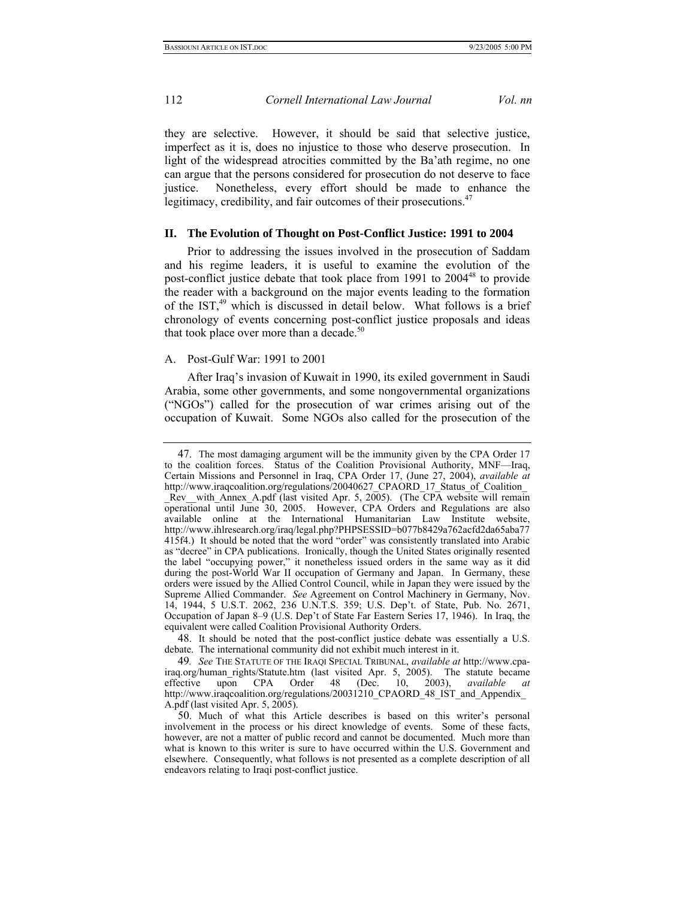they are selective. However, it should be said that selective justice, imperfect as it is, does no injustice to those who deserve prosecution. In light of the widespread atrocities committed by the Ba'ath regime, no one can argue that the persons considered for prosecution do not deserve to face justice. Nonetheless, every effort should be made to enhance the legitimacy, credibility, and fair outcomes of their prosecutions.[47]

## II. The Evolution of Thought on Post-Conflict Justice: 1991 to 2004

Prior to addressing the issues involved in the prosecution of Saddam and his regime leaders, it is useful to examine the evolution of the post-conflict justice debate that took place from 1991 to 2004[48] to provide the reader with a background on the major events leading to the formation of the IST,[49] which is discussed in detail below. What follows is a brief chronology of events concerning post-conflict justice proposals and ideas that took place over more than a decade.[50]

### A. Post-Gulf War: 1991 to 2001

After Iraq's invasion of Kuwait in 1990, its exiled government in Saudi Arabia, some other governments, and some nongovernmental organizations ("NGOs") called for the prosecution of war crimes arising out of the occupation of Kuwait. Some NGOs also called for the prosecution of the

---

47. The most damaging argument will be the immunity given by the CPA Order 17 to the coalition forces. Status of the Coalition Provisional Authority, MNF—Iraq, Certain Missions and Personnel in Iraq, CPA Order 17, (June 27, 2004), *available at* http://www.iraqcoalition.org/regulations/20040627_CPAORD_17_Status_of_Coalition__Rev__with_Annex_A.pdf (last visited Apr. 5, 2005). (The CPA website will remain operational until June 30, 2005. However, CPA Orders and Regulations are also available online at the International Humanitarian Law Institute website, http://www.ihlresearch.org/iraq/legal.php?PHPSESSID=b077b8429a762acfd2da65aba77415f4.) It should be noted that the word "order" was consistently translated into Arabic as "decree" in CPA publications. Ironically, though the United States originally resented the label "occupying power," it nonetheless issued orders in the same way as it did during the post-World War II occupation of Germany and Japan. In Germany, these orders were issued by the Allied Control Council, while in Japan they were issued by the Supreme Allied Commander. *See* Agreement on Control Machinery in Germany, Nov. 14, 1944, 5 U.S.T. 2062, 236 U.N.T.S. 359; U.S. Dep't. of State, Pub. No. 2671, Occupation of Japan 8–9 (U.S. Dep't of State Far Eastern Series 17, 1946). In Iraq, the equivalent were called Coalition Provisional Authority Orders.

48. It should be noted that the post-conflict justice debate was essentially a U.S. debate. The international community did not exhibit much interest in it.

49. *See* THE STATUTE OF THE IRAQI SPECIAL TRIBUNAL, *available at* http://www.cpa-iraq.org/human_rights/Statute.htm (last visited Apr. 5, 2005). The statute became effective upon CPA Order 48 (Dec. 10, 2003), *available at* http://www.iraqcoalition.org/regulations/20031210_CPAORD_48_IST_and_Appendix_A.pdf (last visited Apr. 5, 2005).

50. Much of what this Article describes is based on this writer's personal involvement in the process or his direct knowledge of events. Some of these facts, however, are not a matter of public record and cannot be documented. Much more than what is known to this writer is sure to have occurred within the U.S. Government and elsewhere. Consequently, what follows is not presented as a complete description of all endeavors relating to Iraqi post-conflict justice.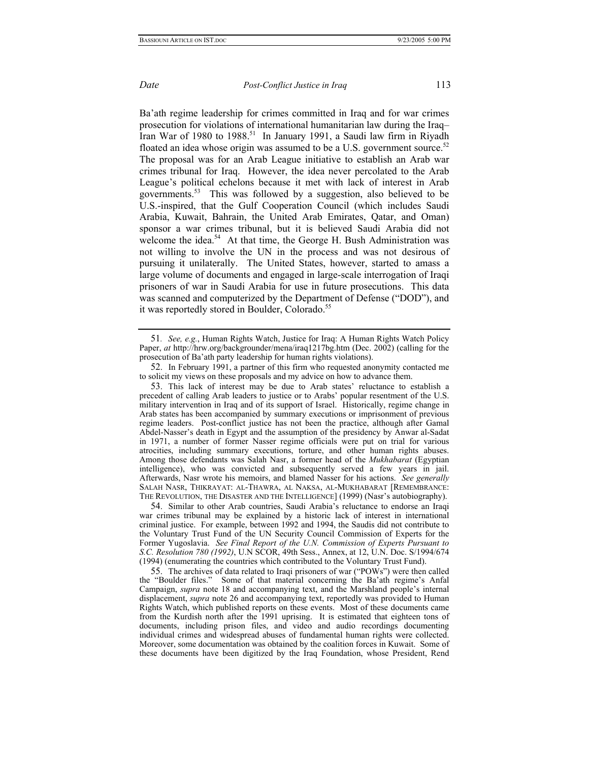Ba'ath regime leadership for crimes committed in Iraq and for war crimes prosecution for violations of international humanitarian law during the Iraq–Iran War of 1980 to 1988.[51] In January 1991, a Saudi law firm in Riyadh floated an idea whose origin was assumed to be a U.S. government source.[52] The proposal was for an Arab League initiative to establish an Arab war crimes tribunal for Iraq. However, the idea never percolated to the Arab League's political echelons because it met with lack of interest in Arab governments.[53] This was followed by a suggestion, also believed to be U.S.-inspired, that the Gulf Cooperation Council (which includes Saudi Arabia, Kuwait, Bahrain, the United Arab Emirates, Qatar, and Oman) sponsor a war crimes tribunal, but it is believed Saudi Arabia did not welcome the idea.[54] At that time, the George H. Bush Administration was not willing to involve the UN in the process and was not desirous of pursuing it unilaterally. The United States, however, started to amass a large volume of documents and engaged in large-scale interrogation of Iraqi prisoners of war in Saudi Arabia for use in future prosecutions. This data was scanned and computerized by the Department of Defense ("DOD"), and it was reportedly stored in Boulder, Colorado.[55]

---

51. *See, e.g.*, Human Rights Watch, Justice for Iraq: A Human Rights Watch Policy Paper, *at* http://hrw.org/backgrounder/mena/iraq1217bg.htm (Dec. 2002) (calling for the prosecution of Ba'ath party leadership for human rights violations).

52. In February 1991, a partner of this firm who requested anonymity contacted me to solicit my views on these proposals and my advice on how to advance them.

53. This lack of interest may be due to Arab states' reluctance to establish a precedent of calling Arab leaders to justice or to Arabs' popular resentment of the U.S. military intervention in Iraq and of its support of Israel. Historically, regime change in Arab states has been accompanied by summary executions or imprisonment of previous regime leaders. Post-conflict justice has not been the practice, although after Gamal Abdel-Nasser's death in Egypt and the assumption of the presidency by Anwar al-Sadat in 1971, a number of former Nasser regime officials were put on trial for various atrocities, including summary executions, torture, and other human rights abuses. Among those defendants was Salah Nasr, a former head of the *Mukhabarat* (Egyptian intelligence), who was convicted and subsequently served a few years in jail. Afterwards, Nasr wrote his memoirs, and blamed Nasser for his actions. *See generally* SALAH NASR, THIKRAYAT: AL-THAWRA, AL NAKSA, AL-MUKHABARAT [REMEMBRANCE: THE REVOLUTION, THE DISASTER AND THE INTELLIGENCE] (1999) (Nasr's autobiography).

54. Similar to other Arab countries, Saudi Arabia's reluctance to endorse an Iraqi war crimes tribunal may be explained by a historic lack of interest in international criminal justice. For example, between 1992 and 1994, the Saudis did not contribute to the Voluntary Trust Fund of the UN Security Council Commission of Experts for the Former Yugoslavia. *See Final Report of the U.N. Commission of Experts Pursuant to S.C. Resolution 780 (1992)*, U.N SCOR, 49th Sess., Annex, at 12, U.N. Doc. S/1994/674 (1994) (enumerating the countries which contributed to the Voluntary Trust Fund).

55. The archives of data related to Iraqi prisoners of war ("POWs") were then called the "Boulder files." Some of that material concerning the Ba'ath regime's Anfal Campaign, *supra* note 18 and accompanying text, and the Marshland people's internal displacement, *supra* note 26 and accompanying text, reportedly was provided to Human Rights Watch, which published reports on these events. Most of these documents came from the Kurdish north after the 1991 uprising. It is estimated that eighteen tons of documents, including prison files, and video and audio recordings documenting individual crimes and widespread abuses of fundamental human rights were collected. Moreover, some documentation was obtained by the coalition forces in Kuwait. Some of these documents have been digitized by the Iraq Foundation, whose President, Rend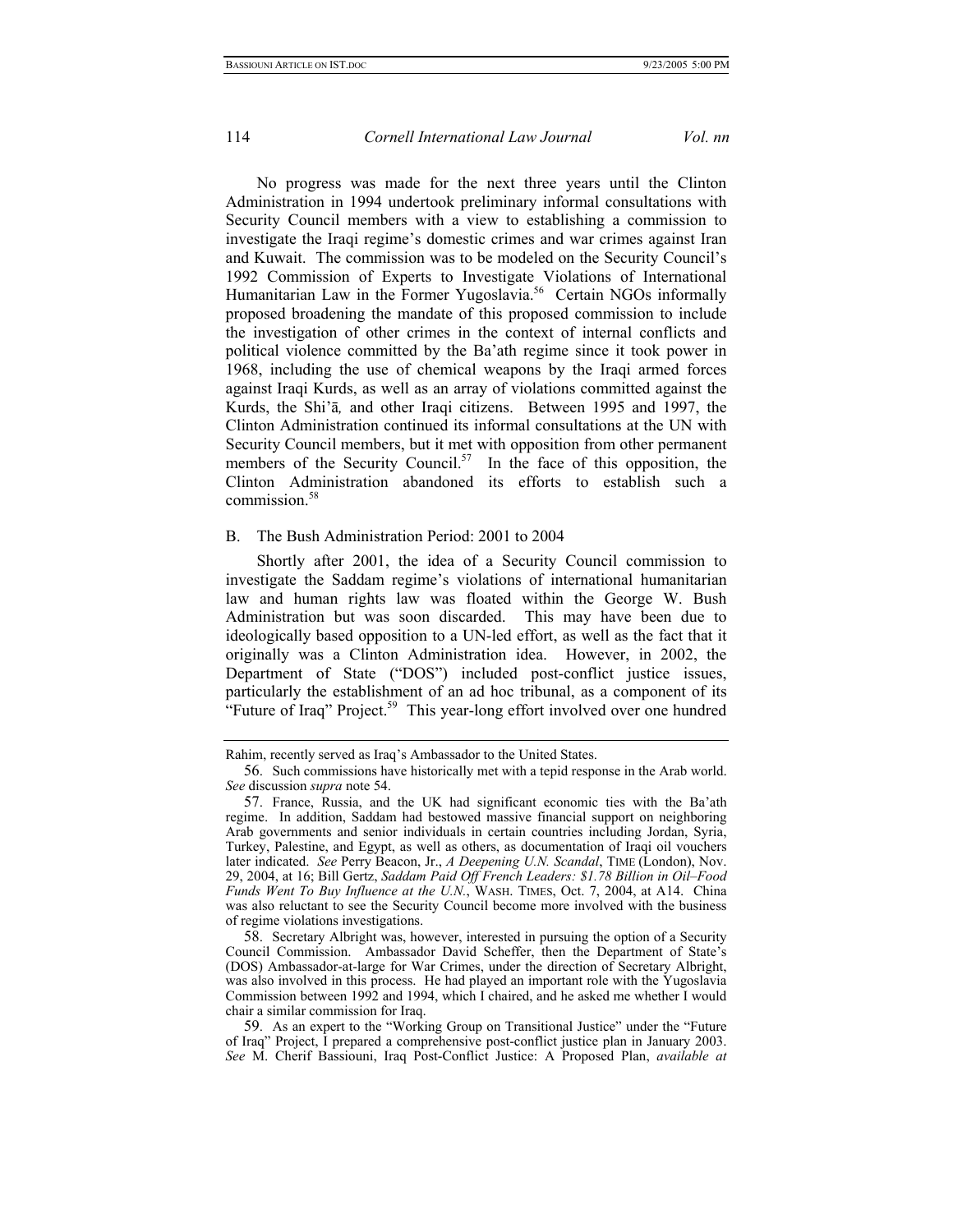No progress was made for the next three years until the Clinton Administration in 1994 undertook preliminary informal consultations with Security Council members with a view to establishing a commission to investigate the Iraqi regime's domestic crimes and war crimes against Iran and Kuwait. The commission was to be modeled on the Security Council's 1992 Commission of Experts to Investigate Violations of International Humanitarian Law in the Former Yugoslavia.[56] Certain NGOs informally proposed broadening the mandate of this proposed commission to include the investigation of other crimes in the context of internal conflicts and political violence committed by the Ba'ath regime since it took power in 1968, including the use of chemical weapons by the Iraqi armed forces against Iraqi Kurds, as well as an array of violations committed against the Kurds, the Shi'ā, and other Iraqi citizens. Between 1995 and 1997, the Clinton Administration continued its informal consultations at the UN with Security Council members, but it met with opposition from other permanent members of the Security Council.[57] In the face of this opposition, the Clinton Administration abandoned its efforts to establish such a commission.[58]

### B. The Bush Administration Period: 2001 to 2004

Shortly after 2001, the idea of a Security Council commission to investigate the Saddam regime's violations of international humanitarian law and human rights law was floated within the George W. Bush Administration but was soon discarded. This may have been due to ideologically based opposition to a UN-led effort, as well as the fact that it originally was a Clinton Administration idea. However, in 2002, the Department of State ("DOS") included post-conflict justice issues, particularly the establishment of an ad hoc tribunal, as a component of its "Future of Iraq" Project.[59] This year-long effort involved over one hundred

---

Rahim, recently served as Iraq's Ambassador to the United States.

56. Such commissions have historically met with a tepid response in the Arab world. *See* discussion *supra* note 54.

57. France, Russia, and the UK had significant economic ties with the Ba'ath regime. In addition, Saddam had bestowed massive financial support on neighboring Arab governments and senior individuals in certain countries including Jordan, Syria, Turkey, Palestine, and Egypt, as well as others, as documentation of Iraqi oil vouchers later indicated. *See* Perry Beacon, Jr., *A Deepening U.N. Scandal*, TIME (London), Nov. 29, 2004, at 16; Bill Gertz, *Saddam Paid Off French Leaders: $1.78 Billion in Oil–Food Funds Went To Buy Influence at the U.N.*, WASH. TIMES, Oct. 7, 2004, at A14. China was also reluctant to see the Security Council become more involved with the business of regime violations investigations.

58. Secretary Albright was, however, interested in pursuing the option of a Security Council Commission. Ambassador David Scheffer, then the Department of State's (DOS) Ambassador-at-large for War Crimes, under the direction of Secretary Albright, was also involved in this process. He had played an important role with the Yugoslavia Commission between 1992 and 1994, which I chaired, and he asked me whether I would chair a similar commission for Iraq.

59. As an expert to the "Working Group on Transitional Justice" under the "Future of Iraq" Project, I prepared a comprehensive post-conflict justice plan in January 2003. *See* M. Cherif Bassiouni, Iraq Post-Conflict Justice: A Proposed Plan, *available at*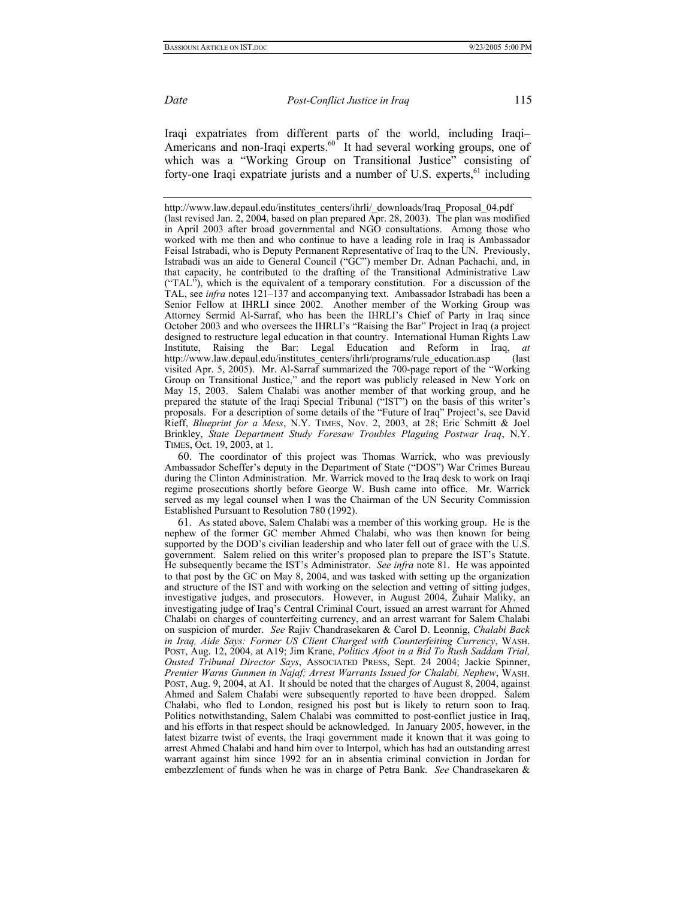Iraqi expatriates from different parts of the world, including Iraqi–Americans and non-Iraqi experts.[60] It had several working groups, one of which was a "Working Group on Transitional Justice" consisting of forty-one Iraqi expatriate jurists and a number of U.S. experts,[61] including

---

http://www.law.depaul.edu/institutes_centers/ihrli/_downloads/Iraq_Proposal_04.pdf (last revised Jan. 2, 2004, based on plan prepared Apr. 28, 2003). The plan was modified in April 2003 after broad governmental and NGO consultations. Among those who worked with me then and who continue to have a leading role in Iraq is Ambassador Feisal Istrabadi, who is Deputy Permanent Representative of Iraq to the UN. Previously, Istrabadi was an aide to General Council ("GC") member Dr. Adnan Pachachi, and, in that capacity, he contributed to the drafting of the Transitional Administrative Law ("TAL"), which is the equivalent of a temporary constitution. For a discussion of the TAL, see *infra* notes 121–137 and accompanying text. Ambassador Istrabadi has been a Senior Fellow at IHRLI since 2002. Another member of the Working Group was Attorney Sermid Al-Sarraf, who has been the IHRLI's Chief of Party in Iraq since October 2003 and who oversees the IHRLI's "Raising the Bar" Project in Iraq (a project designed to restructure legal education in that country. International Human Rights Law Institute, Raising the Bar: Legal Education and Reform in Iraq, *at* http://www.law.depaul.edu/institutes_centers/ihrli/programs/rule_education.asp (last visited Apr. 5, 2005). Mr. Al-Sarraf summarized the 700-page report of the "Working Group on Transitional Justice," and the report was publicly released in New York on May 15, 2003. Salem Chalabi was another member of that working group, and he prepared the statute of the Iraqi Special Tribunal ("IST") on the basis of this writer's proposals. For a description of some details of the "Future of Iraq" Project's, see David Rieff, *Blueprint for a Mess*, N.Y. TIMES, Nov. 2, 2003, at 28; Eric Schmitt & Joel Brinkley, *State Department Study Foresaw Troubles Plaguing Postwar Iraq*, N.Y. TIMES, Oct. 19, 2003, at 1.

60. The coordinator of this project was Thomas Warrick, who was previously Ambassador Scheffer's deputy in the Department of State ("DOS") War Crimes Bureau during the Clinton Administration. Mr. Warrick moved to the Iraq desk to work on Iraqi regime prosecutions shortly before George W. Bush came into office. Mr. Warrick served as my legal counsel when I was the Chairman of the UN Security Commission Established Pursuant to Resolution 780 (1992).

61. As stated above, Salem Chalabi was a member of this working group. He is the nephew of the former GC member Ahmed Chalabi, who was then known for being supported by the DOD's civilian leadership and who later fell out of grace with the U.S. government. Salem relied on this writer's proposed plan to prepare the IST's Statute. He subsequently became the IST's Administrator. *See infra* note 81. He was appointed to that post by the GC on May 8, 2004, and was tasked with setting up the organization and structure of the IST and with working on the selection and vetting of sitting judges, investigative judges, and prosecutors. However, in August 2004, Zuhair Maliky, an investigating judge of Iraq's Central Criminal Court, issued an arrest warrant for Ahmed Chalabi on charges of counterfeiting currency, and an arrest warrant for Salem Chalabi on suspicion of murder. *See* Rajiv Chandrasekaren & Carol D. Leonnig, *Chalabi Back in Iraq, Aide Says: Former US Client Charged with Counterfeiting Currency*, WASH. POST, Aug. 12, 2004, at A19; Jim Krane, *Politics Afoot in a Bid To Rush Saddam Trial, Ousted Tribunal Director Says*, ASSOCIATED PRESS, Sept. 24 2004; Jackie Spinner, *Premier Warns Gunmen in Najaf; Arrest Warrants Issued for Chalabi, Nephew*, WASH. POST, Aug. 9, 2004, at A1. It should be noted that the charges of August 8, 2004, against Ahmed and Salem Chalabi were subsequently reported to have been dropped. Salem Chalabi, who fled to London, resigned his post but is likely to return soon to Iraq. Politics notwithstanding, Salem Chalabi was committed to post-conflict justice in Iraq, and his efforts in that respect should be acknowledged. In January 2005, however, in the latest bizarre twist of events, the Iraqi government made it known that it was going to arrest Ahmed Chalabi and hand him over to Interpol, which has had an outstanding arrest warrant against him since 1992 for an in absentia criminal conviction in Jordan for embezzlement of funds when he was in charge of Petra Bank. *See* Chandrasekaren &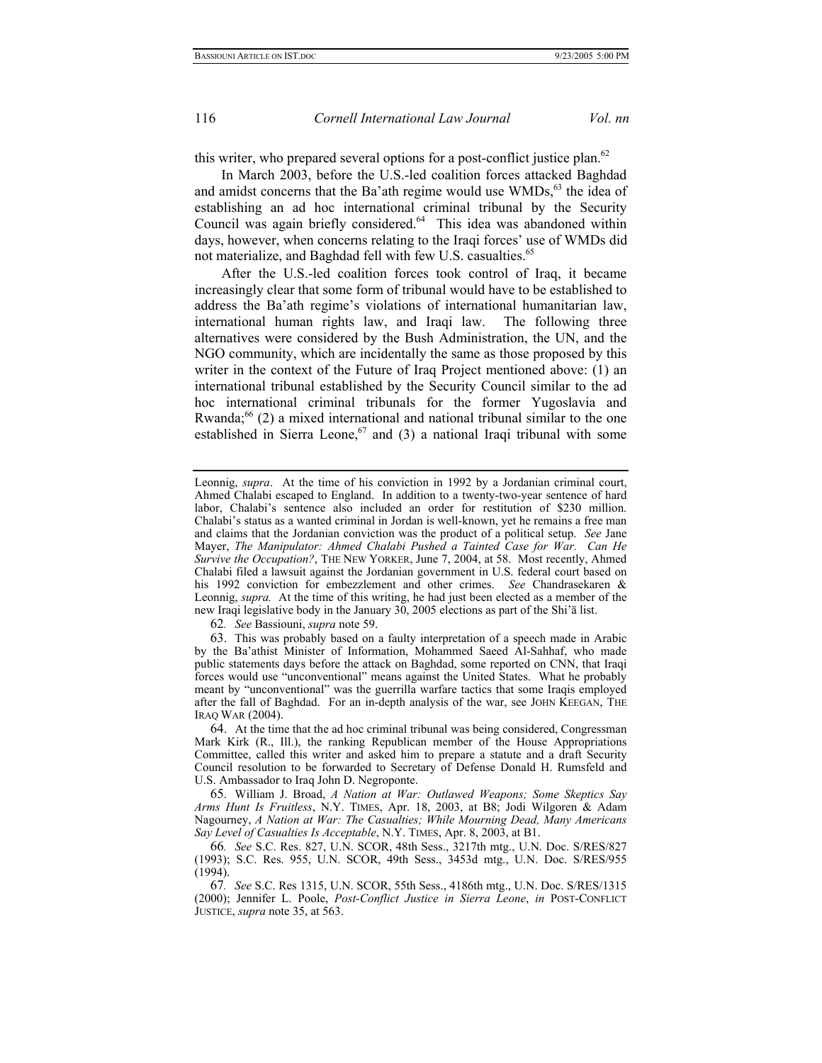this writer, who prepared several options for a post-conflict justice plan.[62]

In March 2003, before the U.S.-led coalition forces attacked Baghdad and amidst concerns that the Ba'ath regime would use WMDs,[63] the idea of establishing an ad hoc international criminal tribunal by the Security Council was again briefly considered.[64] This idea was abandoned within days, however, when concerns relating to the Iraqi forces' use of WMDs did not materialize, and Baghdad fell with few U.S. casualties.[65]

After the U.S.-led coalition forces took control of Iraq, it became increasingly clear that some form of tribunal would have to be established to address the Ba'ath regime's violations of international humanitarian law, international human rights law, and Iraqi law. The following three alternatives were considered by the Bush Administration, the UN, and the NGO community, which are incidentally the same as those proposed by this writer in the context of the Future of Iraq Project mentioned above: (1) an international tribunal established by the Security Council similar to the ad hoc international criminal tribunals for the former Yugoslavia and Rwanda;[66] (2) a mixed international and national tribunal similar to the one established in Sierra Leone,[67] and (3) a national Iraqi tribunal with some

---

Leonnig, *supra*. At the time of his conviction in 1992 by a Jordanian criminal court, Ahmed Chalabi escaped to England. In addition to a twenty-two-year sentence of hard labor, Chalabi's sentence also included an order for restitution of $230 million. Chalabi's status as a wanted criminal in Jordan is well-known, yet he remains a free man and claims that the Jordanian conviction was the product of a political setup. *See* Jane Mayer, *The Manipulator: Ahmed Chalabi Pushed a Tainted Case for War. Can He Survive the Occupation?*, THE NEW YORKER, June 7, 2004, at 58. Most recently, Ahmed Chalabi filed a lawsuit against the Jordanian government in U.S. federal court based on his 1992 conviction for embezzlement and other crimes. *See* Chandrasekaren & Leonnig, *supra.* At the time of this writing, he had just been elected as a member of the new Iraqi legislative body in the January 30, 2005 elections as part of the Shi'ā list.

62. *See* Bassiouni, *supra* note 59.

63. This was probably based on a faulty interpretation of a speech made in Arabic by the Ba'athist Minister of Information, Mohammed Saeed Al-Sahhaf, who made public statements days before the attack on Baghdad, some reported on CNN, that Iraqi forces would use "unconventional" means against the United States. What he probably meant by "unconventional" was the guerrilla warfare tactics that some Iraqis employed after the fall of Baghdad. For an in-depth analysis of the war, see JOHN KEEGAN, THE IRAQ WAR (2004).

64. At the time that the ad hoc criminal tribunal was being considered, Congressman Mark Kirk (R., Ill.), the ranking Republican member of the House Appropriations Committee, called this writer and asked him to prepare a statute and a draft Security Council resolution to be forwarded to Secretary of Defense Donald H. Rumsfeld and U.S. Ambassador to Iraq John D. Negroponte.

65. William J. Broad, *A Nation at War: Outlawed Weapons; Some Skeptics Say Arms Hunt Is Fruitless*, N.Y. TIMES, Apr. 18, 2003, at B8; Jodi Wilgoren & Adam Nagourney, *A Nation at War: The Casualties; While Mourning Dead, Many Americans Say Level of Casualties Is Acceptable*, N.Y. TIMES, Apr. 8, 2003, at B1.

66. *See* S.C. Res. 827, U.N. SCOR, 48th Sess., 3217th mtg., U.N. Doc. S/RES/827 (1993); S.C. Res. 955, U.N. SCOR, 49th Sess., 3453d mtg., U.N. Doc. S/RES/955 (1994).

67. *See* S.C. Res 1315, U.N. SCOR, 55th Sess., 4186th mtg., U.N. Doc. S/RES/1315 (2000); Jennifer L. Poole, *Post-Conflict Justice in Sierra Leone*, *in* POST-CONFLICT JUSTICE, *supra* note 35, at 563.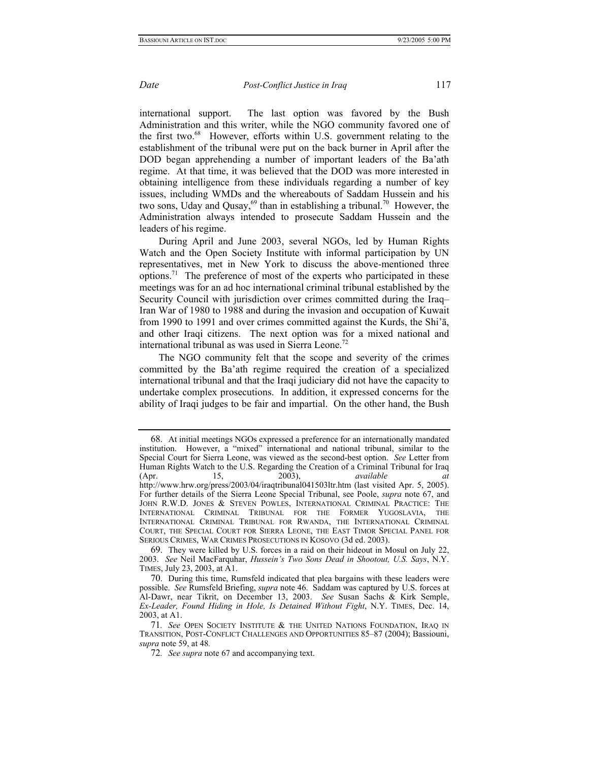international support. The last option was favored by the Bush Administration and this writer, while the NGO community favored one of the first two.[68] However, efforts within U.S. government relating to the establishment of the tribunal were put on the back burner in April after the DOD began apprehending a number of important leaders of the Ba'ath regime. At that time, it was believed that the DOD was more interested in obtaining intelligence from these individuals regarding a number of key issues, including WMDs and the whereabouts of Saddam Hussein and his two sons, Uday and Qusay,[69] than in establishing a tribunal.[70] However, the Administration always intended to prosecute Saddam Hussein and the leaders of his regime.

During April and June 2003, several NGOs, led by Human Rights Watch and the Open Society Institute with informal participation by UN representatives, met in New York to discuss the above-mentioned three options.[71] The preference of most of the experts who participated in these meetings was for an ad hoc international criminal tribunal established by the Security Council with jurisdiction over crimes committed during the Iraq–Iran War of 1980 to 1988 and during the invasion and occupation of Kuwait from 1990 to 1991 and over crimes committed against the Kurds, the Shi'ā, and other Iraqi citizens. The next option was for a mixed national and international tribunal as was used in Sierra Leone.[72]

The NGO community felt that the scope and severity of the crimes committed by the Ba'ath regime required the creation of a specialized international tribunal and that the Iraqi judiciary did not have the capacity to undertake complex prosecutions. In addition, it expressed concerns for the ability of Iraqi judges to be fair and impartial. On the other hand, the Bush

---

68. At initial meetings NGOs expressed a preference for an internationally mandated institution. However, a "mixed" international and national tribunal, similar to the Special Court for Sierra Leone, was viewed as the second-best option. *See* Letter from Human Rights Watch to the U.S. Regarding the Creation of a Criminal Tribunal for Iraq (Apr. 15, 2003), *available at* http://www.hrw.org/press/2003/04/iraqtribunal041503ltr.htm (last visited Apr. 5, 2005). For further details of the Sierra Leone Special Tribunal, see Poole, *supra* note 67, and JOHN R.W.D. JONES & STEVEN POWLES, INTERNATIONAL CRIMINAL PRACTICE: THE INTERNATIONAL CRIMINAL TRIBUNAL FOR THE FORMER YUGOSLAVIA, THE INTERNATIONAL CRIMINAL TRIBUNAL FOR RWANDA, THE INTERNATIONAL CRIMINAL COURT, THE SPECIAL COURT FOR SIERRA LEONE, THE EAST TIMOR SPECIAL PANEL FOR SERIOUS CRIMES, WAR CRIMES PROSECUTIONS IN KOSOVO (3d ed. 2003).

69. They were killed by U.S. forces in a raid on their hideout in Mosul on July 22, 2003. *See* Neil MacFarquhar, *Hussein's Two Sons Dead in Shootout, U.S. Says*, N.Y. TIMES, July 23, 2003, at A1.

70. During this time, Rumsfeld indicated that plea bargains with these leaders were possible. *See* Rumsfeld Briefing, *supra* note 46. Saddam was captured by U.S. forces at Al-Dawr, near Tikrit, on December 13, 2003. *See* Susan Sachs & Kirk Semple, *Ex-Leader, Found Hiding in Hole, Is Detained Without Fight*, N.Y. TIMES, Dec. 14, 2003, at A1.

71. *See* OPEN SOCIETY INSTITUTE & THE UNITED NATIONS FOUNDATION, IRAQ IN TRANSITION, POST-CONFLICT CHALLENGES AND OPPORTUNITIES 85–87 (2004); Bassiouni, *supra* note 59, at 48.

72. *See supra* note 67 and accompanying text.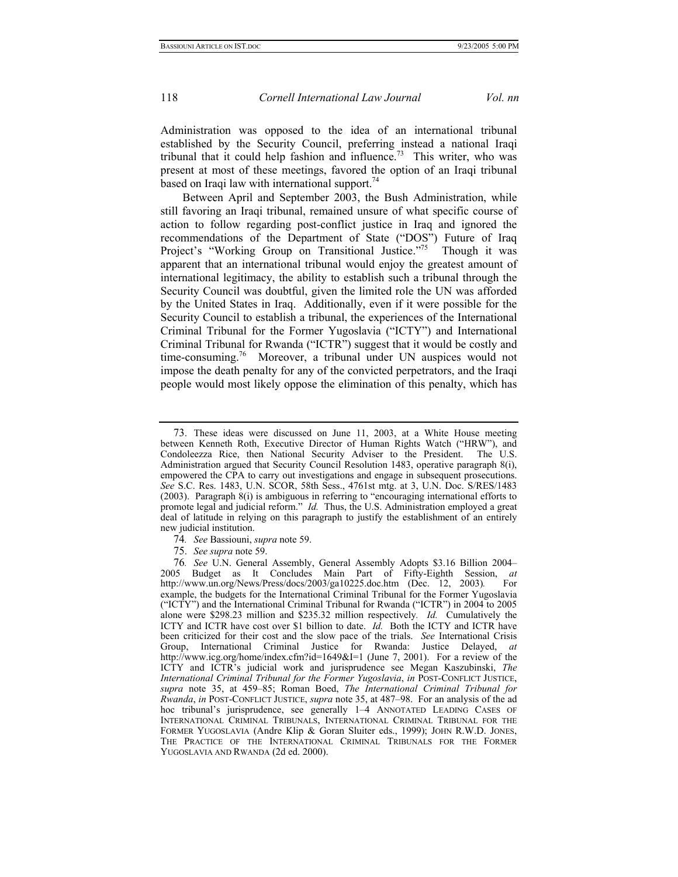Administration was opposed to the idea of an international tribunal established by the Security Council, preferring instead a national Iraqi tribunal that it could help fashion and influence.[73] This writer, who was present at most of these meetings, favored the option of an Iraqi tribunal based on Iraqi law with international support.[74]

Between April and September 2003, the Bush Administration, while still favoring an Iraqi tribunal, remained unsure of what specific course of action to follow regarding post-conflict justice in Iraq and ignored the recommendations of the Department of State ("DOS") Future of Iraq Project's "Working Group on Transitional Justice."[75] Though it was apparent that an international tribunal would enjoy the greatest amount of international legitimacy, the ability to establish such a tribunal through the Security Council was doubtful, given the limited role the UN was afforded by the United States in Iraq. Additionally, even if it were possible for the Security Council to establish a tribunal, the experiences of the International Criminal Tribunal for the Former Yugoslavia ("ICTY") and International Criminal Tribunal for Rwanda ("ICTR") suggest that it would be costly and time-consuming.[76] Moreover, a tribunal under UN auspices would not impose the death penalty for any of the convicted perpetrators, and the Iraqi people would most likely oppose the elimination of this penalty, which has

---

73. These ideas were discussed on June 11, 2003, at a White House meeting between Kenneth Roth, Executive Director of Human Rights Watch ("HRW"), and Condoleezza Rice, then National Security Adviser to the President. The U.S. Administration argued that Security Council Resolution 1483, operative paragraph 8(i), empowered the CPA to carry out investigations and engage in subsequent prosecutions. *See* S.C. Res. 1483, U.N. SCOR, 58th Sess., 4761st mtg. at 3, U.N. Doc. S/RES/1483 (2003). Paragraph 8(i) is ambiguous in referring to "encouraging international efforts to promote legal and judicial reform." *Id.* Thus, the U.S. Administration employed a great deal of latitude in relying on this paragraph to justify the establishment of an entirely new judicial institution.

74. *See* Bassiouni, *supra* note 59.

75. *See supra* note 59.

76. *See* U.N. General Assembly, General Assembly Adopts $3.16 Billion 2004–2005 Budget as It Concludes Main Part of Fifty-Eighth Session, *at* http://www.un.org/News/Press/docs/2003/ga10225.doc.htm (Dec. 12, 2003). For example, the budgets for the International Criminal Tribunal for the Former Yugoslavia ("ICTY") and the International Criminal Tribunal for Rwanda ("ICTR") in 2004 to 2005 alone were $298.23 million and $235.32 million respectively. *Id.* Cumulatively the ICTY and ICTR have cost over $1 billion to date. *Id.* Both the ICTY and ICTR have been criticized for their cost and the slow pace of the trials. *See* International Crisis Group, International Criminal Justice for Rwanda: Justice Delayed, *at* http://www.icg.org/home/index.cfm?id=1649&l=1 (June 7, 2001). For a review of the ICTY and ICTR's judicial work and jurisprudence see Megan Kaszubinski, *The International Criminal Tribunal for the Former Yugoslavia*, *in* POST-CONFLICT JUSTICE, *supra* note 35, at 459–85; Roman Boed, *The International Criminal Tribunal for Rwanda*, *in* POST-CONFLICT JUSTICE, *supra* note 35, at 487–98. For an analysis of the ad hoc tribunal's jurisprudence, see generally 1–4 ANNOTATED LEADING CASES OF INTERNATIONAL CRIMINAL TRIBUNALS, INTERNATIONAL CRIMINAL TRIBUNAL FOR THE FORMER YUGOSLAVIA (Andre Klip & Goran Sluiter eds., 1999); JOHN R.W.D. JONES, THE PRACTICE OF THE INTERNATIONAL CRIMINAL TRIBUNALS FOR THE FORMER YUGOSLAVIA AND RWANDA (2d ed. 2000).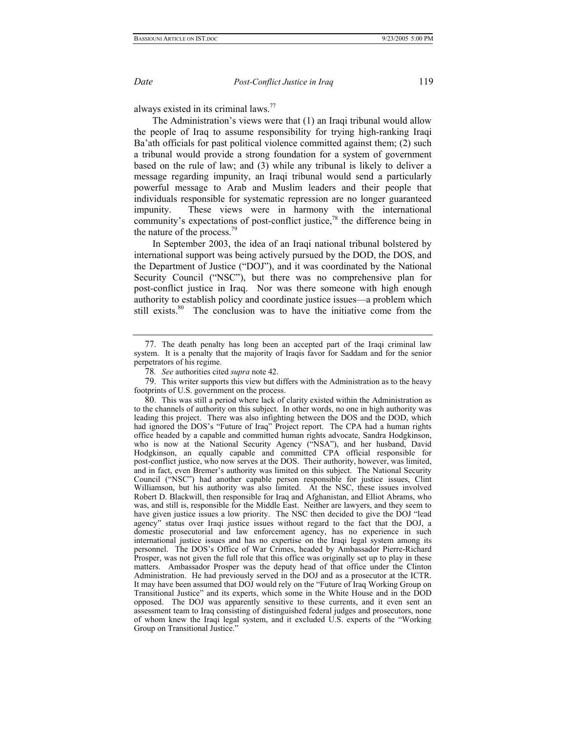always existed in its criminal laws.[77]

The Administration's views were that (1) an Iraqi tribunal would allow the people of Iraq to assume responsibility for trying high-ranking Iraqi Ba'ath officials for past political violence committed against them; (2) such a tribunal would provide a strong foundation for a system of government based on the rule of law; and (3) while any tribunal is likely to deliver a message regarding impunity, an Iraqi tribunal would send a particularly powerful message to Arab and Muslim leaders and their people that individuals responsible for systematic repression are no longer guaranteed impunity. These views were in harmony with the international community's expectations of post-conflict justice,[78] the difference being in the nature of the process.[79]

In September 2003, the idea of an Iraqi national tribunal bolstered by international support was being actively pursued by the DOD, the DOS, and the Department of Justice ("DOJ"), and it was coordinated by the National Security Council ("NSC"), but there was no comprehensive plan for post-conflict justice in Iraq. Nor was there someone with high enough authority to establish policy and coordinate justice issues—a problem which still exists.[80] The conclusion was to have the initiative come from the

---

77. The death penalty has long been an accepted part of the Iraqi criminal law system. It is a penalty that the majority of Iraqis favor for Saddam and for the senior perpetrators of his regime.

78. *See* authorities cited *supra* note 42.

79. This writer supports this view but differs with the Administration as to the heavy footprints of U.S. government on the process.

80. This was still a period where lack of clarity existed within the Administration as to the channels of authority on this subject. In other words, no one in high authority was leading this project. There was also infighting between the DOS and the DOD, which had ignored the DOS's "Future of Iraq" Project report. The CPA had a human rights office headed by a capable and committed human rights advocate, Sandra Hodgkinson, who is now at the National Security Agency ("NSA"), and her husband, David Hodgkinson, an equally capable and committed CPA official responsible for post-conflict justice, who now serves at the DOS. Their authority, however, was limited, and in fact, even Bremer's authority was limited on this subject. The National Security Council ("NSC") had another capable person responsible for justice issues, Clint Williamson, but his authority was also limited. At the NSC, these issues involved Robert D. Blackwill, then responsible for Iraq and Afghanistan, and Elliot Abrams, who was, and still is, responsible for the Middle East. Neither are lawyers, and they seem to have given justice issues a low priority. The NSC then decided to give the DOJ "lead agency" status over Iraqi justice issues without regard to the fact that the DOJ, a domestic prosecutorial and law enforcement agency, has no experience in such international justice issues and has no expertise on the Iraqi legal system among its personnel. The DOS's Office of War Crimes, headed by Ambassador Pierre-Richard Prosper, was not given the full role that this office was originally set up to play in these matters. Ambassador Prosper was the deputy head of that office under the Clinton Administration. He had previously served in the DOJ and as a prosecutor at the ICTR. It may have been assumed that DOJ would rely on the "Future of Iraq Working Group on Transitional Justice" and its experts, which some in the White House and in the DOD opposed. The DOJ was apparently sensitive to these currents, and it even sent an assessment team to Iraq consisting of distinguished federal judges and prosecutors, none of whom knew the Iraqi legal system, and it excluded U.S. experts of the "Working Group on Transitional Justice."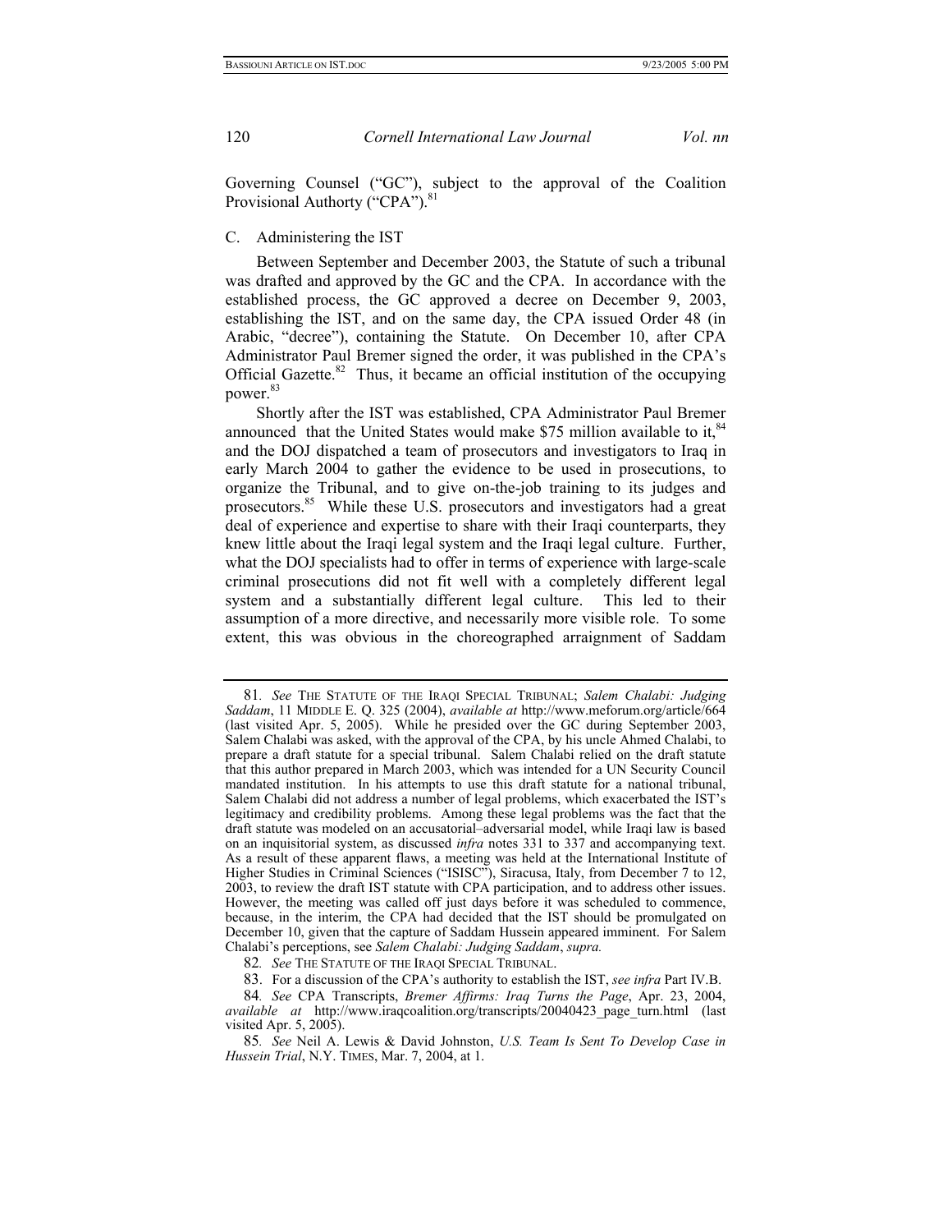Governing Counsel ("GC"), subject to the approval of the Coalition Provisional Authority ("CPA").[81]

### C. Administering the IST

Between September and December 2003, the Statute of such a tribunal was drafted and approved by the GC and the CPA. In accordance with the established process, the GC approved a decree on December 9, 2003, establishing the IST, and on the same day, the CPA issued Order 48 (in Arabic, "decree"), containing the Statute. On December 10, after CPA Administrator Paul Bremer signed the order, it was published in the CPA's Official Gazette.[82] Thus, it became an official institution of the occupying power.[83]

Shortly after the IST was established, CPA Administrator Paul Bremer announced that the United States would make $75 million available to it,[84] and the DOJ dispatched a team of prosecutors and investigators to Iraq in early March 2004 to gather the evidence to be used in prosecutions, to organize the Tribunal, and to give on-the-job training to its judges and prosecutors.[85] While these U.S. prosecutors and investigators had a great deal of experience and expertise to share with their Iraqi counterparts, they knew little about the Iraqi legal system and the Iraqi legal culture. Further, what the DOJ specialists had to offer in terms of experience with large-scale criminal prosecutions did not fit well with a completely different legal system and a substantially different legal culture. This led to their assumption of a more directive, and necessarily more visible role. To some extent, this was obvious in the choreographed arraignment of Saddam

---

81. *See* THE STATUTE OF THE IRAQI SPECIAL TRIBUNAL; *Salem Chalabi: Judging Saddam*, 11 MIDDLE E. Q. 325 (2004), *available at* http://www.meforum.org/article/664 (last visited Apr. 5, 2005). While he presided over the GC during September 2003, Salem Chalabi was asked, with the approval of the CPA, by his uncle Ahmed Chalabi, to prepare a draft statute for a special tribunal. Salem Chalabi relied on the draft statute that this author prepared in March 2003, which was intended for a UN Security Council mandated institution. In his attempts to use this draft statute for a national tribunal, Salem Chalabi did not address a number of legal problems, which exacerbated the IST's legitimacy and credibility problems. Among these legal problems was the fact that the draft statute was modeled on an accusatorial–adversarial model, while Iraqi law is based on an inquisitorial system, as discussed *infra* notes 331 to 337 and accompanying text. As a result of these apparent flaws, a meeting was held at the International Institute of Higher Studies in Criminal Sciences ("ISISC"), Siracusa, Italy, from December 7 to 12, 2003, to review the draft IST statute with CPA participation, and to address other issues. However, the meeting was called off just days before it was scheduled to commence, because, in the interim, the CPA had decided that the IST should be promulgated on December 10, given that the capture of Saddam Hussein appeared imminent. For Salem Chalabi's perceptions, see *Salem Chalabi: Judging Saddam*, *supra.*

82. *See* THE STATUTE OF THE IRAQI SPECIAL TRIBUNAL.

83. For a discussion of the CPA's authority to establish the IST, *see infra* Part IV.B.

84. *See* CPA Transcripts, *Bremer Affirms: Iraq Turns the Page*, Apr. 23, 2004, *available at* http://www.iraqcoalition.org/transcripts/20040423_page_turn.html (last visited Apr. 5, 2005).

85. *See* Neil A. Lewis & David Johnston, *U.S. Team Is Sent To Develop Case in Hussein Trial*, N.Y. TIMES, Mar. 7, 2004, at 1.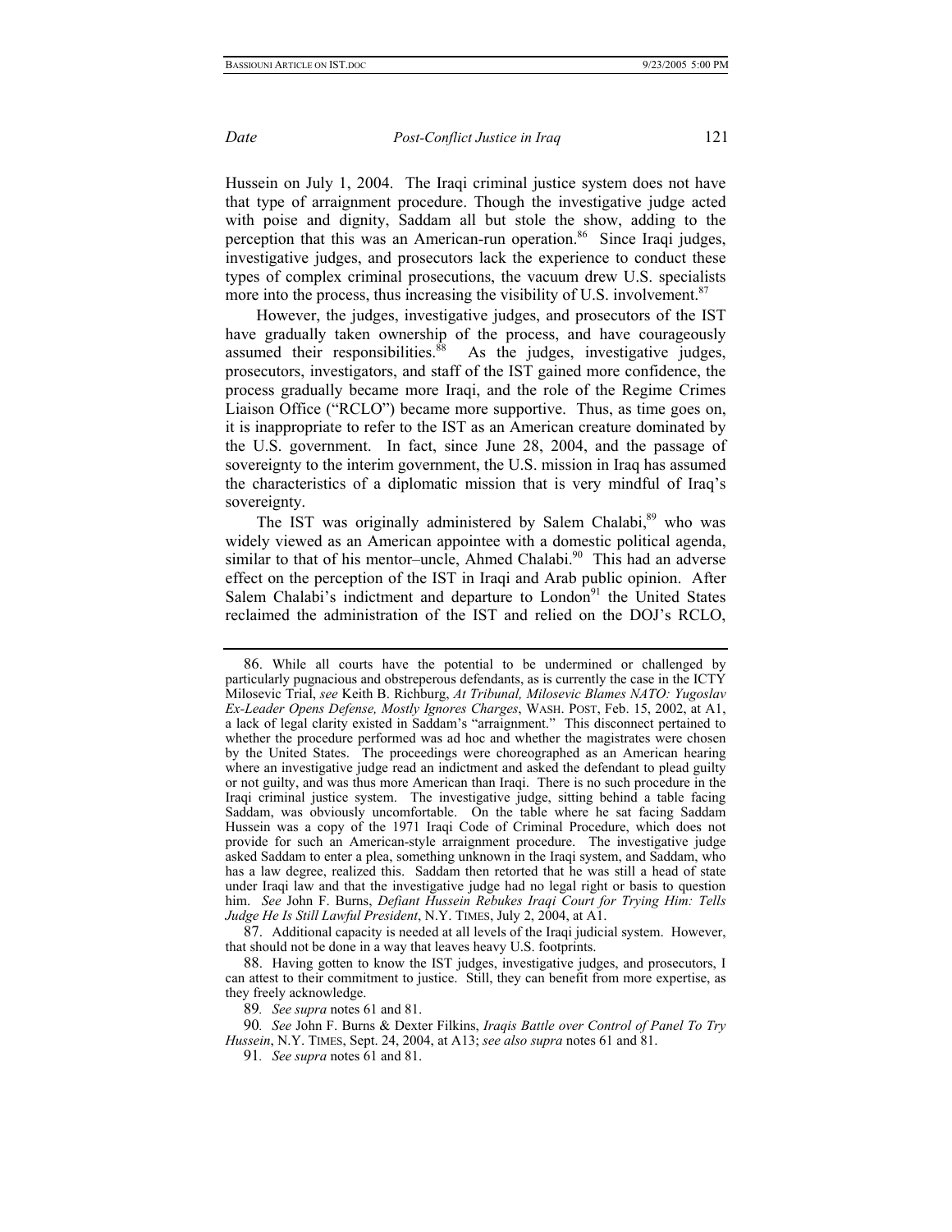Hussein on July 1, 2004. The Iraqi criminal justice system does not have that type of arraignment procedure. Though the investigative judge acted with poise and dignity, Saddam all but stole the show, adding to the perception that this was an American-run operation.[86] Since Iraqi judges, investigative judges, and prosecutors lack the experience to conduct these types of complex criminal prosecutions, the vacuum drew U.S. specialists more into the process, thus increasing the visibility of U.S. involvement.[87]

However, the judges, investigative judges, and prosecutors of the IST have gradually taken ownership of the process, and have courageously assumed their responsibilities.[88] As the judges, investigative judges, prosecutors, investigators, and staff of the IST gained more confidence, the process gradually became more Iraqi, and the role of the Regime Crimes Liaison Office ("RCLO") became more supportive. Thus, as time goes on, it is inappropriate to refer to the IST as an American creature dominated by the U.S. government. In fact, since June 28, 2004, and the passage of sovereignty to the interim government, the U.S. mission in Iraq has assumed the characteristics of a diplomatic mission that is very mindful of Iraq's sovereignty.

The IST was originally administered by Salem Chalabi,[89] who was widely viewed as an American appointee with a domestic political agenda, similar to that of his mentor–uncle, Ahmed Chalabi.[90] This had an adverse effect on the perception of the IST in Iraqi and Arab public opinion. After Salem Chalabi's indictment and departure to London[91] the United States reclaimed the administration of the IST and relied on the DOJ's RCLO,

---

86. While all courts have the potential to be undermined or challenged by particularly pugnacious and obstreperous defendants, as is currently the case in the ICTY Milosevic Trial, *see* Keith B. Richburg, *At Tribunal, Milosevic Blames NATO: Yugoslav Ex-Leader Opens Defense, Mostly Ignores Charges*, WASH. POST, Feb. 15, 2002, at A1, a lack of legal clarity existed in Saddam's "arraignment." This disconnect pertained to whether the procedure performed was ad hoc and whether the magistrates were chosen by the United States. The proceedings were choreographed as an American hearing where an investigative judge read an indictment and asked the defendant to plead guilty or not guilty, and was thus more American than Iraqi. There is no such procedure in the Iraqi criminal justice system. The investigative judge, sitting behind a table facing Saddam, was obviously uncomfortable. On the table where he sat facing Saddam Hussein was a copy of the 1971 Iraqi Code of Criminal Procedure, which does not provide for such an American-style arraignment procedure. The investigative judge asked Saddam to enter a plea, something unknown in the Iraqi system, and Saddam, who has a law degree, realized this. Saddam then retorted that he was still a head of state under Iraqi law and that the investigative judge had no legal right or basis to question him. *See* John F. Burns, *Defiant Hussein Rebukes Iraqi Court for Trying Him: Tells Judge He Is Still Lawful President*, N.Y. TIMES, July 2, 2004, at A1.

87. Additional capacity is needed at all levels of the Iraqi judicial system. However, that should not be done in a way that leaves heavy U.S. footprints.

88. Having gotten to know the IST judges, investigative judges, and prosecutors, I can attest to their commitment to justice. Still, they can benefit from more expertise, as they freely acknowledge.

89. *See supra* notes 61 and 81.

90. *See* John F. Burns & Dexter Filkins, *Iraqis Battle over Control of Panel To Try Hussein*, N.Y. TIMES, Sept. 24, 2004, at A13; *see also supra* notes 61 and 81.

91. *See supra* notes 61 and 81.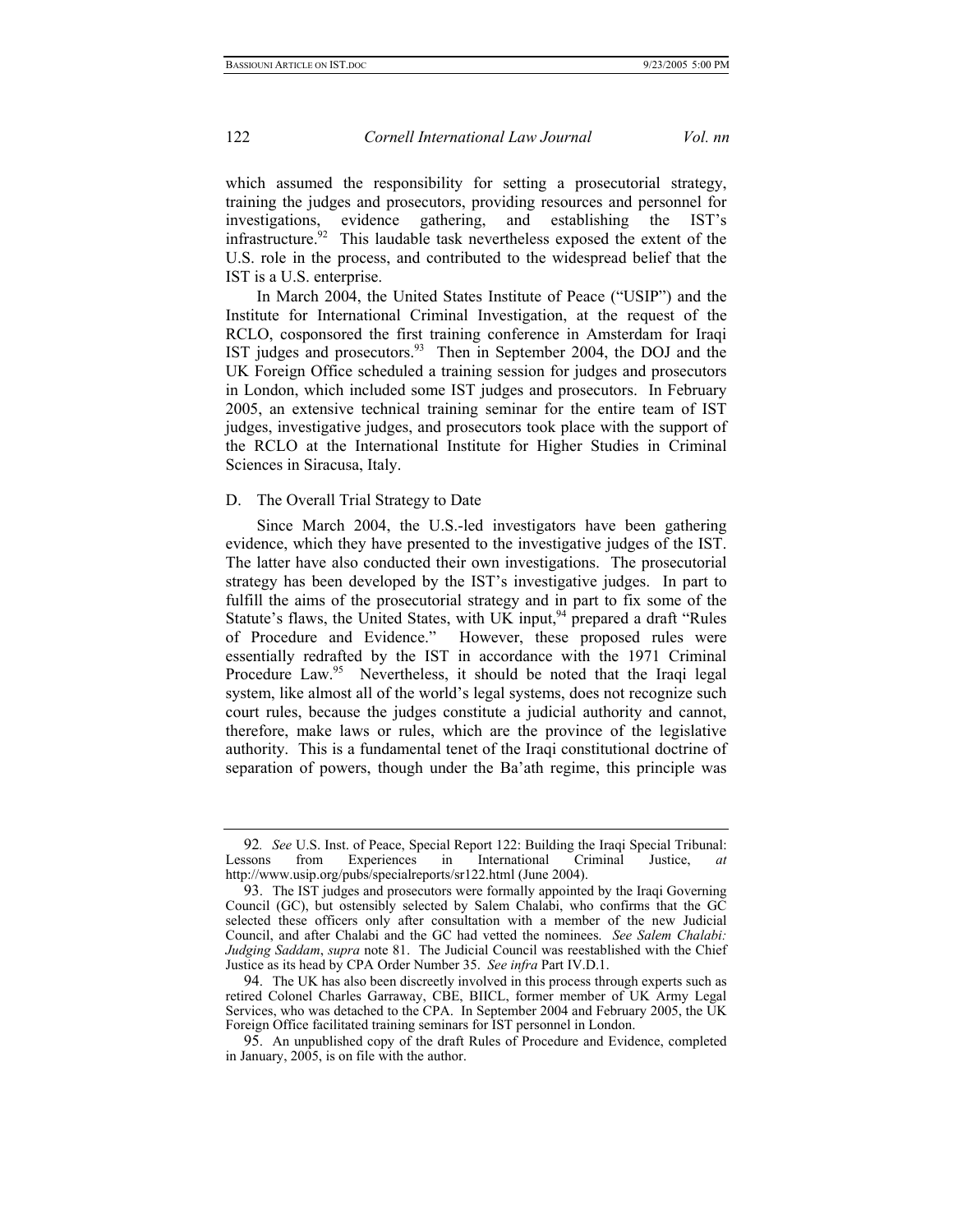which assumed the responsibility for setting a prosecutorial strategy, training the judges and prosecutors, providing resources and personnel for investigations, evidence gathering, and establishing the IST's infrastructure.[92] This laudable task nevertheless exposed the extent of the U.S. role in the process, and contributed to the widespread belief that the IST is a U.S. enterprise.

In March 2004, the United States Institute of Peace ("USIP") and the Institute for International Criminal Investigation, at the request of the RCLO, cosponsored the first training conference in Amsterdam for Iraqi IST judges and prosecutors.[93] Then in September 2004, the DOJ and the UK Foreign Office scheduled a training session for judges and prosecutors in London, which included some IST judges and prosecutors. In February 2005, an extensive technical training seminar for the entire team of IST judges, investigative judges, and prosecutors took place with the support of the RCLO at the International Institute for Higher Studies in Criminal Sciences in Siracusa, Italy.

## D. The Overall Trial Strategy to Date

Since March 2004, the U.S.-led investigators have been gathering evidence, which they have presented to the investigative judges of the IST. The latter have also conducted their own investigations. The prosecutorial strategy has been developed by the IST's investigative judges. In part to fulfill the aims of the prosecutorial strategy and in part to fix some of the Statute's flaws, the United States, with UK input,[94] prepared a draft "Rules of Procedure and Evidence." However, these proposed rules were essentially redrafted by the IST in accordance with the 1971 Criminal Procedure Law.[95] Nevertheless, it should be noted that the Iraqi legal system, like almost all of the world's legal systems, does not recognize such court rules, because the judges constitute a judicial authority and cannot, therefore, make laws or rules, which are the province of the legislative authority. This is a fundamental tenet of the Iraqi constitutional doctrine of separation of powers, though under the Ba'ath regime, this principle was

---

92. *See* U.S. Inst. of Peace, Special Report 122: Building the Iraqi Special Tribunal: Lessons from Experiences in International Criminal Justice, *at* http://www.usip.org/pubs/specialreports/sr122.html (June 2004).

93. The IST judges and prosecutors were formally appointed by the Iraqi Governing Council (GC), but ostensibly selected by Salem Chalabi, who confirms that the GC selected these officers only after consultation with a member of the new Judicial Council, and after Chalabi and the GC had vetted the nominees. *See Salem Chalabi: Judging Saddam*, *supra* note 81. The Judicial Council was reestablished with the Chief Justice as its head by CPA Order Number 35. *See infra* Part IV.D.1.

94. The UK has also been discreetly involved in this process through experts such as retired Colonel Charles Garraway, CBE, BIICL, former member of UK Army Legal Services, who was detached to the CPA. In September 2004 and February 2005, the UK Foreign Office facilitated training seminars for IST personnel in London.

95. An unpublished copy of the draft Rules of Procedure and Evidence, completed in January, 2005, is on file with the author.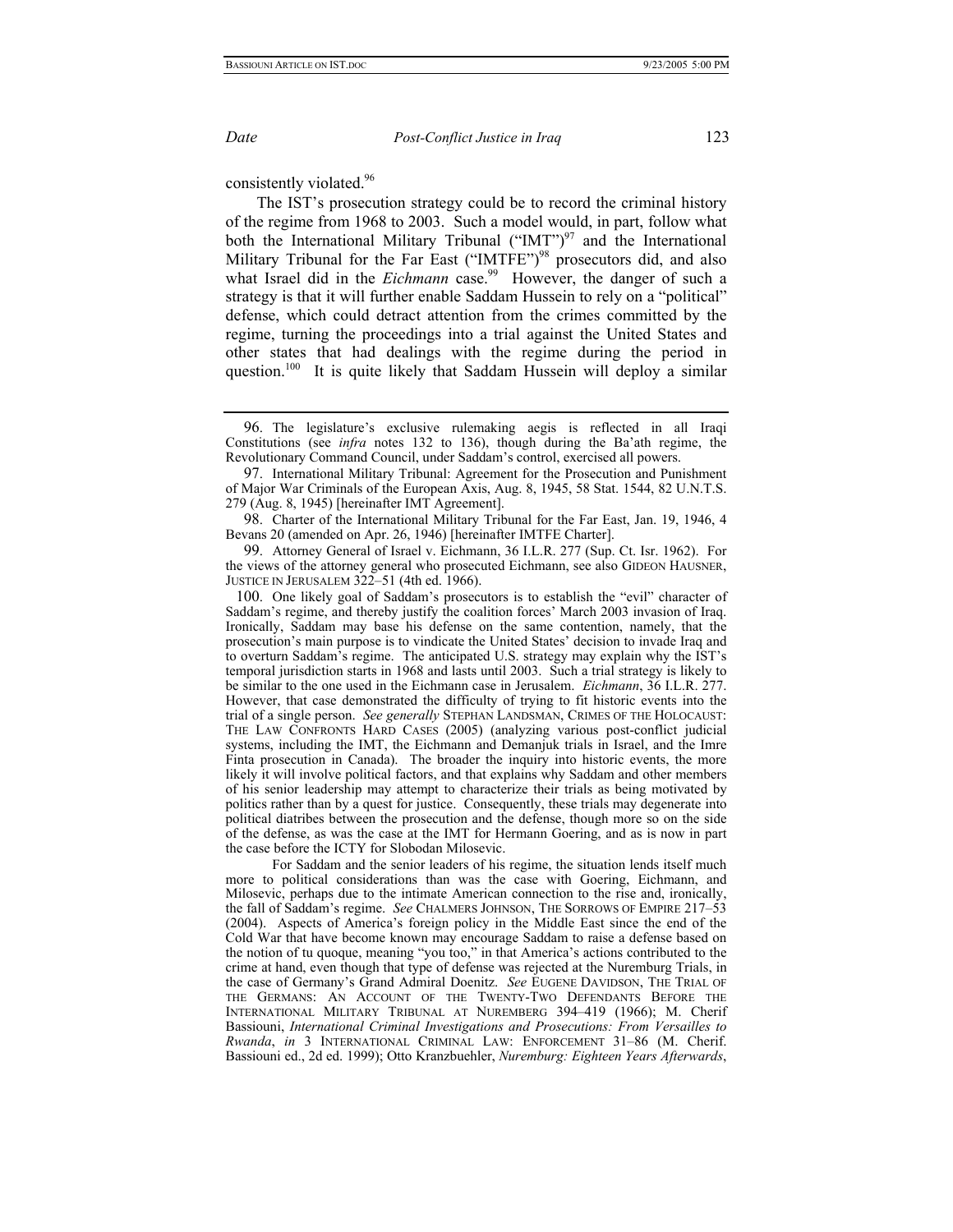consistently violated.[96]

The IST's prosecution strategy could be to record the criminal history of the regime from 1968 to 2003. Such a model would, in part, follow what both the International Military Tribunal ("IMT")[97] and the International Military Tribunal for the Far East ("IMTFE")[98] prosecutors did, and also what Israel did in the *Eichmann* case.[99] However, the danger of such a strategy is that it will further enable Saddam Hussein to rely on a "political" defense, which could detract attention from the crimes committed by the regime, turning the proceedings into a trial against the United States and other states that had dealings with the regime during the period in question.[100] It is quite likely that Saddam Hussein will deploy a similar

---

96. The legislature's exclusive rulemaking aegis is reflected in all Iraqi Constitutions (see *infra* notes 132 to 136), though during the Ba'ath regime, the Revolutionary Command Council, under Saddam's control, exercised all powers.

97. International Military Tribunal: Agreement for the Prosecution and Punishment of Major War Criminals of the European Axis, Aug. 8, 1945, 58 Stat. 1544, 82 U.N.T.S. 279 (Aug. 8, 1945) [hereinafter IMT Agreement].

98. Charter of the International Military Tribunal for the Far East, Jan. 19, 1946, 4 Bevans 20 (amended on Apr. 26, 1946) [hereinafter IMTFE Charter].

99. Attorney General of Israel v. Eichmann, 36 I.L.R. 277 (Sup. Ct. Isr. 1962). For the views of the attorney general who prosecuted Eichmann, see also GIDEON HAUSNER, JUSTICE IN JERUSALEM 322–51 (4th ed. 1966).

100. One likely goal of Saddam's prosecutors is to establish the "evil" character of Saddam's regime, and thereby justify the coalition forces' March 2003 invasion of Iraq. Ironically, Saddam may base his defense on the same contention, namely, that the prosecution's main purpose is to vindicate the United States' decision to invade Iraq and to overturn Saddam's regime. The anticipated U.S. strategy may explain why the IST's temporal jurisdiction starts in 1968 and lasts until 2003. Such a trial strategy is likely to be similar to the one used in the Eichmann case in Jerusalem. *Eichmann*, 36 I.L.R. 277. However, that case demonstrated the difficulty of trying to fit historic events into the trial of a single person. *See generally* STEPHAN LANDSMAN, CRIMES OF THE HOLOCAUST: THE LAW CONFRONTS HARD CASES (2005) (analyzing various post-conflict judicial systems, including the IMT, the Eichmann and Demanjuk trials in Israel, and the Imre Finta prosecution in Canada). The broader the inquiry into historic events, the more likely it will involve political factors, and that explains why Saddam and other members of his senior leadership may attempt to characterize their trials as being motivated by politics rather than by a quest for justice. Consequently, these trials may degenerate into political diatribes between the prosecution and the defense, though more so on the side of the defense, as was the case at the IMT for Hermann Goering, and as is now in part the case before the ICTY for Slobodan Milosevic.

For Saddam and the senior leaders of his regime, the situation lends itself much more to political considerations than was the case with Goering, Eichmann, and Milosevic, perhaps due to the intimate American connection to the rise and, ironically, the fall of Saddam's regime. *See* CHALMERS JOHNSON, THE SORROWS OF EMPIRE 217–53 (2004). Aspects of America's foreign policy in the Middle East since the end of the Cold War that have become known may encourage Saddam to raise a defense based on the notion of tu quoque, meaning "you too," in that America's actions contributed to the crime at hand, even though that type of defense was rejected at the Nuremburg Trials, in the case of Germany's Grand Admiral Doenitz. *See* EUGENE DAVIDSON, THE TRIAL OF THE GERMANS: AN ACCOUNT OF THE TWENTY-TWO DEFENDANTS BEFORE THE INTERNATIONAL MILITARY TRIBUNAL AT NUREMBERG 394–419 (1966); M. Cherif Bassiouni, *International Criminal Investigations and Prosecutions: From Versailles to Rwanda*, *in* 3 INTERNATIONAL CRIMINAL LAW: ENFORCEMENT 31–86 (M. Cherif. Bassiouni ed., 2d ed. 1999); Otto Kranzbuehler, *Nuremburg: Eighteen Years Afterwards*,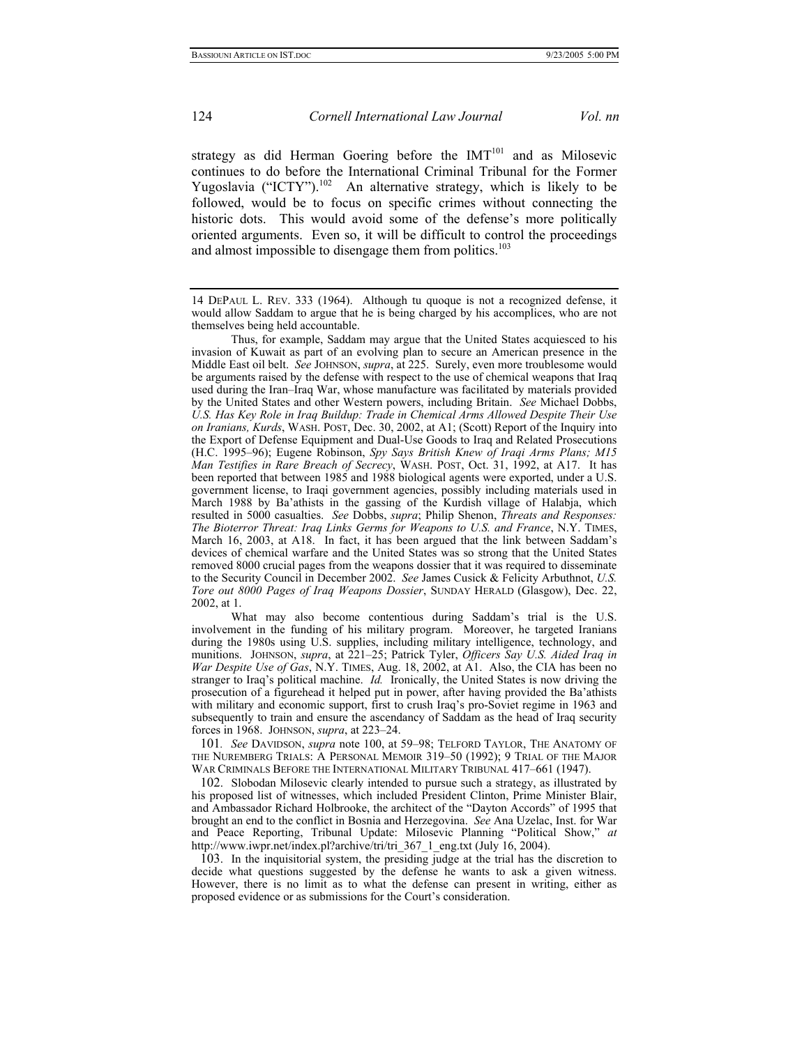strategy as did Herman Goering before the IMT[101] and as Milosevic continues to do before the International Criminal Tribunal for the Former Yugoslavia ("ICTY").[102] An alternative strategy, which is likely to be followed, would be to focus on specific crimes without connecting the historic dots. This would avoid some of the defense's more politically oriented arguments. Even so, it will be difficult to control the proceedings and almost impossible to disengage them from politics.[103]

---

14 DEPAUL L. REV. 333 (1964). Although tu quoque is not a recognized defense, it would allow Saddam to argue that he is being charged by his accomplices, who are not themselves being held accountable.

Thus, for example, Saddam may argue that the United States acquiesced to his invasion of Kuwait as part of an evolving plan to secure an American presence in the Middle East oil belt. *See* JOHNSON, *supra*, at 225. Surely, even more troublesome would be arguments raised by the defense with respect to the use of chemical weapons that Iraq used during the Iran–Iraq War, whose manufacture was facilitated by materials provided by the United States and other Western powers, including Britain. *See* Michael Dobbs, *U.S. Has Key Role in Iraq Buildup: Trade in Chemical Arms Allowed Despite Their Use on Iranians, Kurds*, WASH. POST, Dec. 30, 2002, at A1; (Scott) Report of the Inquiry into the Export of Defense Equipment and Dual-Use Goods to Iraq and Related Prosecutions (H.C. 1995–96); Eugene Robinson, *Spy Says British Knew of Iraqi Arms Plans; M15 Man Testifies in Rare Breach of Secrecy*, WASH. POST, Oct. 31, 1992, at A17. It has been reported that between 1985 and 1988 biological agents were exported, under a U.S. government license, to Iraqi government agencies, possibly including materials used in March 1988 by Ba'athists in the gassing of the Kurdish village of Halabja, which resulted in 5000 casualties. *See* Dobbs, *supra*; Philip Shenon, *Threats and Responses: The Bioterror Threat: Iraq Links Germs for Weapons to U.S. and France*, N.Y. TIMES, March 16, 2003, at A18. In fact, it has been argued that the link between Saddam's devices of chemical warfare and the United States was so strong that the United States removed 8000 crucial pages from the weapons dossier that it was required to disseminate to the Security Council in December 2002. *See* James Cusick & Felicity Arbuthnot, *U.S. Tore out 8000 Pages of Iraq Weapons Dossier*, SUNDAY HERALD (Glasgow), Dec. 22, 2002, at 1.

What may also become contentious during Saddam's trial is the U.S. involvement in the funding of his military program. Moreover, he targeted Iranians during the 1980s using U.S. supplies, including military intelligence, technology, and munitions. JOHNSON, *supra*, at 221–25; Patrick Tyler, *Officers Say U.S. Aided Iraq in War Despite Use of Gas*, N.Y. TIMES, Aug. 18, 2002, at A1. Also, the CIA has been no stranger to Iraq's political machine. *Id.* Ironically, the United States is now driving the prosecution of a figurehead it helped put in power, after having provided the Ba'athists with military and economic support, first to crush Iraq's pro-Soviet regime in 1963 and subsequently to train and ensure the ascendancy of Saddam as the head of Iraq security forces in 1968. JOHNSON, *supra*, at 223–24.

101. *See* DAVIDSON, *supra* note 100, at 59–98; TELFORD TAYLOR, THE ANATOMY OF THE NUREMBERG TRIALS: A PERSONAL MEMOIR 319–50 (1992); 9 TRIAL OF THE MAJOR WAR CRIMINALS BEFORE THE INTERNATIONAL MILITARY TRIBUNAL 417–661 (1947).

102. Slobodan Milosevic clearly intended to pursue such a strategy, as illustrated by his proposed list of witnesses, which included President Clinton, Prime Minister Blair, and Ambassador Richard Holbrooke, the architect of the "Dayton Accords" of 1995 that brought an end to the conflict in Bosnia and Herzegovina. *See* Ana Uzelac, Inst. for War and Peace Reporting, Tribunal Update: Milosevic Planning "Political Show," *at* http://www.iwpr.net/index.pl?archive/tri/tri_367_1_eng.txt (July 16, 2004).

103. In the inquisitorial system, the presiding judge at the trial has the discretion to decide what questions suggested by the defense he wants to ask a given witness. However, there is no limit as to what the defense can present in writing, either as proposed evidence or as submissions for the Court's consideration.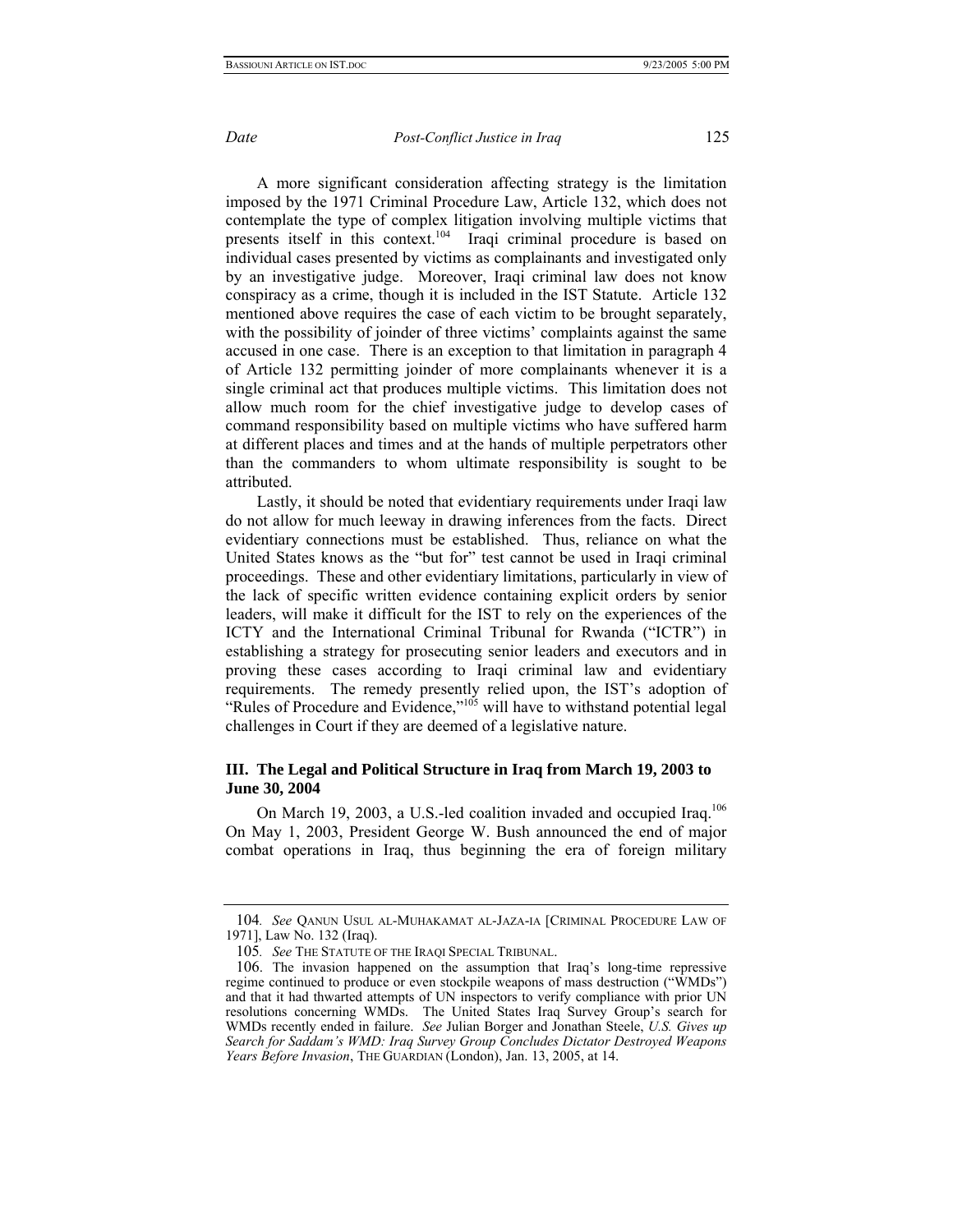A more significant consideration affecting strategy is the limitation imposed by the 1971 Criminal Procedure Law, Article 132, which does not contemplate the type of complex litigation involving multiple victims that presents itself in this context.[104] Iraqi criminal procedure is based on individual cases presented by victims as complainants and investigated only by an investigative judge. Moreover, Iraqi criminal law does not know conspiracy as a crime, though it is included in the IST Statute. Article 132 mentioned above requires the case of each victim to be brought separately, with the possibility of joinder of three victims' complaints against the same accused in one case. There is an exception to that limitation in paragraph 4 of Article 132 permitting joinder of more complainants whenever it is a single criminal act that produces multiple victims. This limitation does not allow much room for the chief investigative judge to develop cases of command responsibility based on multiple victims who have suffered harm at different places and times and at the hands of multiple perpetrators other than the commanders to whom ultimate responsibility is sought to be attributed.

Lastly, it should be noted that evidentiary requirements under Iraqi law do not allow for much leeway in drawing inferences from the facts. Direct evidentiary connections must be established. Thus, reliance on what the United States knows as the "but for" test cannot be used in Iraqi criminal proceedings. These and other evidentiary limitations, particularly in view of the lack of specific written evidence containing explicit orders by senior leaders, will make it difficult for the IST to rely on the experiences of the ICTY and the International Criminal Tribunal for Rwanda ("ICTR") in establishing a strategy for prosecuting senior leaders and executors and in proving these cases according to Iraqi criminal law and evidentiary requirements. The remedy presently relied upon, the IST's adoption of "Rules of Procedure and Evidence,"[105] will have to withstand potential legal challenges in Court if they are deemed of a legislative nature.

### III. The Legal and Political Structure in Iraq from March 19, 2003 to June 30, 2004

On March 19, 2003, a U.S.-led coalition invaded and occupied Iraq.[106] On May 1, 2003, President George W. Bush announced the end of major combat operations in Iraq, thus beginning the era of foreign military

---

104. *See* QANUN USUL AL-MUHAKAMAT AL-JAZA-IA [CRIMINAL PROCEDURE LAW OF 1971], Law No. 132 (Iraq).

105. *See* THE STATUTE OF THE IRAQI SPECIAL TRIBUNAL.

106. The invasion happened on the assumption that Iraq's long-time repressive regime continued to produce or even stockpile weapons of mass destruction ("WMDs") and that it had thwarted attempts of UN inspectors to verify compliance with prior UN resolutions concerning WMDs. The United States Iraq Survey Group's search for WMDs recently ended in failure. *See* Julian Borger and Jonathan Steele, *U.S. Gives up Search for Saddam's WMD: Iraq Survey Group Concludes Dictator Destroyed Weapons Years Before Invasion*, THE GUARDIAN (London), Jan. 13, 2005, at 14.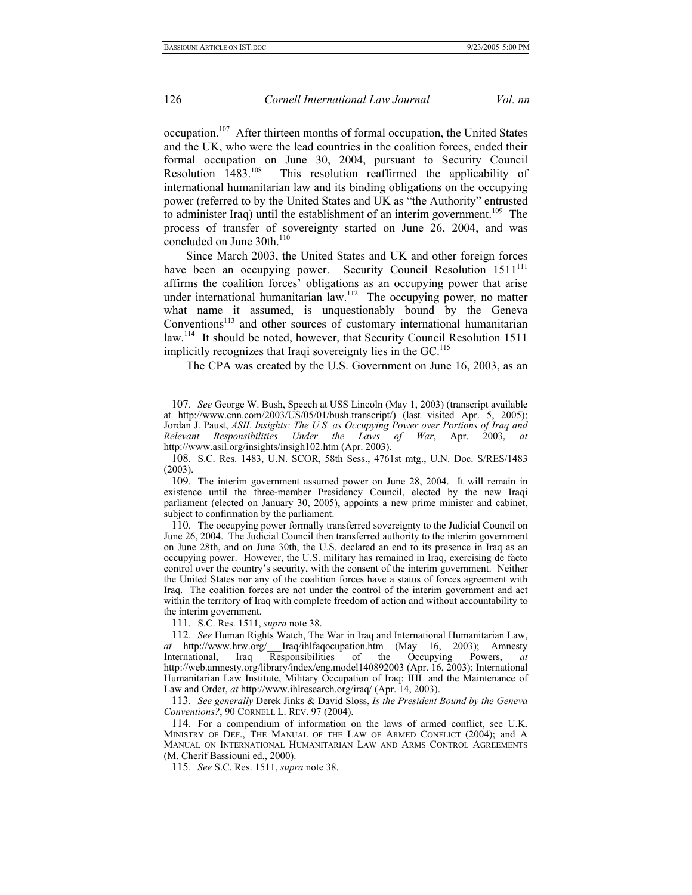occupation.[107] After thirteen months of formal occupation, the United States and the UK, who were the lead countries in the coalition forces, ended their formal occupation on June 30, 2004, pursuant to Security Council Resolution 1483.[108] This resolution reaffirmed the applicability of international humanitarian law and its binding obligations on the occupying power (referred to by the United States and UK as "the Authority" entrusted to administer Iraq) until the establishment of an interim government.[109] The process of transfer of sovereignty started on June 26, 2004, and was concluded on June 30th.[110]

Since March 2003, the United States and UK and other foreign forces have been an occupying power. Security Council Resolution 1511[111] affirms the coalition forces' obligations as an occupying power that arise under international humanitarian law.[112] The occupying power, no matter what name it assumed, is unquestionably bound by the Geneva Conventions[113] and other sources of customary international humanitarian law.[114] It should be noted, however, that Security Council Resolution 1511 implicitly recognizes that Iraqi sovereignty lies in the GC.[115]

The CPA was created by the U.S. Government on June 16, 2003, as an

---

107. *See* George W. Bush, Speech at USS Lincoln (May 1, 2003) (transcript available at http://www.cnn.com/2003/US/05/01/bush.transcript/) (last visited Apr. 5, 2005); Jordan J. Paust, *ASIL Insights: The U.S. as Occupying Power over Portions of Iraq and Relevant Responsibilities Under the Laws of War*, Apr. 2003, *at* http://www.asil.org/insights/insigh102.htm (Apr. 2003).

108. S.C. Res. 1483, U.N. SCOR, 58th Sess., 4761st mtg., U.N. Doc. S/RES/1483 (2003).

109. The interim government assumed power on June 28, 2004. It will remain in existence until the three-member Presidency Council, elected by the new Iraqi parliament (elected on January 30, 2005), appoints a new prime minister and cabinet, subject to confirmation by the parliament.

110. The occupying power formally transferred sovereignty to the Judicial Council on June 26, 2004. The Judicial Council then transferred authority to the interim government on June 28th, and on June 30th, the U.S. declared an end to its presence in Iraq as an occupying power. However, the U.S. military has remained in Iraq, exercising de facto control over the country's security, with the consent of the interim government. Neither the United States nor any of the coalition forces have a status of forces agreement with Iraq. The coalition forces are not under the control of the interim government and act within the territory of Iraq with complete freedom of action and without accountability to the interim government.

111. S.C. Res. 1511, *supra* note 38.

112. *See* Human Rights Watch, The War in Iraq and International Humanitarian Law, *at* http://www.hrw.org/___Iraq/ihlfaqoccupation.htm (May 16, 2003); Amnesty International, Iraq Responsibilities of the Occupying Powers, *at* http://web.amnesty.org/library/index/eng.model140892003 (Apr. 16, 2003); International Humanitarian Law Institute, Military Occupation of Iraq: IHL and the Maintenance of Law and Order, *at* http://www.ihlresearch.org/iraq/ (Apr. 14, 2003).

113. *See generally* Derek Jinks & David Sloss, *Is the President Bound by the Geneva Conventions?*, 90 CORNELL L. REV. 97 (2004).

114. For a compendium of information on the laws of armed conflict, see U.K. MINISTRY OF DEF., THE MANUAL OF THE LAW OF ARMED CONFLICT (2004); and A MANUAL ON INTERNATIONAL HUMANITARIAN LAW AND ARMS CONTROL AGREEMENTS (M. Cherif Bassiouni ed., 2000).

115. *See* S.C. Res. 1511, *supra* note 38.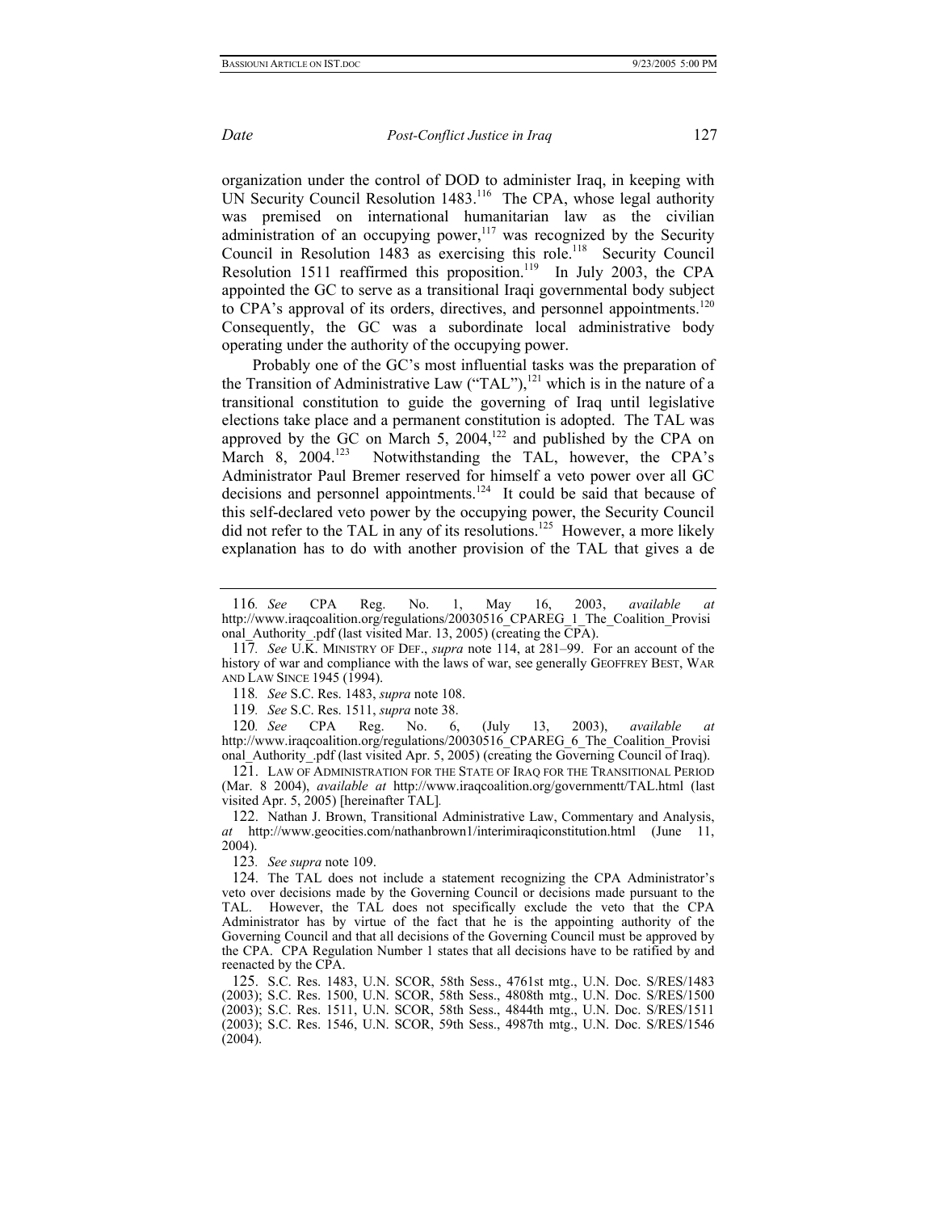organization under the control of DOD to administer Iraq, in keeping with UN Security Council Resolution 1483.[116] The CPA, whose legal authority was premised on international humanitarian law as the civilian administration of an occupying power,[117] was recognized by the Security Council in Resolution 1483 as exercising this role.[118] Security Council Resolution 1511 reaffirmed this proposition.[119] In July 2003, the CPA appointed the GC to serve as a transitional Iraqi governmental body subject to CPA's approval of its orders, directives, and personnel appointments.[120] Consequently, the GC was a subordinate local administrative body operating under the authority of the occupying power.

Probably one of the GC's most influential tasks was the preparation of the Transition of Administrative Law ("TAL"),[121] which is in the nature of a transitional constitution to guide the governing of Iraq until legislative elections take place and a permanent constitution is adopted. The TAL was approved by the GC on March 5, 2004,[122] and published by the CPA on March 8, 2004.[123] Notwithstanding the TAL, however, the CPA's Administrator Paul Bremer reserved for himself a veto power over all GC decisions and personnel appointments.[124] It could be said that because of this self-declared veto power by the occupying power, the Security Council did not refer to the TAL in any of its resolutions.[125] However, a more likely explanation has to do with another provision of the TAL that gives a de

---

116. *See* CPA Reg. No. 1, May 16, 2003, *available at* http://www.iraqcoalition.org/regulations/20030516_CPAREG_1_The_Coalition_Provisional_Authority_.pdf (last visited Mar. 13, 2005) (creating the CPA).

117. *See* U.K. MINISTRY OF DEF., *supra* note 114, at 281–99. For an account of the history of war and compliance with the laws of war, see generally GEOFFREY BEST, WAR AND LAW SINCE 1945 (1994).

118. *See* S.C. Res. 1483, *supra* note 108.

119. *See* S.C. Res. 1511, *supra* note 38.

120. *See* CPA Reg. No. 6, (July 13, 2003), *available at* http://www.iraqcoalition.org/regulations/20030516_CPAREG_6_The_Coalition_Provisional_Authority_.pdf (last visited Apr. 5, 2005) (creating the Governing Council of Iraq).

121. LAW OF ADMINISTRATION FOR THE STATE OF IRAQ FOR THE TRANSITIONAL PERIOD (Mar. 8 2004), *available at* http://www.iraqcoalition.org/governmentt/TAL.html (last visited Apr. 5, 2005) [hereinafter TAL].

122. Nathan J. Brown, Transitional Administrative Law, Commentary and Analysis, *at* http://www.geocities.com/nathanbrown1/interimiraqiconstitution.html (June 11, 2004).

123. *See supra* note 109.

124. The TAL does not include a statement recognizing the CPA Administrator's veto over decisions made by the Governing Council or decisions made pursuant to the TAL. However, the TAL does not specifically exclude the veto that the CPA Administrator has by virtue of the fact that he is the appointing authority of the Governing Council and that all decisions of the Governing Council must be approved by the CPA. CPA Regulation Number 1 states that all decisions have to be ratified by and reenacted by the CPA.

125. S.C. Res. 1483, U.N. SCOR, 58th Sess., 4761st mtg., U.N. Doc. S/RES/1483 (2003); S.C. Res. 1500, U.N. SCOR, 58th Sess., 4808th mtg., U.N. Doc. S/RES/1500 (2003); S.C. Res. 1511, U.N. SCOR, 58th Sess., 4844th mtg., U.N. Doc. S/RES/1511 (2003); S.C. Res. 1546, U.N. SCOR, 59th Sess., 4987th mtg., U.N. Doc. S/RES/1546 (2004).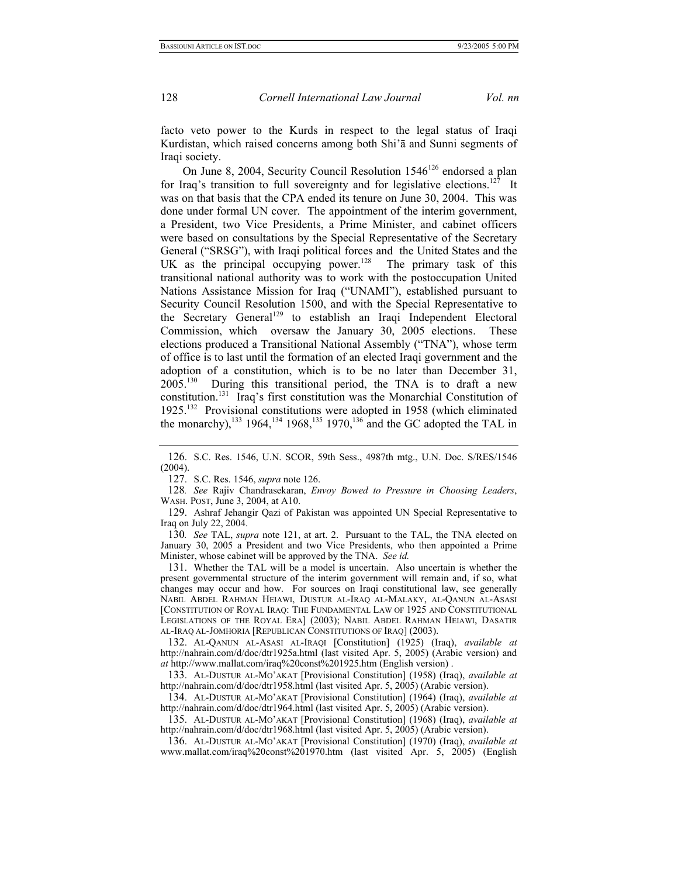facto veto power to the Kurds in respect to the legal status of Iraqi Kurdistan, which raised concerns among both Shi'ā and Sunni segments of Iraqi society.

On June 8, 2004, Security Council Resolution 1546[126] endorsed a plan for Iraq's transition to full sovereignty and for legislative elections.[127] It was on that basis that the CPA ended its tenure on June 30, 2004. This was done under formal UN cover. The appointment of the interim government, a President, two Vice Presidents, a Prime Minister, and cabinet officers were based on consultations by the Special Representative of the Secretary General ("SRSG"), with Iraqi political forces and the United States and the UK as the principal occupying power.[128] The primary task of this transitional national authority was to work with the postoccupation United Nations Assistance Mission for Iraq ("UNAMI"), established pursuant to Security Council Resolution 1500, and with the Special Representative to the Secretary General[129] to establish an Iraqi Independent Electoral Commission, which oversaw the January 30, 2005 elections. These elections produced a Transitional National Assembly ("TNA"), whose term of office is to last until the formation of an elected Iraqi government and the adoption of a constitution, which is to be no later than December 31, 2005.[130] During this transitional period, the TNA is to draft a new constitution.[131] Iraq's first constitution was the Monarchial Constitution of 1925.[132] Provisional constitutions were adopted in 1958 (which eliminated the monarchy),[133] 1964,[134] 1968,[135] 1970,[136] and the GC adopted the TAL in

---

126. S.C. Res. 1546, U.N. SCOR, 59th Sess., 4987th mtg., U.N. Doc. S/RES/1546 (2004).

127. S.C. Res. 1546, *supra* note 126.

128. *See* Rajiv Chandrasekaran, *Envoy Bowed to Pressure in Choosing Leaders*, WASH. POST, June 3, 2004, at A10.

129. Ashraf Jehangir Qazi of Pakistan was appointed UN Special Representative to Iraq on July 22, 2004.

130. *See* TAL, *supra* note 121, at art. 2. Pursuant to the TAL, the TNA elected on January 30, 2005 a President and two Vice Presidents, who then appointed a Prime Minister, whose cabinet will be approved by the TNA. *See id.*

131. Whether the TAL will be a model is uncertain. Also uncertain is whether the present governmental structure of the interim government will remain and, if so, what changes may occur and how. For sources on Iraqi constitutional law, see generally NABIL ABDEL RAHMAN HEIAWI, DUSTUR AL-IRAQ AL-MALAKY, AL-QANUN AL-ASASI [CONSTITUTION OF ROYAL IRAQ: THE FUNDAMENTAL LAW OF 1925 AND CONSTITUTIONAL LEGISLATIONS OF THE ROYAL ERA] (2003); NABIL ABDEL RAHMAN HEIAWI, DASATIR AL-IRAQ AL-JOMHORIA [REPUBLICAN CONSTITUTIONS OF IRAQ] (2003).

132. AL-QANUN AL-ASASI AL-IRAQI [Constitution] (1925) (Iraq), *available at* http://nahrain.com/d/doc/dtr1925a.html (last visited Apr. 5, 2005) (Arabic version) and *at* http://www.mallat.com/iraq%20const%201925.htm (English version) .

133. AL-DUSTUR AL-MO'AKAT [Provisional Constitution] (1958) (Iraq), *available at* http://nahrain.com/d/doc/dtr1958.html (last visited Apr. 5, 2005) (Arabic version).

134. AL-DUSTUR AL-MO'AKAT [Provisional Constitution] (1964) (Iraq), *available at* http://nahrain.com/d/doc/dtr1964.html (last visited Apr. 5, 2005) (Arabic version).

135. AL-DUSTUR AL-MO'AKAT [Provisional Constitution] (1968) (Iraq), *available at* http://nahrain.com/d/doc/dtr1968.html (last visited Apr. 5, 2005) (Arabic version).

136. AL-DUSTUR AL-MO'AKAT [Provisional Constitution] (1970) (Iraq), *available at* www.mallat.com/iraq%20const%201970.htm (last visited Apr. 5, 2005) (English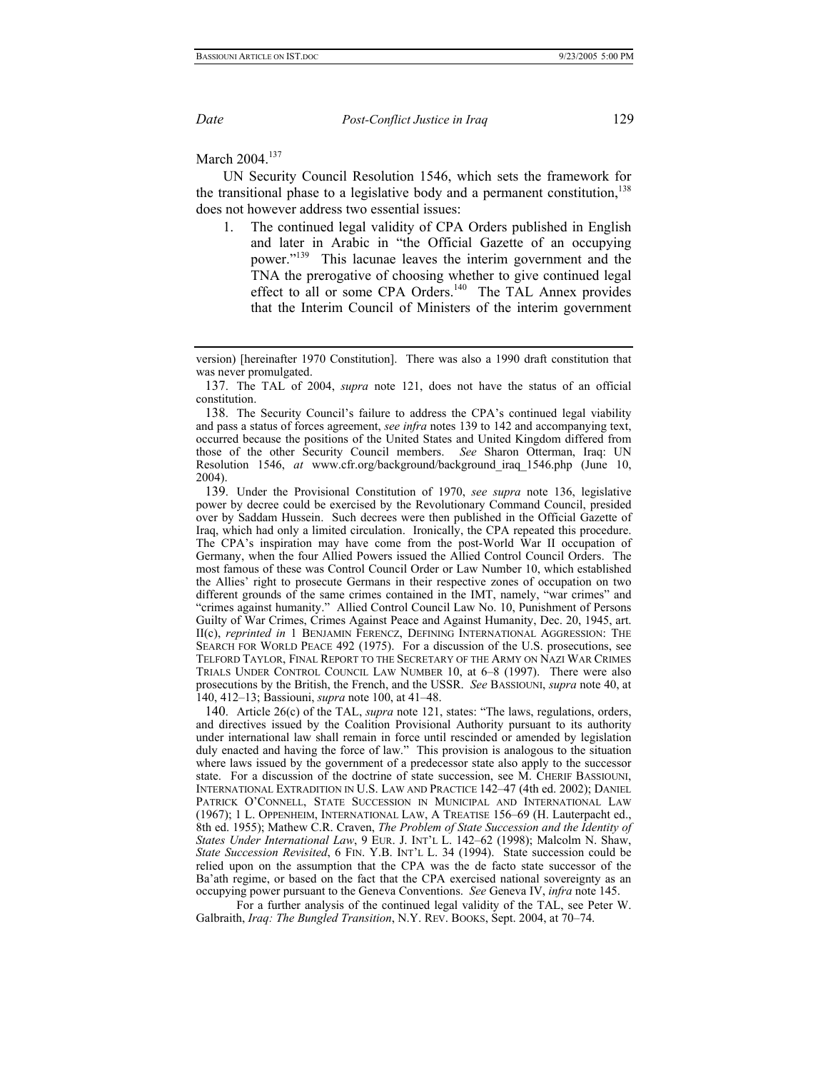March 2004.[137]

UN Security Council Resolution 1546, which sets the framework for the transitional phase to a legislative body and a permanent constitution,[138] does not however address two essential issues:

1. The continued legal validity of CPA Orders published in English and later in Arabic in "the Official Gazette of an occupying power."[139] This lacunae leaves the interim government and the TNA the prerogative of choosing whether to give continued legal effect to all or some CPA Orders.[140] The TAL Annex provides that the Interim Council of Ministers of the interim government

---

version) [hereinafter 1970 Constitution]. There was also a 1990 draft constitution that was never promulgated.

137. The TAL of 2004, *supra* note 121, does not have the status of an official constitution.

138. The Security Council's failure to address the CPA's continued legal viability and pass a status of forces agreement, *see infra* notes 139 to 142 and accompanying text, occurred because the positions of the United States and United Kingdom differed from those of the other Security Council members. *See* Sharon Otterman, Iraq: UN Resolution 1546, *at* www.cfr.org/background/background_iraq_1546.php (June 10, 2004).

139. Under the Provisional Constitution of 1970, *see supra* note 136, legislative power by decree could be exercised by the Revolutionary Command Council, presided over by Saddam Hussein. Such decrees were then published in the Official Gazette of Iraq, which had only a limited circulation. Ironically, the CPA repeated this procedure. The CPA's inspiration may have come from the post-World War II occupation of Germany, when the four Allied Powers issued the Allied Control Council Orders. The most famous of these was Control Council Order or Law Number 10, which established the Allies' right to prosecute Germans in their respective zones of occupation on two different grounds of the same crimes contained in the IMT, namely, "war crimes" and "crimes against humanity." Allied Control Council Law No. 10, Punishment of Persons Guilty of War Crimes, Crimes Against Peace and Against Humanity, Dec. 20, 1945, art. II(c), *reprinted in* 1 BENJAMIN FERENCZ, DEFINING INTERNATIONAL AGGRESSION: THE SEARCH FOR WORLD PEACE 492 (1975). For a discussion of the U.S. prosecutions, see TELFORD TAYLOR, FINAL REPORT TO THE SECRETARY OF THE ARMY ON NAZI WAR CRIMES TRIALS UNDER CONTROL COUNCIL LAW NUMBER 10, at 6–8 (1997). There were also prosecutions by the British, the French, and the USSR. *See* BASSIOUNI, *supra* note 40, at 140, 412–13; Bassiouni, *supra* note 100, at 41–48.

140. Article 26(c) of the TAL, *supra* note 121, states: "The laws, regulations, orders, and directives issued by the Coalition Provisional Authority pursuant to its authority under international law shall remain in force until rescinded or amended by legislation duly enacted and having the force of law." This provision is analogous to the situation where laws issued by the government of a predecessor state also apply to the successor state. For a discussion of the doctrine of state succession, see M. CHERIF BASSIOUNI, INTERNATIONAL EXTRADITION IN U.S. LAW AND PRACTICE 142–47 (4th ed. 2002); DANIEL PATRICK O'CONNELL, STATE SUCCESSION IN MUNICIPAL AND INTERNATIONAL LAW (1967); 1 L. OPPENHEIM, INTERNATIONAL LAW, A TREATISE 156–69 (H. Lauterpacht ed., 8th ed. 1955); Mathew C.R. Craven, *The Problem of State Succession and the Identity of States Under International Law*, 9 EUR. J. INT'L L. 142–62 (1998); Malcolm N. Shaw, *State Succession Revisited*, 6 FIN. Y.B. INT'L L. 34 (1994). State succession could be relied upon on the assumption that the CPA was the de facto state successor of the Ba'ath regime, or based on the fact that the CPA exercised national sovereignty as an occupying power pursuant to the Geneva Conventions. *See* Geneva IV, *infra* note 145.

For a further analysis of the continued legal validity of the TAL, see Peter W. Galbraith, *Iraq: The Bungled Transition*, N.Y. REV. BOOKS, Sept. 2004, at 70–74.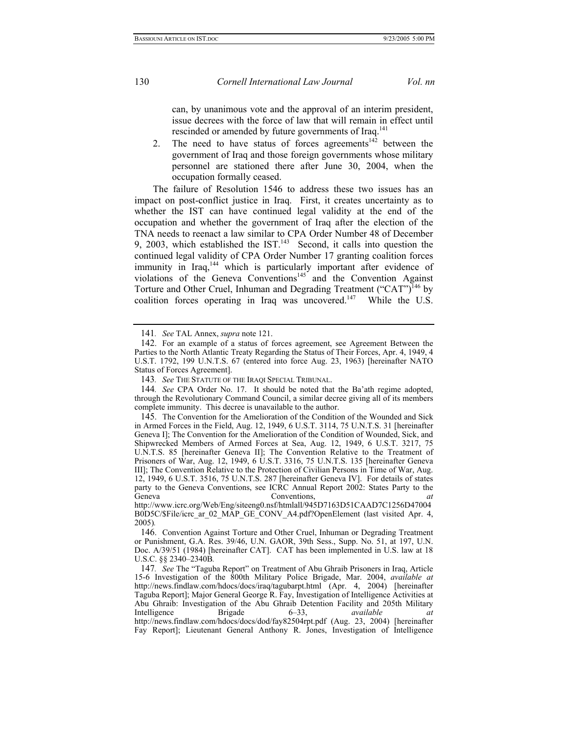can, by unanimous vote and the approval of an interim president, issue decrees with the force of law that will remain in effect until rescinded or amended by future governments of Iraq.[141]

2. The need to have status of forces agreements[142] between the government of Iraq and those foreign governments whose military personnel are stationed there after June 30, 2004, when the occupation formally ceased.

The failure of Resolution 1546 to address these two issues has an impact on post-conflict justice in Iraq. First, it creates uncertainty as to whether the IST can have continued legal validity at the end of the occupation and whether the government of Iraq after the election of the TNA needs to reenact a law similar to CPA Order Number 48 of December 9, 2003, which established the IST.[143] Second, it calls into question the continued legal validity of CPA Order Number 17 granting coalition forces immunity in Iraq,[144] which is particularly important after evidence of violations of the Geneva Conventions[145] and the Convention Against Torture and Other Cruel, Inhuman and Degrading Treatment ("CAT")[146] by coalition forces operating in Iraq was uncovered.[147] While the U.S.

---

141. *See* TAL Annex, *supra* note 121.

142. For an example of a status of forces agreement, see Agreement Between the Parties to the North Atlantic Treaty Regarding the Status of Their Forces, Apr. 4, 1949, 4 U.S.T. 1792, 199 U.N.T.S. 67 (entered into force Aug. 23, 1963) [hereinafter NATO Status of Forces Agreement].

143. *See* THE STATUTE OF THE IRAQI SPECIAL TRIBUNAL.

144. *See* CPA Order No. 17. It should be noted that the Ba'ath regime adopted, through the Revolutionary Command Council, a similar decree giving all of its members complete immunity. This decree is unavailable to the author.

145. The Convention for the Amelioration of the Condition of the Wounded and Sick in Armed Forces in the Field, Aug. 12, 1949, 6 U.S.T. 3114, 75 U.N.T.S. 31 [hereinafter Geneva I]; The Convention for the Amelioration of the Condition of Wounded, Sick, and Shipwrecked Members of Armed Forces at Sea, Aug. 12, 1949, 6 U.S.T. 3217, 75 U.N.T.S. 85 [hereinafter Geneva II]; The Convention Relative to the Treatment of Prisoners of War, Aug. 12, 1949, 6 U.S.T. 3316, 75 U.N.T.S. 135 [hereinafter Geneva III]; The Convention Relative to the Protection of Civilian Persons in Time of War, Aug. 12, 1949, 6 U.S.T. 3516, 75 U.N.T.S. 287 [hereinafter Geneva IV]. For details of states party to the Geneva Conventions, see ICRC Annual Report 2002: States Party to the Geneva Conventions, *at* http://www.icrc.org/Web/Eng/siteeng0.nsf/htmlall/945D7163D51CAAD7C1256D47004B0D5C/$File/icrc_ar_02_MAP_GE_CONV_A4.pdf?OpenElement (last visited Apr. 4, 2005).

146. Convention Against Torture and Other Cruel, Inhuman or Degrading Treatment or Punishment, G.A. Res. 39/46, U.N. GAOR, 39th Sess., Supp. No. 51, at 197, U.N. Doc. A/39/51 (1984) [hereinafter CAT]. CAT has been implemented in U.S. law at 18 U.S.C. §§ 2340–2340B.

147. *See* The "Taguba Report" on Treatment of Abu Ghraib Prisoners in Iraq, Article 15-6 Investigation of the 800th Military Police Brigade, Mar. 2004, *available at* http://news.findlaw.com/hdocs/docs/iraq/tagubarpt.html (Apr. 4, 2004) [hereinafter Taguba Report]; Major General George R. Fay, Investigation of Intelligence Activities at Abu Ghraib: Investigation of the Abu Ghraib Detention Facility and 205th Military Intelligence Brigade 6–33, *available at* http://news.findlaw.com/hdocs/docs/dod/fay82504rpt.pdf (Aug. 23, 2004) [hereinafter Fay Report]; Lieutenant General Anthony R. Jones, Investigation of Intelligence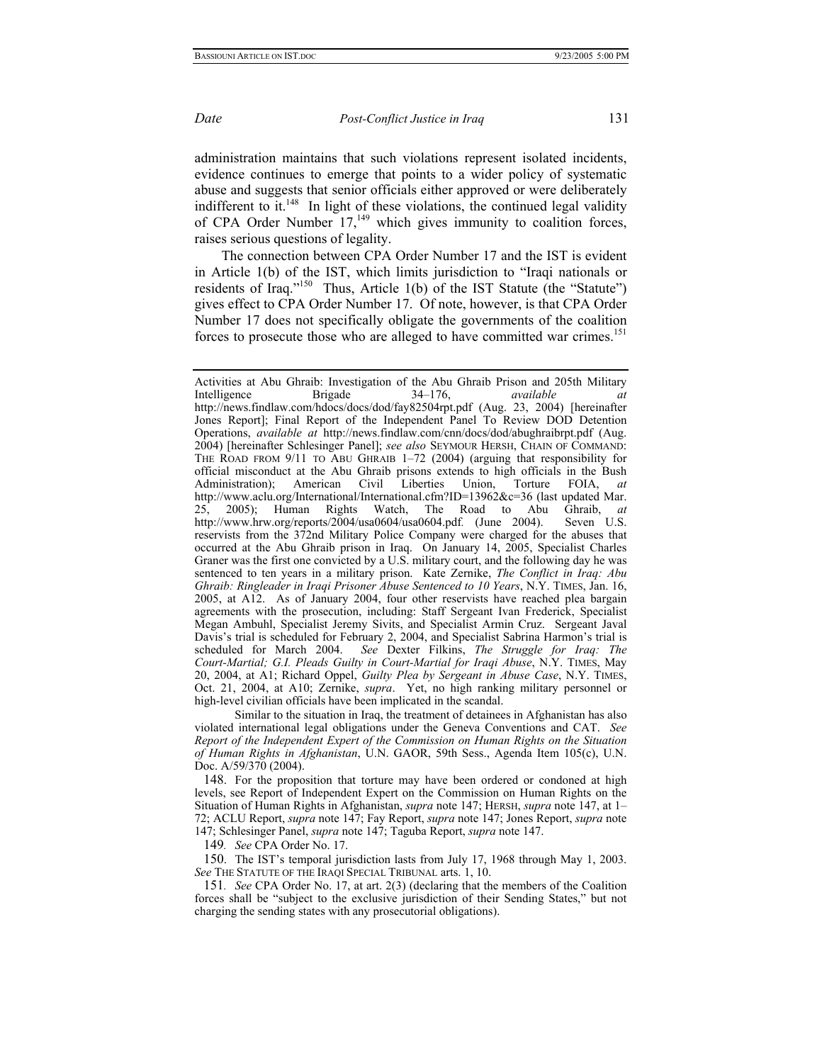administration maintains that such violations represent isolated incidents, evidence continues to emerge that points to a wider policy of systematic abuse and suggests that senior officials either approved or were deliberately indifferent to it.[148] In light of these violations, the continued legal validity of CPA Order Number 17,[149] which gives immunity to coalition forces, raises serious questions of legality.

The connection between CPA Order Number 17 and the IST is evident in Article 1(b) of the IST, which limits jurisdiction to "Iraqi nationals or residents of Iraq."[150] Thus, Article 1(b) of the IST Statute (the "Statute") gives effect to CPA Order Number 17. Of note, however, is that CPA Order Number 17 does not specifically obligate the governments of the coalition forces to prosecute those who are alleged to have committed war crimes.[151]

---

Activities at Abu Ghraib: Investigation of the Abu Ghraib Prison and 205th Military Intelligence Brigade 34–176, *available at* http://news.findlaw.com/hdocs/docs/dod/fay82504rpt.pdf (Aug. 23, 2004) [hereinafter Jones Report]; Final Report of the Independent Panel To Review DOD Detention Operations, *available at* http://news.findlaw.com/cnn/docs/dod/abughraibrpt.pdf (Aug. 2004) [hereinafter Schlesinger Panel]; *see also* SEYMOUR HERSH, CHAIN OF COMMAND: THE ROAD FROM 9/11 TO ABU GHRAIB 1–72 (2004) (arguing that responsibility for official misconduct at the Abu Ghraib prisons extends to high officials in the Bush Administration); American Civil Liberties Union, Torture FOIA, *at* http://www.aclu.org/International/International.cfm?ID=13962&c=36 (last updated Mar. 25, 2005); Human Rights Watch, The Road to Abu Ghraib, *at* http://www.hrw.org/reports/2004/usa0604/usa0604.pdf. (June 2004). Seven U.S. reservists from the 372nd Military Police Company were charged for the abuses that occurred at the Abu Ghraib prison in Iraq. On January 14, 2005, Specialist Charles Graner was the first one convicted by a U.S. military court, and the following day he was sentenced to ten years in a military prison. Kate Zernike, *The Conflict in Iraq: Abu Ghraib: Ringleader in Iraqi Prisoner Abuse Sentenced to 10 Years*, N.Y. TIMES, Jan. 16, 2005, at A12. As of January 2004, four other reservists have reached plea bargain agreements with the prosecution, including: Staff Sergeant Ivan Frederick, Specialist Megan Ambuhl, Specialist Jeremy Sivits, and Specialist Armin Cruz. Sergeant Javal Davis's trial is scheduled for February 2, 2004, and Specialist Sabrina Harmon's trial is scheduled for March 2004. *See* Dexter Filkins, *The Struggle for Iraq: The Court-Martial; G.I. Pleads Guilty in Court-Martial for Iraqi Abuse*, N.Y. TIMES, May 20, 2004, at A1; Richard Oppel, *Guilty Plea by Sergeant in Abuse Case*, N.Y. TIMES, Oct. 21, 2004, at A10; Zernike, *supra*. Yet, no high ranking military personnel or high-level civilian officials have been implicated in the scandal.

Similar to the situation in Iraq, the treatment of detainees in Afghanistan has also violated international legal obligations under the Geneva Conventions and CAT. *See Report of the Independent Expert of the Commission on Human Rights on the Situation of Human Rights in Afghanistan*, U.N. GAOR, 59th Sess., Agenda Item 105(c), U.N. Doc. A/59/370 (2004).

148. For the proposition that torture may have been ordered or condoned at high levels, see Report of Independent Expert on the Commission on Human Rights on the Situation of Human Rights in Afghanistan, *supra* note 147; HERSH, *supra* note 147, at 1–72; ACLU Report, *supra* note 147; Fay Report, *supra* note 147; Jones Report, *supra* note 147; Schlesinger Panel, *supra* note 147; Taguba Report, *supra* note 147.

149. *See* CPA Order No. 17.

150. The IST's temporal jurisdiction lasts from July 17, 1968 through May 1, 2003. *See* THE STATUTE OF THE IRAQI SPECIAL TRIBUNAL arts. 1, 10.

151. *See* CPA Order No. 17, at art. 2(3) (declaring that the members of the Coalition forces shall be "subject to the exclusive jurisdiction of their Sending States," but not charging the sending states with any prosecutorial obligations).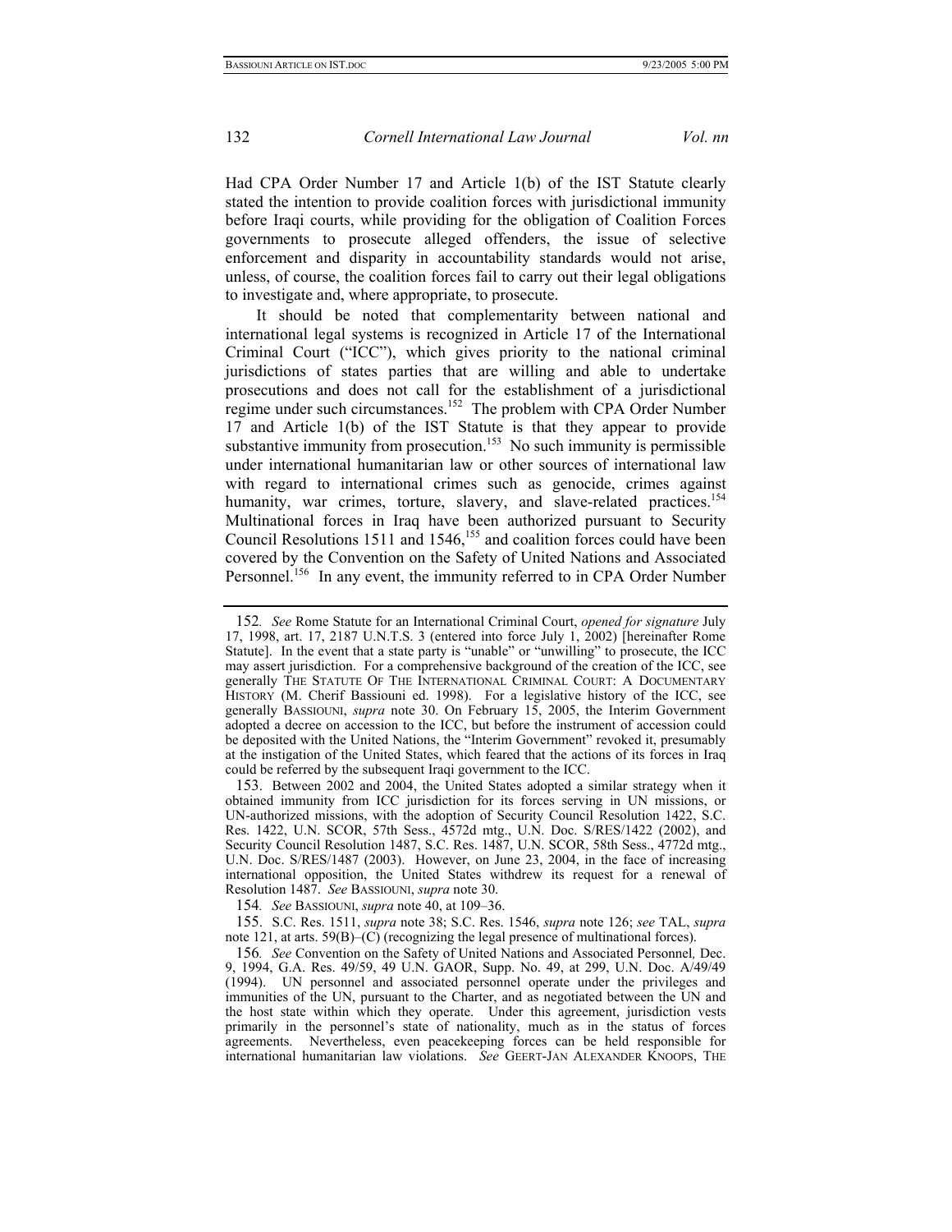Had CPA Order Number 17 and Article 1(b) of the IST Statute clearly stated the intention to provide coalition forces with jurisdictional immunity before Iraqi courts, while providing for the obligation of Coalition Forces governments to prosecute alleged offenders, the issue of selective enforcement and disparity in accountability standards would not arise, unless, of course, the coalition forces fail to carry out their legal obligations to investigate and, where appropriate, to prosecute.

It should be noted that complementarity between national and international legal systems is recognized in Article 17 of the International Criminal Court ("ICC"), which gives priority to the national criminal jurisdictions of states parties that are willing and able to undertake prosecutions and does not call for the establishment of a jurisdictional regime under such circumstances.[152] The problem with CPA Order Number 17 and Article 1(b) of the IST Statute is that they appear to provide substantive immunity from prosecution.[153] No such immunity is permissible under international humanitarian law or other sources of international law with regard to international crimes such as genocide, crimes against humanity, war crimes, torture, slavery, and slave-related practices.[154] Multinational forces in Iraq have been authorized pursuant to Security Council Resolutions 1511 and 1546,[155] and coalition forces could have been covered by the Convention on the Safety of United Nations and Associated Personnel.[156] In any event, the immunity referred to in CPA Order Number

---

152. *See* Rome Statute for an International Criminal Court, *opened for signature* July 17, 1998, art. 17, 2187 U.N.T.S. 3 (entered into force July 1, 2002) [hereinafter Rome Statute]. In the event that a state party is "unable" or "unwilling" to prosecute, the ICC may assert jurisdiction. For a comprehensive background of the creation of the ICC, see generally THE STATUTE OF THE INTERNATIONAL CRIMINAL COURT: A DOCUMENTARY HISTORY (M. Cherif Bassiouni ed. 1998). For a legislative history of the ICC, see generally BASSIOUNI, *supra* note 30. On February 15, 2005, the Interim Government adopted a decree on accession to the ICC, but before the instrument of accession could be deposited with the United Nations, the "Interim Government" revoked it, presumably at the instigation of the United States, which feared that the actions of its forces in Iraq could be referred by the subsequent Iraqi government to the ICC.

153. Between 2002 and 2004, the United States adopted a similar strategy when it obtained immunity from ICC jurisdiction for its forces serving in UN missions, or UN-authorized missions, with the adoption of Security Council Resolution 1422, S.C. Res. 1422, U.N. SCOR, 57th Sess., 4572d mtg., U.N. Doc. S/RES/1422 (2002), and Security Council Resolution 1487, S.C. Res. 1487, U.N. SCOR, 58th Sess., 4772d mtg., U.N. Doc. S/RES/1487 (2003). However, on June 23, 2004, in the face of increasing international opposition, the United States withdrew its request for a renewal of Resolution 1487. *See* BASSIOUNI, *supra* note 30.

154. *See* BASSIOUNI, *supra* note 40, at 109–36.

155. S.C. Res. 1511, *supra* note 38; S.C. Res. 1546, *supra* note 126; *see* TAL, *supra* note 121, at arts. 59(B)–(C) (recognizing the legal presence of multinational forces).

156. *See* Convention on the Safety of United Nations and Associated Personnel, Dec. 9, 1994, G.A. Res. 49/59, 49 U.N. GAOR, Supp. No. 49, at 299, U.N. Doc. A/49/49 (1994). UN personnel and associated personnel operate under the privileges and immunities of the UN, pursuant to the Charter, and as negotiated between the UN and the host state within which they operate. Under this agreement, jurisdiction vests primarily in the personnel's state of nationality, much as in the status of forces agreements. Nevertheless, even peacekeeping forces can be held responsible for international humanitarian law violations. *See* GEERT-JAN ALEXANDER KNOOPS, THE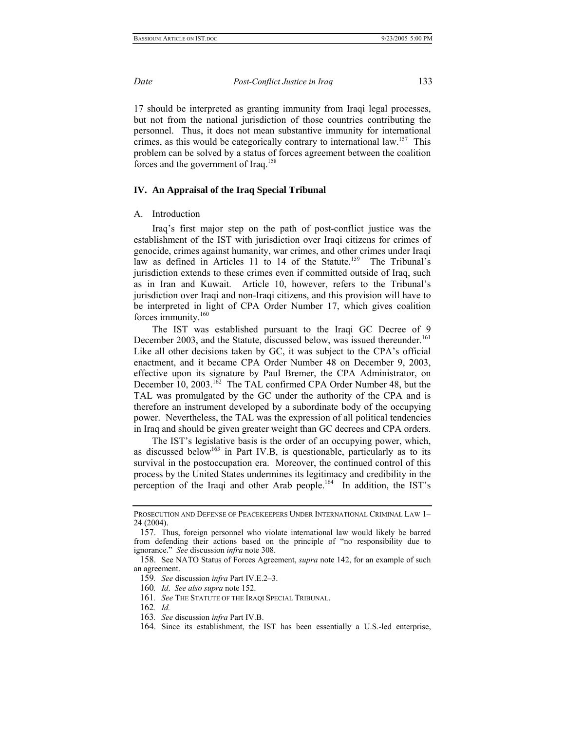17 should be interpreted as granting immunity from Iraqi legal processes, but not from the national jurisdiction of those countries contributing the personnel. Thus, it does not mean substantive immunity for international crimes, as this would be categorically contrary to international law.[157] This problem can be solved by a status of forces agreement between the coalition forces and the government of Iraq.[158]

## IV. An Appraisal of the Iraq Special Tribunal

### A. Introduction

Iraq's first major step on the path of post-conflict justice was the establishment of the IST with jurisdiction over Iraqi citizens for crimes of genocide, crimes against humanity, war crimes, and other crimes under Iraqi law as defined in Articles 11 to 14 of the Statute.[159] The Tribunal's jurisdiction extends to these crimes even if committed outside of Iraq, such as in Iran and Kuwait. Article 10, however, refers to the Tribunal's jurisdiction over Iraqi and non-Iraqi citizens, and this provision will have to be interpreted in light of CPA Order Number 17, which gives coalition forces immunity.[160]

The IST was established pursuant to the Iraqi GC Decree of 9 December 2003, and the Statute, discussed below, was issued thereunder.[161] Like all other decisions taken by GC, it was subject to the CPA's official enactment, and it became CPA Order Number 48 on December 9, 2003, effective upon its signature by Paul Bremer, the CPA Administrator, on December 10, 2003.[162] The TAL confirmed CPA Order Number 48, but the TAL was promulgated by the GC under the authority of the CPA and is therefore an instrument developed by a subordinate body of the occupying power. Nevertheless, the TAL was the expression of all political tendencies in Iraq and should be given greater weight than GC decrees and CPA orders.

The IST's legislative basis is the order of an occupying power, which, as discussed below[163] in Part IV.B, is questionable, particularly as to its survival in the postoccupation era. Moreover, the continued control of this process by the United States undermines its legitimacy and credibility in the perception of the Iraqi and other Arab people.[164] In addition, the IST's

---

PROSECUTION AND DEFENSE OF PEACEKEEPERS UNDER INTERNATIONAL CRIMINAL LAW 1–24 (2004).

157. Thus, foreign personnel who violate international law would likely be barred from defending their actions based on the principle of "no responsibility due to ignorance." *See* discussion *infra* note 308.

158. See NATO Status of Forces Agreement, *supra* note 142, for an example of such an agreement.

159. *See* discussion *infra* Part IV.E.2–3.

160. *Id*. *See also supra* note 152.

161. *See* THE STATUTE OF THE IRAQI SPECIAL TRIBUNAL.

162. *Id.*

163. *See* discussion *infra* Part IV.B.

164. Since its establishment, the IST has been essentially a U.S.-led enterprise,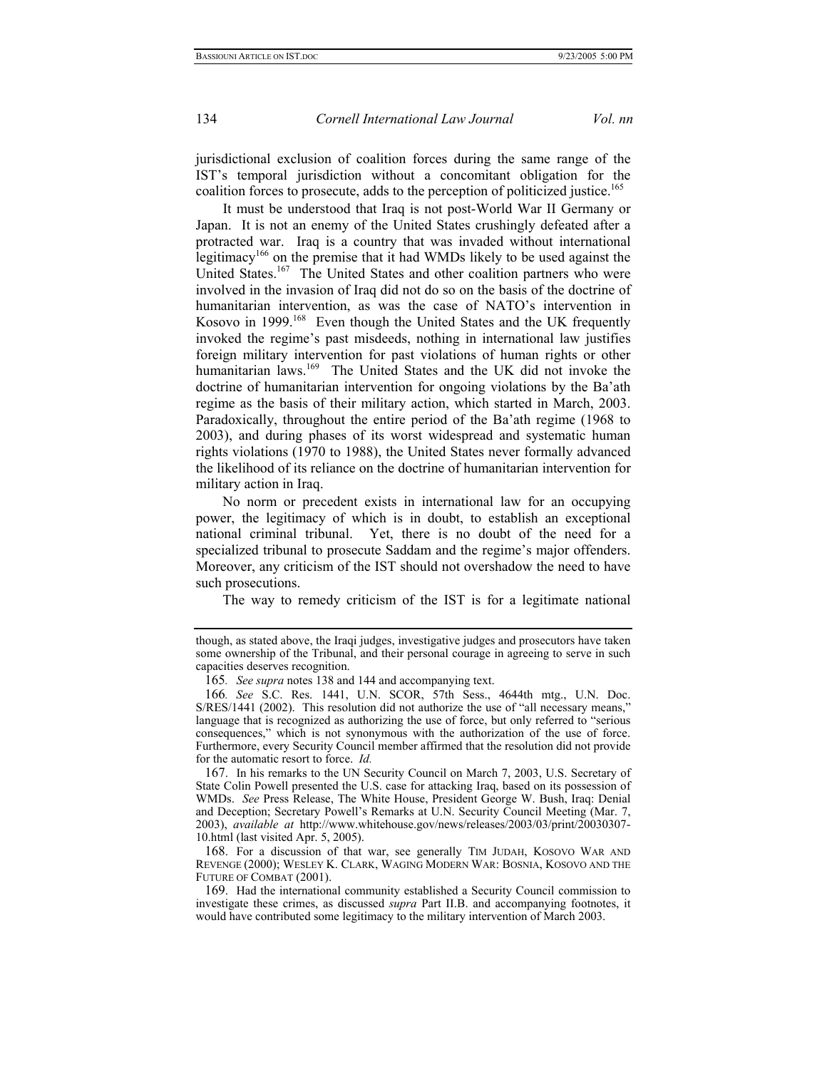jurisdictional exclusion of coalition forces during the same range of the IST's temporal jurisdiction without a concomitant obligation for the coalition forces to prosecute, adds to the perception of politicized justice.[165]

It must be understood that Iraq is not post-World War II Germany or Japan. It is not an enemy of the United States crushingly defeated after a protracted war. Iraq is a country that was invaded without international legitimacy[166] on the premise that it had WMDs likely to be used against the United States.[167] The United States and other coalition partners who were involved in the invasion of Iraq did not do so on the basis of the doctrine of humanitarian intervention, as was the case of NATO's intervention in Kosovo in 1999.[168] Even though the United States and the UK frequently invoked the regime's past misdeeds, nothing in international law justifies foreign military intervention for past violations of human rights or other humanitarian laws.[169] The United States and the UK did not invoke the doctrine of humanitarian intervention for ongoing violations by the Ba'ath regime as the basis of their military action, which started in March, 2003. Paradoxically, throughout the entire period of the Ba'ath regime (1968 to 2003), and during phases of its worst widespread and systematic human rights violations (1970 to 1988), the United States never formally advanced the likelihood of its reliance on the doctrine of humanitarian intervention for military action in Iraq.

No norm or precedent exists in international law for an occupying power, the legitimacy of which is in doubt, to establish an exceptional national criminal tribunal. Yet, there is no doubt of the need for a specialized tribunal to prosecute Saddam and the regime's major offenders. Moreover, any criticism of the IST should not overshadow the need to have such prosecutions.

The way to remedy criticism of the IST is for a legitimate national

---

though, as stated above, the Iraqi judges, investigative judges and prosecutors have taken some ownership of the Tribunal, and their personal courage in agreeing to serve in such capacities deserves recognition.

165. *See supra* notes 138 and 144 and accompanying text.

166. *See* S.C. Res. 1441, U.N. SCOR, 57th Sess., 4644th mtg., U.N. Doc. S/RES/1441 (2002). This resolution did not authorize the use of "all necessary means," language that is recognized as authorizing the use of force, but only referred to "serious consequences," which is not synonymous with the authorization of the use of force. Furthermore, every Security Council member affirmed that the resolution did not provide for the automatic resort to force. *Id.*

167. In his remarks to the UN Security Council on March 7, 2003, U.S. Secretary of State Colin Powell presented the U.S. case for attacking Iraq, based on its possession of WMDs. *See* Press Release, The White House, President George W. Bush, Iraq: Denial and Deception; Secretary Powell's Remarks at U.N. Security Council Meeting (Mar. 7, 2003), *available at* http://www.whitehouse.gov/news/releases/2003/03/print/20030307-10.html (last visited Apr. 5, 2005).

168. For a discussion of that war, see generally TIM JUDAH, KOSOVO WAR AND REVENGE (2000); WESLEY K. CLARK, WAGING MODERN WAR: BOSNIA, KOSOVO AND THE FUTURE OF COMBAT (2001).

169. Had the international community established a Security Council commission to investigate these crimes, as discussed *supra* Part II.B. and accompanying footnotes, it would have contributed some legitimacy to the military intervention of March 2003.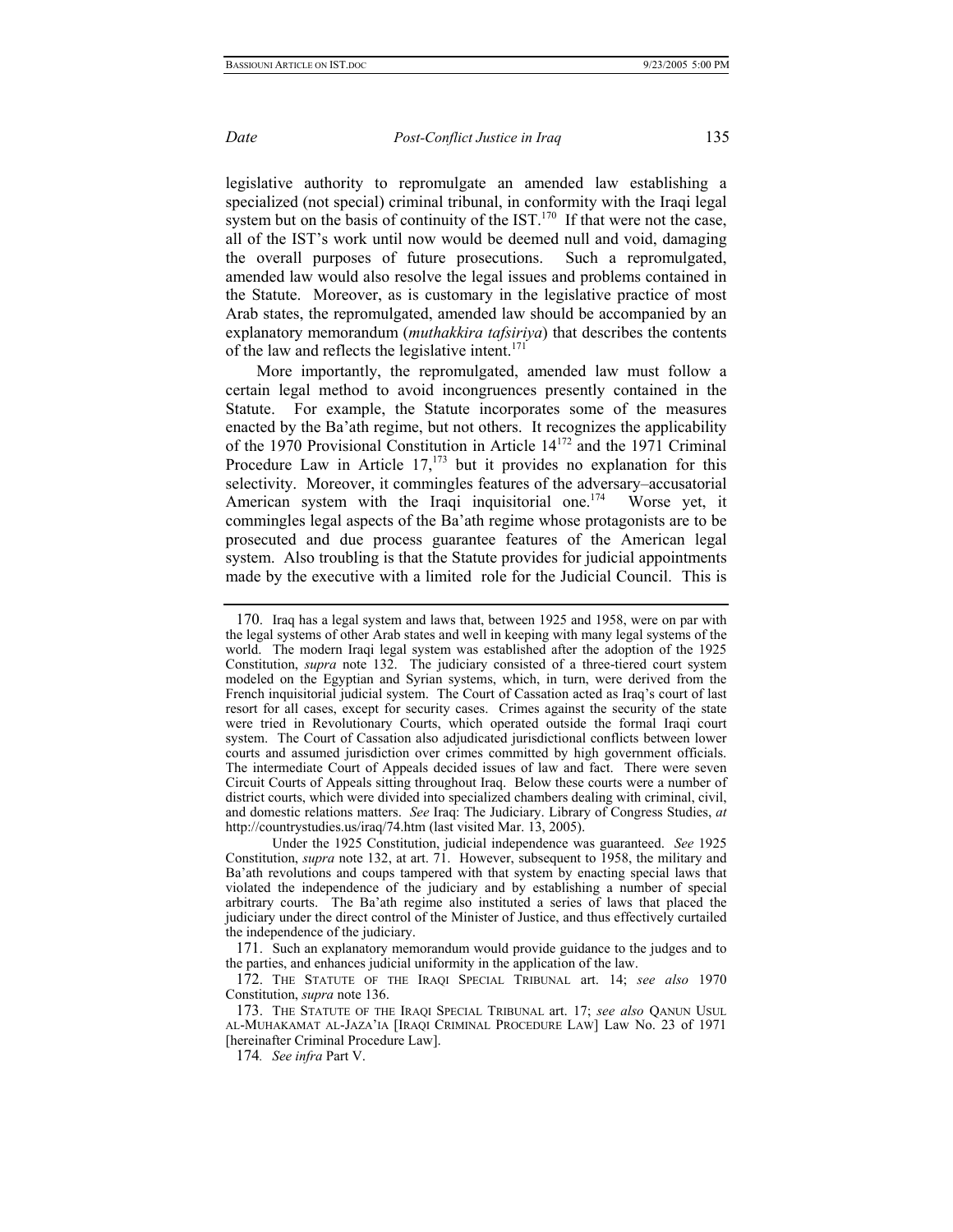legislative authority to repromulgate an amended law establishing a specialized (not special) criminal tribunal, in conformity with the Iraqi legal system but on the basis of continuity of the IST.[170] If that were not the case, all of the IST's work until now would be deemed null and void, damaging the overall purposes of future prosecutions. Such a repromulgated, amended law would also resolve the legal issues and problems contained in the Statute. Moreover, as is customary in the legislative practice of most Arab states, the repromulgated, amended law should be accompanied by an explanatory memorandum (*muthakkira tafsiriya*) that describes the contents of the law and reflects the legislative intent.[171]

More importantly, the repromulgated, amended law must follow a certain legal method to avoid incongruences presently contained in the Statute. For example, the Statute incorporates some of the measures enacted by the Ba'ath regime, but not others. It recognizes the applicability of the 1970 Provisional Constitution in Article 14[172] and the 1971 Criminal Procedure Law in Article 17,[173] but it provides no explanation for this selectivity. Moreover, it commingles features of the adversary–accusatorial American system with the Iraqi inquisitorial one.[174] Worse yet, it commingles legal aspects of the Ba'ath regime whose protagonists are to be prosecuted and due process guarantee features of the American legal system. Also troubling is that the Statute provides for judicial appointments made by the executive with a limited role for the Judicial Council. This is

---

170. Iraq has a legal system and laws that, between 1925 and 1958, were on par with the legal systems of other Arab states and well in keeping with many legal systems of the world. The modern Iraqi legal system was established after the adoption of the 1925 Constitution, *supra* note 132. The judiciary consisted of a three-tiered court system modeled on the Egyptian and Syrian systems, which, in turn, were derived from the French inquisitorial judicial system. The Court of Cassation acted as Iraq's court of last resort for all cases, except for security cases. Crimes against the security of the state were tried in Revolutionary Courts, which operated outside the formal Iraqi court system. The Court of Cassation also adjudicated jurisdictional conflicts between lower courts and assumed jurisdiction over crimes committed by high government officials. The intermediate Court of Appeals decided issues of law and fact. There were seven Circuit Courts of Appeals sitting throughout Iraq. Below these courts were a number of district courts, which were divided into specialized chambers dealing with criminal, civil, and domestic relations matters. *See* Iraq: The Judiciary. Library of Congress Studies, *at* http://countrystudies.us/iraq/74.htm (last visited Mar. 13, 2005).

Under the 1925 Constitution, judicial independence was guaranteed. *See* 1925 Constitution, *supra* note 132, at art. 71. However, subsequent to 1958, the military and Ba'ath revolutions and coups tampered with that system by enacting special laws that violated the independence of the judiciary and by establishing a number of special arbitrary courts. The Ba'ath regime also instituted a series of laws that placed the judiciary under the direct control of the Minister of Justice, and thus effectively curtailed the independence of the judiciary.

171. Such an explanatory memorandum would provide guidance to the judges and to the parties, and enhances judicial uniformity in the application of the law.

172. THE STATUTE OF THE IRAQI SPECIAL TRIBUNAL art. 14; *see also* 1970 Constitution, *supra* note 136.

173. THE STATUTE OF THE IRAQI SPECIAL TRIBUNAL art. 17; *see also* QANUN USUL AL-MUHAKAMAT AL-JAZA'IA [IRAQI CRIMINAL PROCEDURE LAW] Law No. 23 of 1971 [hereinafter Criminal Procedure Law].

174. *See infra* Part V.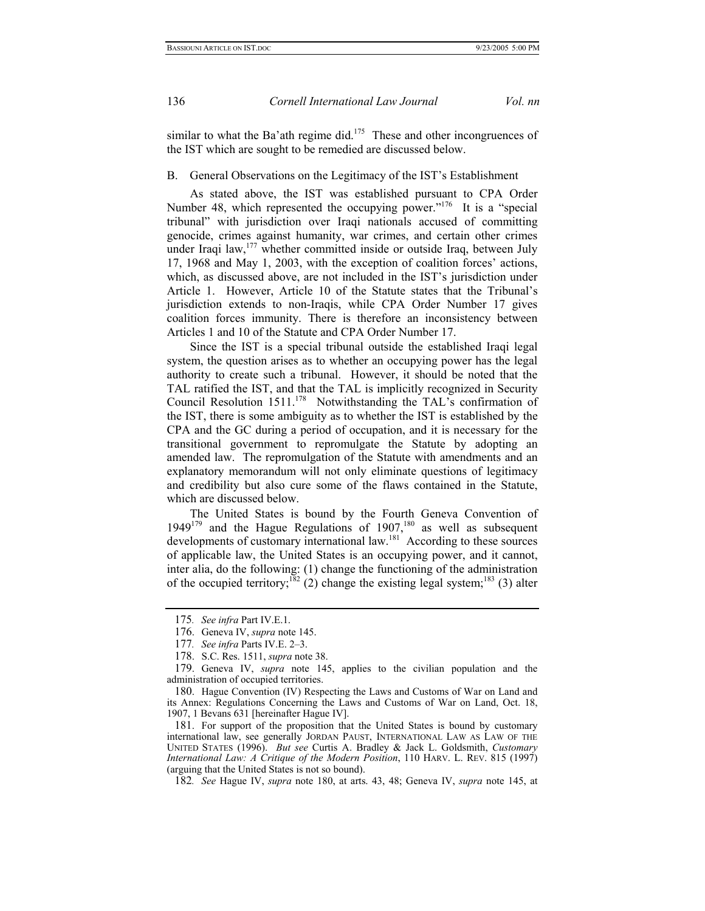similar to what the Ba'ath regime did.[175] These and other incongruences of the IST which are sought to be remedied are discussed below.

### B. General Observations on the Legitimacy of the IST's Establishment

As stated above, the IST was established pursuant to CPA Order Number 48, which represented the occupying power."[176] It is a "special tribunal" with jurisdiction over Iraqi nationals accused of committing genocide, crimes against humanity, war crimes, and certain other crimes under Iraqi law,[177] whether committed inside or outside Iraq, between July 17, 1968 and May 1, 2003, with the exception of coalition forces' actions, which, as discussed above, are not included in the IST's jurisdiction under Article 1. However, Article 10 of the Statute states that the Tribunal's jurisdiction extends to non-Iraqis, while CPA Order Number 17 gives coalition forces immunity. There is therefore an inconsistency between Articles 1 and 10 of the Statute and CPA Order Number 17.

Since the IST is a special tribunal outside the established Iraqi legal system, the question arises as to whether an occupying power has the legal authority to create such a tribunal. However, it should be noted that the TAL ratified the IST, and that the TAL is implicitly recognized in Security Council Resolution 1511.[178] Notwithstanding the TAL's confirmation of the IST, there is some ambiguity as to whether the IST is established by the CPA and the GC during a period of occupation, and it is necessary for the transitional government to repromulgate the Statute by adopting an amended law. The repromulgation of the Statute with amendments and an explanatory memorandum will not only eliminate questions of legitimacy and credibility but also cure some of the flaws contained in the Statute, which are discussed below.

The United States is bound by the Fourth Geneva Convention of 1949[179] and the Hague Regulations of 1907,[180] as well as subsequent developments of customary international law.[181] According to these sources of applicable law, the United States is an occupying power, and it cannot, inter alia, do the following: (1) change the functioning of the administration of the occupied territory;[182] (2) change the existing legal system;[183] (3) alter

---

175. *See infra* Part IV.E.1.

176. Geneva IV, *supra* note 145.

177. *See infra* Parts IV.E. 2–3.

178. S.C. Res. 1511, *supra* note 38.

179. Geneva IV, *supra* note 145, applies to the civilian population and the administration of occupied territories.

180. Hague Convention (IV) Respecting the Laws and Customs of War on Land and its Annex: Regulations Concerning the Laws and Customs of War on Land, Oct. 18, 1907, 1 Bevans 631 [hereinafter Hague IV].

181. For support of the proposition that the United States is bound by customary international law, see generally JORDAN PAUST, INTERNATIONAL LAW AS LAW OF THE UNITED STATES (1996). *But see* Curtis A. Bradley & Jack L. Goldsmith, *Customary International Law: A Critique of the Modern Position*, 110 HARV. L. REV. 815 (1997) (arguing that the United States is not so bound).

182. *See* Hague IV, *supra* note 180, at arts. 43, 48; Geneva IV, *supra* note 145, at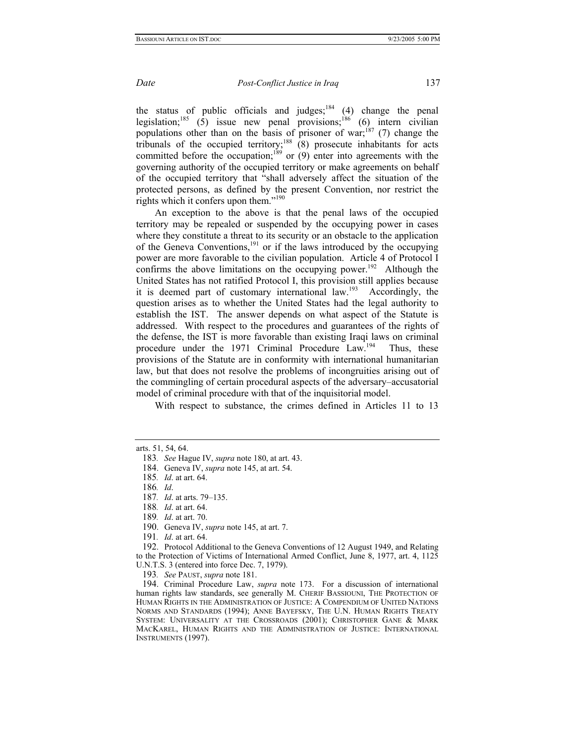the status of public officials and judges;[184] (4) change the penal legislation;[185] (5) issue new penal provisions;[186] (6) intern civilian populations other than on the basis of prisoner of war;[187] (7) change the tribunals of the occupied territory;[188] (8) prosecute inhabitants for acts committed before the occupation;[189] or (9) enter into agreements with the governing authority of the occupied territory or make agreements on behalf of the occupied territory that "shall adversely affect the situation of the protected persons, as defined by the present Convention, nor restrict the rights which it confers upon them."[190]

An exception to the above is that the penal laws of the occupied territory may be repealed or suspended by the occupying power in cases where they constitute a threat to its security or an obstacle to the application of the Geneva Conventions,[191] or if the laws introduced by the occupying power are more favorable to the civilian population. Article 4 of Protocol I confirms the above limitations on the occupying power.[192] Although the United States has not ratified Protocol I, this provision still applies because it is deemed part of customary international law.[193] Accordingly, the question arises as to whether the United States had the legal authority to establish the IST. The answer depends on what aspect of the Statute is addressed. With respect to the procedures and guarantees of the rights of the defense, the IST is more favorable than existing Iraqi laws on criminal procedure under the 1971 Criminal Procedure Law.[194] Thus, these provisions of the Statute are in conformity with international humanitarian law, but that does not resolve the problems of incongruities arising out of the commingling of certain procedural aspects of the adversary–accusatorial model of criminal procedure with that of the inquisitorial model.

With respect to substance, the crimes defined in Articles 11 to 13

---

arts. 51, 54, 64.

183. *See* Hague IV, *supra* note 180, at art. 43.

184. Geneva IV, *supra* note 145, at art. 54.

185. *Id*. at art. 64.

186. *Id*.

187. *Id*. at arts. 79–135.

188. *Id*. at art. 64.

189. *Id*. at art. 70.

190. Geneva IV, *supra* note 145, at art. 7.

191. *Id*. at art. 64.

192. Protocol Additional to the Geneva Conventions of 12 August 1949, and Relating to the Protection of Victims of International Armed Conflict, June 8, 1977, art. 4, 1125 U.N.T.S. 3 (entered into force Dec. 7, 1979).

193. *See* PAUST, *supra* note 181.

194. Criminal Procedure Law, *supra* note 173. For a discussion of international human rights law standards, see generally M. CHERIF BASSIOUNI, THE PROTECTION OF HUMAN RIGHTS IN THE ADMINISTRATION OF JUSTICE: A COMPENDIUM OF UNITED NATIONS NORMS AND STANDARDS (1994); ANNE BAYEFSKY, THE U.N. HUMAN RIGHTS TREATY SYSTEM: UNIVERSALITY AT THE CROSSROADS (2001); CHRISTOPHER GANE & MARK MACKAREL, HUMAN RIGHTS AND THE ADMINISTRATION OF JUSTICE: INTERNATIONAL INSTRUMENTS (1997).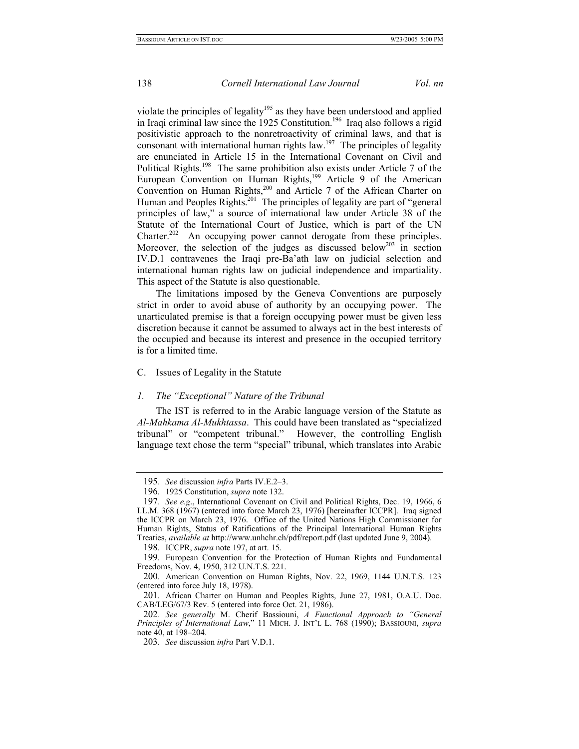violate the principles of legality[195] as they have been understood and applied in Iraqi criminal law since the 1925 Constitution.[196] Iraq also follows a rigid positivistic approach to the nonretroactivity of criminal laws, and that is consonant with international human rights law.[197] The principles of legality are enunciated in Article 15 in the International Covenant on Civil and Political Rights.[198] The same prohibition also exists under Article 7 of the European Convention on Human Rights,[199] Article 9 of the American Convention on Human Rights,[200] and Article 7 of the African Charter on Human and Peoples Rights.[201] The principles of legality are part of "general principles of law," a source of international law under Article 38 of the Statute of the International Court of Justice, which is part of the UN Charter.[202] An occupying power cannot derogate from these principles. Moreover, the selection of the judges as discussed below[203] in section IV.D.1 contravenes the Iraqi pre-Ba'ath law on judicial selection and international human rights law on judicial independence and impartiality. This aspect of the Statute is also questionable.

The limitations imposed by the Geneva Conventions are purposely strict in order to avoid abuse of authority by an occupying power. The unarticulated premise is that a foreign occupying power must be given less discretion because it cannot be assumed to always act in the best interests of the occupied and because its interest and presence in the occupied territory is for a limited time.

## C. Issues of Legality in the Statute

### *1. The "Exceptional" Nature of the Tribunal*

The IST is referred to in the Arabic language version of the Statute as *Al-Mahkama Al-Mukhtassa*. This could have been translated as "specialized tribunal" or "competent tribunal." However, the controlling English language text chose the term "special" tribunal, which translates into Arabic

---

195. *See* discussion *infra* Parts IV.E.2–3.

196. 1925 Constitution, *supra* note 132.

197. *See e.g.*, International Covenant on Civil and Political Rights, Dec. 19, 1966, 6 I.L.M. 368 (1967) (entered into force March 23, 1976) [hereinafter ICCPR]. Iraq signed the ICCPR on March 23, 1976. Office of the United Nations High Commissioner for Human Rights, Status of Ratifications of the Principal International Human Rights Treaties, *available at* http://www.unhchr.ch/pdf/report.pdf (last updated June 9, 2004).

198. ICCPR, *supra* note 197, at art. 15.

199. European Convention for the Protection of Human Rights and Fundamental Freedoms, Nov. 4, 1950, 312 U.N.T.S. 221.

200. American Convention on Human Rights, Nov. 22, 1969, 1144 U.N.T.S. 123 (entered into force July 18, 1978).

201. African Charter on Human and Peoples Rights, June 27, 1981, O.A.U. Doc. CAB/LEG/67/3 Rev. 5 (entered into force Oct. 21, 1986).

202. *See generally* M. Cherif Bassiouni, *A Functional Approach to "General Principles of International Law*," 11 MICH. J. INT'L L. 768 (1990); BASSIOUNI, *supra* note 40, at 198–204.

203. *See* discussion *infra* Part V.D.1.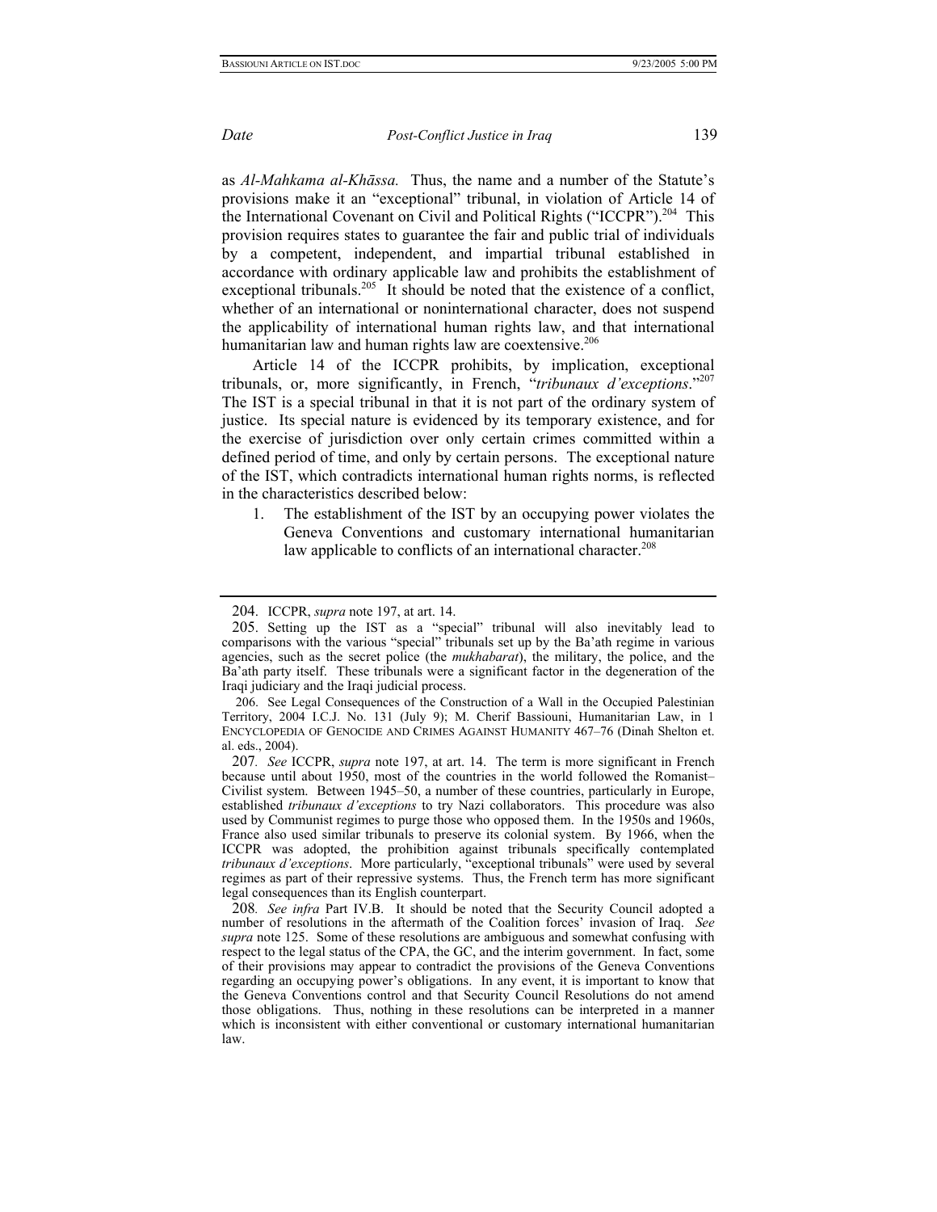as *Al-Mahkama al-Khāssa.* Thus, the name and a number of the Statute's provisions make it an "exceptional" tribunal, in violation of Article 14 of the International Covenant on Civil and Political Rights ("ICCPR").[204] This provision requires states to guarantee the fair and public trial of individuals by a competent, independent, and impartial tribunal established in accordance with ordinary applicable law and prohibits the establishment of exceptional tribunals.[205] It should be noted that the existence of a conflict, whether of an international or noninternational character, does not suspend the applicability of international human rights law, and that international humanitarian law and human rights law are coextensive.[206]

Article 14 of the ICCPR prohibits, by implication, exceptional tribunals, or, more significantly, in French, "*tribunaux d'exceptions*."[207] The IST is a special tribunal in that it is not part of the ordinary system of justice. Its special nature is evidenced by its temporary existence, and for the exercise of jurisdiction over only certain crimes committed within a defined period of time, and only by certain persons. The exceptional nature of the IST, which contradicts international human rights norms, is reflected in the characteristics described below:

1. The establishment of the IST by an occupying power violates the Geneva Conventions and customary international humanitarian law applicable to conflicts of an international character.[208]

---

204. ICCPR, *supra* note 197, at art. 14.

205. Setting up the IST as a "special" tribunal will also inevitably lead to comparisons with the various "special" tribunals set up by the Ba'ath regime in various agencies, such as the secret police (the *mukhabarat*), the military, the police, and the Ba'ath party itself. These tribunals were a significant factor in the degeneration of the Iraqi judiciary and the Iraqi judicial process.

206. See Legal Consequences of the Construction of a Wall in the Occupied Palestinian Territory, 2004 I.C.J. No. 131 (July 9); M. Cherif Bassiouni, Humanitarian Law, in 1 ENCYCLOPEDIA OF GENOCIDE AND CRIMES AGAINST HUMANITY 467–76 (Dinah Shelton et. al. eds., 2004).

207. *See* ICCPR, *supra* note 197, at art. 14. The term is more significant in French because until about 1950, most of the countries in the world followed the Romanist–Civilist system. Between 1945–50, a number of these countries, particularly in Europe, established *tribunaux d'exceptions* to try Nazi collaborators. This procedure was also used by Communist regimes to purge those who opposed them. In the 1950s and 1960s, France also used similar tribunals to preserve its colonial system. By 1966, when the ICCPR was adopted, the prohibition against tribunals specifically contemplated *tribunaux d'exceptions*. More particularly, "exceptional tribunals" were used by several regimes as part of their repressive systems. Thus, the French term has more significant legal consequences than its English counterpart.

208. *See infra* Part IV.B. It should be noted that the Security Council adopted a number of resolutions in the aftermath of the Coalition forces' invasion of Iraq. *See supra* note 125. Some of these resolutions are ambiguous and somewhat confusing with respect to the legal status of the CPA, the GC, and the interim government. In fact, some of their provisions may appear to contradict the provisions of the Geneva Conventions regarding an occupying power's obligations. In any event, it is important to know that the Geneva Conventions control and that Security Council Resolutions do not amend those obligations. Thus, nothing in these resolutions can be interpreted in a manner which is inconsistent with either conventional or customary international humanitarian law.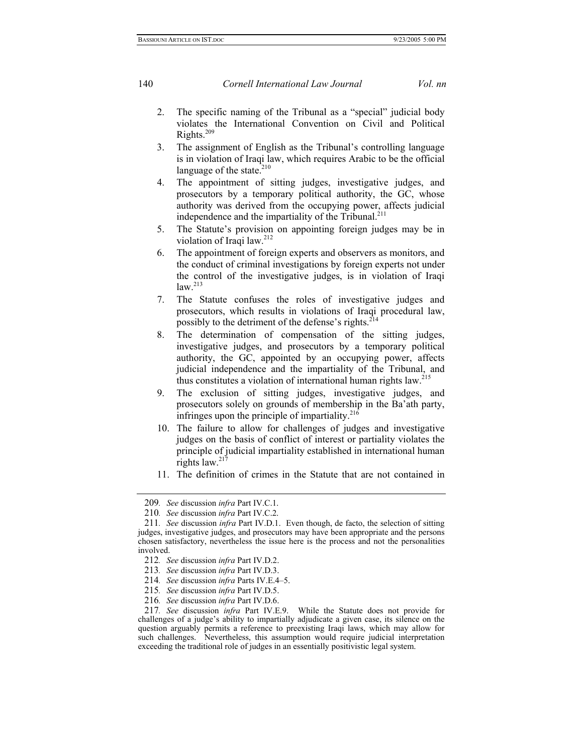2. The specific naming of the Tribunal as a "special" judicial body violates the International Convention on Civil and Political Rights.[209]
3. The assignment of English as the Tribunal's controlling language is in violation of Iraqi law, which requires Arabic to be the official language of the state.[210]
4. The appointment of sitting judges, investigative judges, and prosecutors by a temporary political authority, the GC, whose authority was derived from the occupying power, affects judicial independence and the impartiality of the Tribunal.[211]
5. The Statute's provision on appointing foreign judges may be in violation of Iraqi law.[212]
6. The appointment of foreign experts and observers as monitors, and the conduct of criminal investigations by foreign experts not under the control of the investigative judges, is in violation of Iraqi law.[213]
7. The Statute confuses the roles of investigative judges and prosecutors, which results in violations of Iraqi procedural law, possibly to the detriment of the defense's rights.[214]
8. The determination of compensation of the sitting judges, investigative judges, and prosecutors by a temporary political authority, the GC, appointed by an occupying power, affects judicial independence and the impartiality of the Tribunal, and thus constitutes a violation of international human rights law.[215]
9. The exclusion of sitting judges, investigative judges, and prosecutors solely on grounds of membership in the Ba'ath party, infringes upon the principle of impartiality.[216]
10. The failure to allow for challenges of judges and investigative judges on the basis of conflict of interest or partiality violates the principle of judicial impartiality established in international human rights law.[217]
11. The definition of crimes in the Statute that are not contained in

---

209. *See* discussion *infra* Part IV.C.1.

210. *See* discussion *infra* Part IV.C.2.

211. *See* discussion *infra* Part IV.D.1. Even though, de facto, the selection of sitting judges, investigative judges, and prosecutors may have been appropriate and the persons chosen satisfactory, nevertheless the issue here is the process and not the personalities involved.

212. *See* discussion *infra* Part IV.D.2.

213. *See* discussion *infra* Part IV.D.3.

214. *See* discussion *infra* Parts IV.E.4–5.

215. *See* discussion *infra* Part IV.D.5.

216. *See* discussion *infra* Part IV.D.6.

217. *See* discussion *infra* Part IV.E.9. While the Statute does not provide for challenges of a judge's ability to impartially adjudicate a given case, its silence on the question arguably permits a reference to preexisting Iraqi laws, which may allow for such challenges. Nevertheless, this assumption would require judicial interpretation exceeding the traditional role of judges in an essentially positivistic legal system.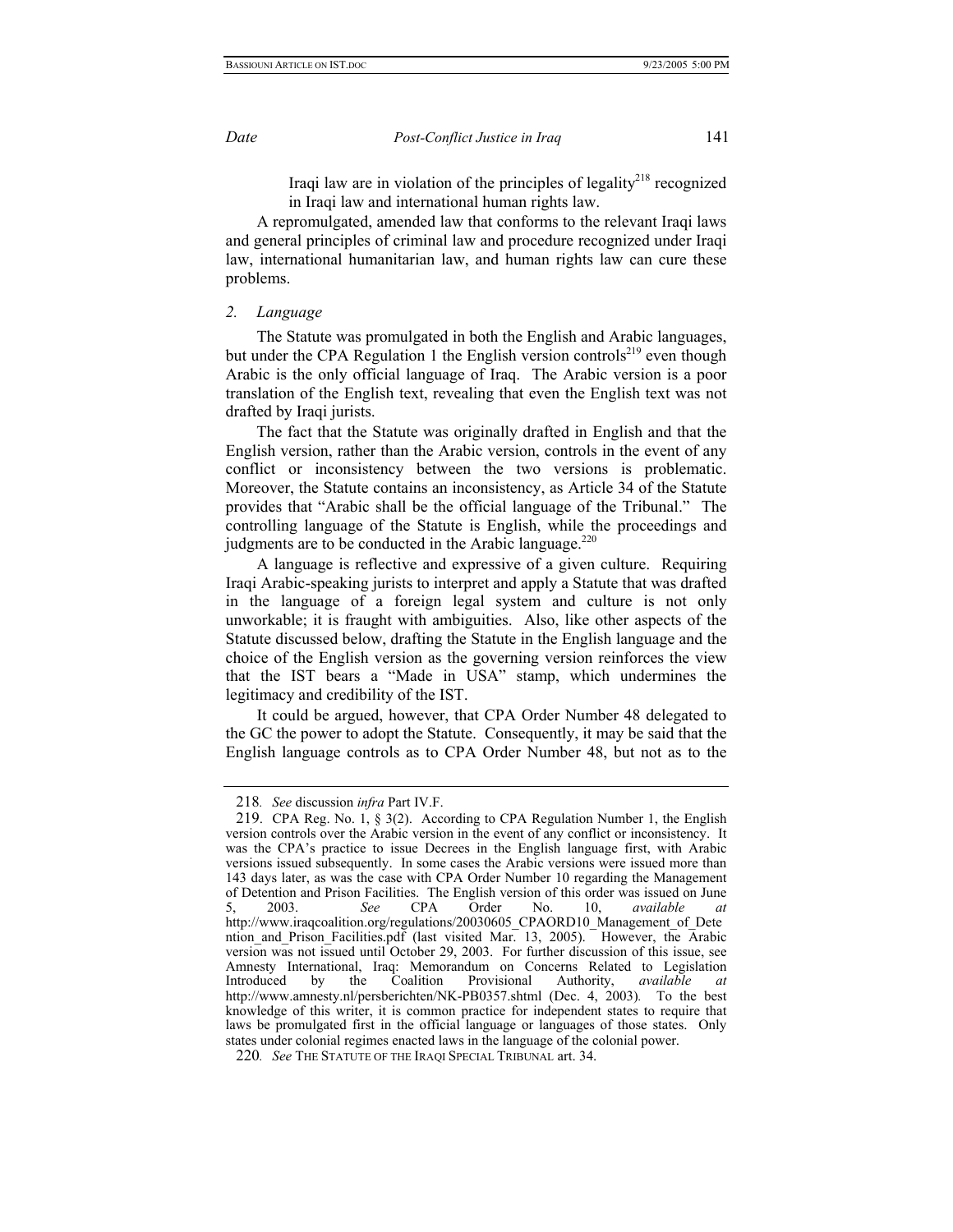Iraqi law are in violation of the principles of legality[218] recognized in Iraqi law and international human rights law.

A repromulgated, amended law that conforms to the relevant Iraqi laws and general principles of criminal law and procedure recognized under Iraqi law, international humanitarian law, and human rights law can cure these problems.

*2. Language*

The Statute was promulgated in both the English and Arabic languages, but under the CPA Regulation 1 the English version controls[219] even though Arabic is the only official language of Iraq. The Arabic version is a poor translation of the English text, revealing that even the English text was not drafted by Iraqi jurists.

The fact that the Statute was originally drafted in English and that the English version, rather than the Arabic version, controls in the event of any conflict or inconsistency between the two versions is problematic. Moreover, the Statute contains an inconsistency, as Article 34 of the Statute provides that "Arabic shall be the official language of the Tribunal." The controlling language of the Statute is English, while the proceedings and judgments are to be conducted in the Arabic language.[220]

A language is reflective and expressive of a given culture. Requiring Iraqi Arabic-speaking jurists to interpret and apply a Statute that was drafted in the language of a foreign legal system and culture is not only unworkable; it is fraught with ambiguities. Also, like other aspects of the Statute discussed below, drafting the Statute in the English language and the choice of the English version as the governing version reinforces the view that the IST bears a "Made in USA" stamp, which undermines the legitimacy and credibility of the IST.

It could be argued, however, that CPA Order Number 48 delegated to the GC the power to adopt the Statute. Consequently, it may be said that the English language controls as to CPA Order Number 48, but not as to the

---

218. *See* discussion *infra* Part IV.F.

219. CPA Reg. No. 1, § 3(2). According to CPA Regulation Number 1, the English version controls over the Arabic version in the event of any conflict or inconsistency. It was the CPA's practice to issue Decrees in the English language first, with Arabic versions issued subsequently. In some cases the Arabic versions were issued more than 143 days later, as was the case with CPA Order Number 10 regarding the Management of Detention and Prison Facilities. The English version of this order was issued on June 5, 2003. *See* CPA Order No. 10, *available at* http://www.iraqcoalition.org/regulations/20030605_CPAORD10_Management_of_Detention_and_Prison_Facilities.pdf (last visited Mar. 13, 2005). However, the Arabic version was not issued until October 29, 2003. For further discussion of this issue, see Amnesty International, Iraq: Memorandum on Concerns Related to Legislation Introduced by the Coalition Provisional Authority, *available at* http://www.amnesty.nl/persberichten/NK-PB0357.shtml (Dec. 4, 2003). To the best knowledge of this writer, it is common practice for independent states to require that laws be promulgated first in the official language or languages of those states. Only states under colonial regimes enacted laws in the language of the colonial power.

220. *See* THE STATUTE OF THE IRAQI SPECIAL TRIBUNAL art. 34.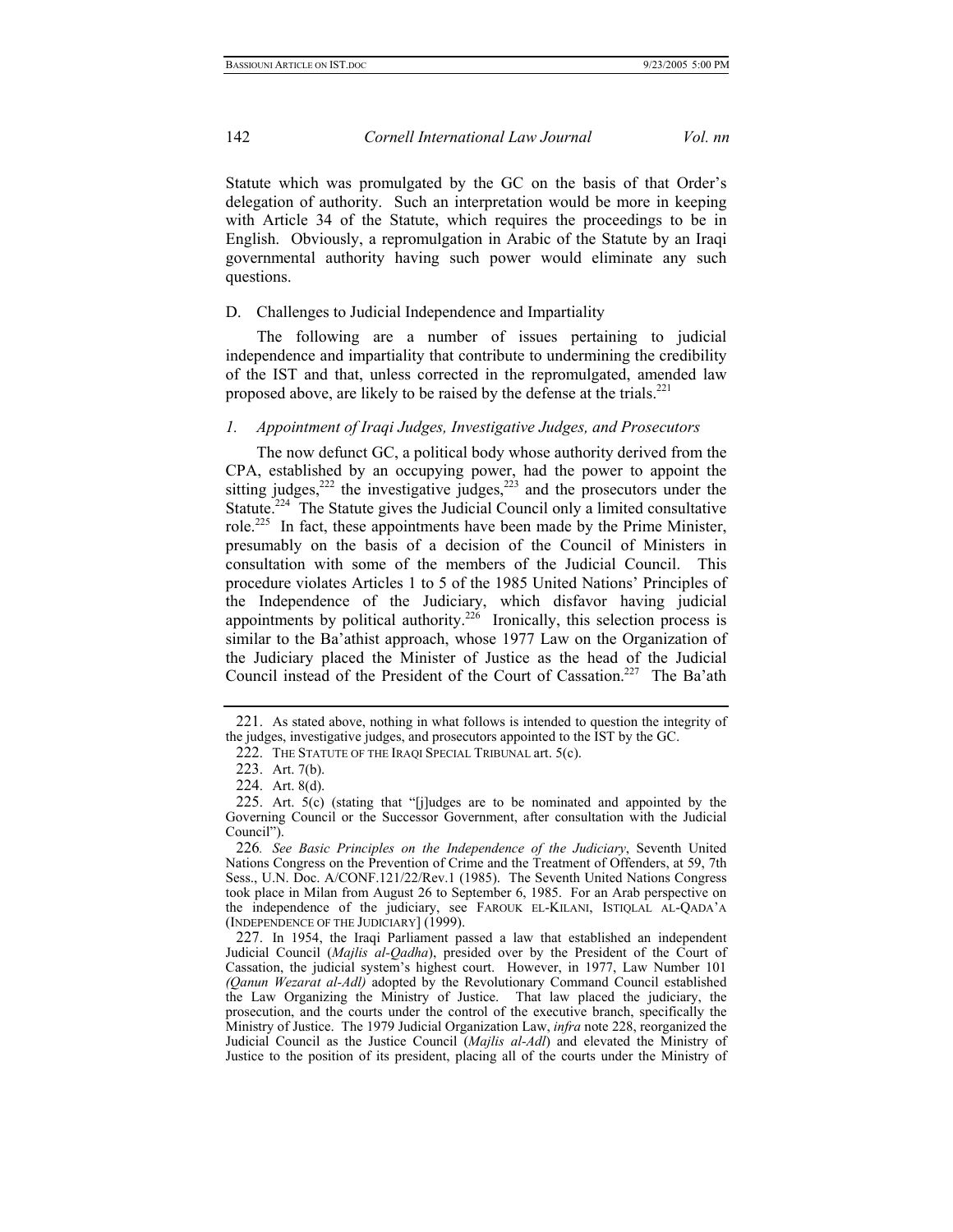Statute which was promulgated by the GC on the basis of that Order's delegation of authority. Such an interpretation would be more in keeping with Article 34 of the Statute, which requires the proceedings to be in English. Obviously, a repromulgation in Arabic of the Statute by an Iraqi governmental authority having such power would eliminate any such questions.

## D. Challenges to Judicial Independence and Impartiality

The following are a number of issues pertaining to judicial independence and impartiality that contribute to undermining the credibility of the IST and that, unless corrected in the repromulgated, amended law proposed above, are likely to be raised by the defense at the trials.[221]

### *1. Appointment of Iraqi Judges, Investigative Judges, and Prosecutors*

The now defunct GC, a political body whose authority derived from the CPA, established by an occupying power, had the power to appoint the sitting judges,[222] the investigative judges,[223] and the prosecutors under the Statute.[224] The Statute gives the Judicial Council only a limited consultative role.[225] In fact, these appointments have been made by the Prime Minister, presumably on the basis of a decision of the Council of Ministers in consultation with some of the members of the Judicial Council. This procedure violates Articles 1 to 5 of the 1985 United Nations' Principles of the Independence of the Judiciary, which disfavor having judicial appointments by political authority.[226] Ironically, this selection process is similar to the Ba'athist approach, whose 1977 Law on the Organization of the Judiciary placed the Minister of Justice as the head of the Judicial Council instead of the President of the Court of Cassation.[227] The Ba'ath

---

221. As stated above, nothing in what follows is intended to question the integrity of the judges, investigative judges, and prosecutors appointed to the IST by the GC.

222. THE STATUTE OF THE IRAQI SPECIAL TRIBUNAL art. 5(c).

223. Art. 7(b).

224. Art. 8(d).

225. Art. 5(c) (stating that "[j]udges are to be nominated and appointed by the Governing Council or the Successor Government, after consultation with the Judicial Council").

226. *See Basic Principles on the Independence of the Judiciary*, Seventh United Nations Congress on the Prevention of Crime and the Treatment of Offenders, at 59, 7th Sess., U.N. Doc. A/CONF.121/22/Rev.1 (1985). The Seventh United Nations Congress took place in Milan from August 26 to September 6, 1985. For an Arab perspective on the independence of the judiciary, see FAROUK EL-KILANI, ISTIQLAL AL-QADA'A (INDEPENDENCE OF THE JUDICIARY] (1999).

227. In 1954, the Iraqi Parliament passed a law that established an independent Judicial Council (*Majlis al-Qadha*), presided over by the President of the Court of Cassation, the judicial system's highest court. However, in 1977, Law Number 101 *(Qanun Wezarat al-Adl)* adopted by the Revolutionary Command Council established the Law Organizing the Ministry of Justice. That law placed the judiciary, the prosecution, and the courts under the control of the executive branch, specifically the Ministry of Justice. The 1979 Judicial Organization Law, *infra* note 228, reorganized the Judicial Council as the Justice Council (*Majlis al-Adl*) and elevated the Ministry of Justice to the position of its president, placing all of the courts under the Ministry of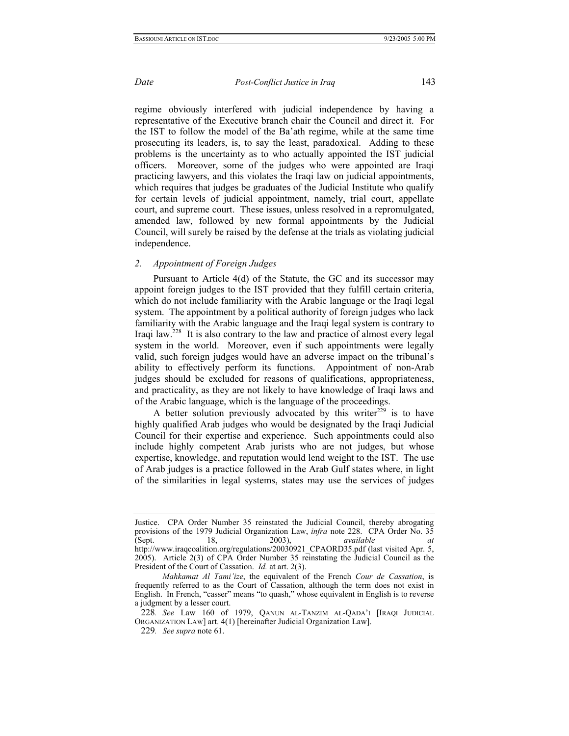regime obviously interfered with judicial independence by having a representative of the Executive branch chair the Council and direct it. For the IST to follow the model of the Ba'ath regime, while at the same time prosecuting its leaders, is, to say the least, paradoxical. Adding to these problems is the uncertainty as to who actually appointed the IST judicial officers. Moreover, some of the judges who were appointed are Iraqi practicing lawyers, and this violates the Iraqi law on judicial appointments, which requires that judges be graduates of the Judicial Institute who qualify for certain levels of judicial appointment, namely, trial court, appellate court, and supreme court. These issues, unless resolved in a repromulgated, amended law, followed by new formal appointments by the Judicial Council, will surely be raised by the defense at the trials as violating judicial independence.

### *2. Appointment of Foreign Judges*

Pursuant to Article 4(d) of the Statute, the GC and its successor may appoint foreign judges to the IST provided that they fulfill certain criteria, which do not include familiarity with the Arabic language or the Iraqi legal system. The appointment by a political authority of foreign judges who lack familiarity with the Arabic language and the Iraqi legal system is contrary to Iraqi law.[228] It is also contrary to the law and practice of almost every legal system in the world. Moreover, even if such appointments were legally valid, such foreign judges would have an adverse impact on the tribunal's ability to effectively perform its functions. Appointment of non-Arab judges should be excluded for reasons of qualifications, appropriateness, and practicality, as they are not likely to have knowledge of Iraqi laws and of the Arabic language, which is the language of the proceedings.

A better solution previously advocated by this writer[229] is to have highly qualified Arab judges who would be designated by the Iraqi Judicial Council for their expertise and experience. Such appointments could also include highly competent Arab jurists who are not judges, but whose expertise, knowledge, and reputation would lend weight to the IST. The use of Arab judges is a practice followed in the Arab Gulf states where, in light of the similarities in legal systems, states may use the services of judges

---

Justice. CPA Order Number 35 reinstated the Judicial Council, thereby abrogating provisions of the 1979 Judicial Organization Law, *infra* note 228. CPA Order No. 35 (Sept. 18, 2003), *available at* http://www.iraqcoalition.org/regulations/20030921_CPAORD35.pdf (last visited Apr. 5, 2005). Article 2(3) of CPA Order Number 35 reinstating the Judicial Council as the President of the Court of Cassation. *Id.* at art. 2(3).

*Mahkamat Al Tami'ize*, the equivalent of the French *Cour de Cassation*, is frequently referred to as the Court of Cassation, although the term does not exist in English. In French, "casser" means "to quash," whose equivalent in English is to reverse a judgment by a lesser court.

228. *See* Law 160 of 1979, QANUN AL-TANZIM AL-QADA'I [IRAQI JUDICIAL ORGANIZATION LAW] art. 4(1) [hereinafter Judicial Organization Law].

229. *See supra* note 61.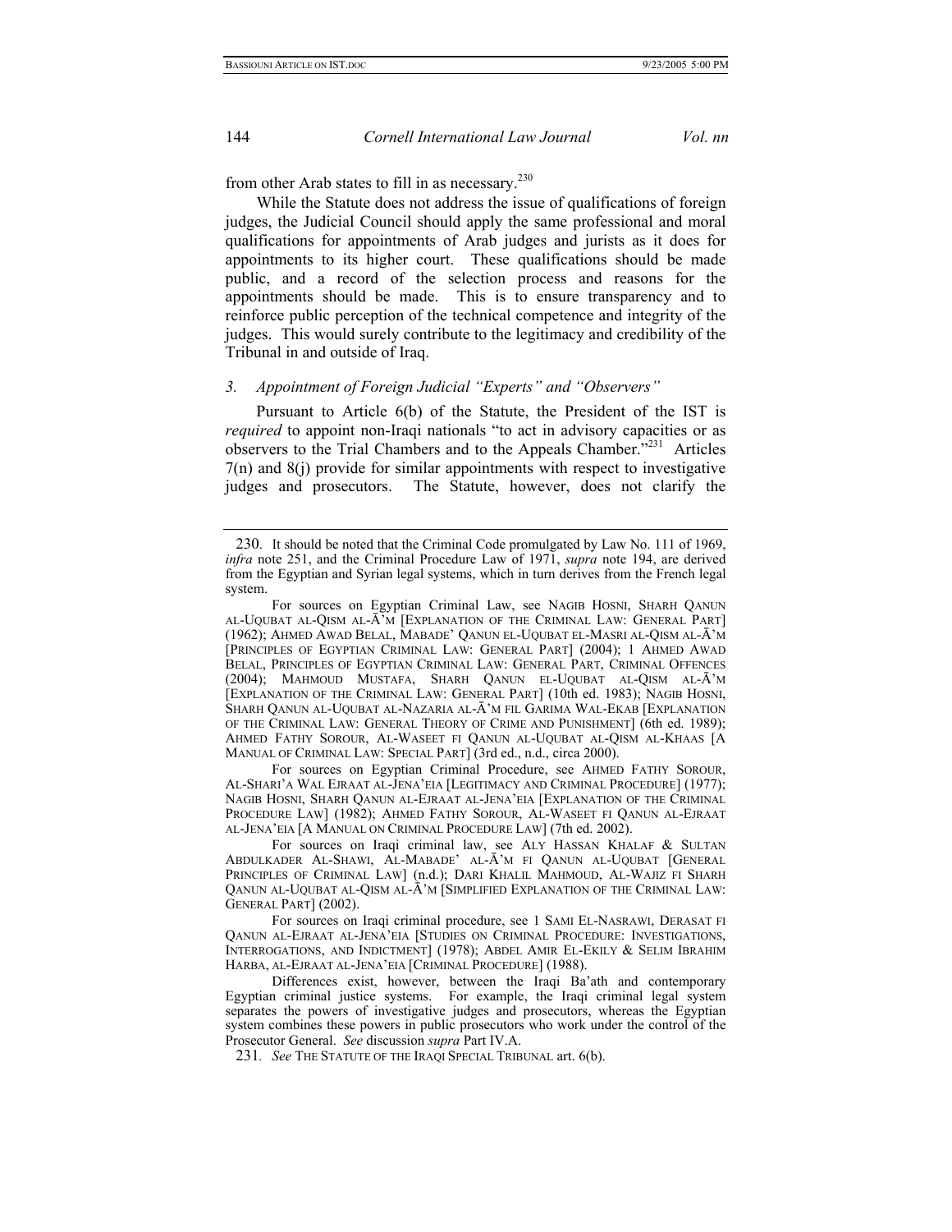from other Arab states to fill in as necessary.[230]

While the Statute does not address the issue of qualifications of foreign judges, the Judicial Council should apply the same professional and moral qualifications for appointments of Arab judges and jurists as it does for appointments to its higher court. These qualifications should be made public, and a record of the selection process and reasons for the appointments should be made. This is to ensure transparency and to reinforce public perception of the technical competence and integrity of the judges. This would surely contribute to the legitimacy and credibility of the Tribunal in and outside of Iraq.

### *3. Appointment of Foreign Judicial "Experts" and "Observers"*

Pursuant to Article 6(b) of the Statute, the President of the IST is *required* to appoint non-Iraqi nationals "to act in advisory capacities or as observers to the Trial Chambers and to the Appeals Chamber."[231] Articles 7(n) and 8(j) provide for similar appointments with respect to investigative judges and prosecutors. The Statute, however, does not clarify the

---

230. It should be noted that the Criminal Code promulgated by Law No. 111 of 1969, *infra* note 251, and the Criminal Procedure Law of 1971, *supra* note 194, are derived from the Egyptian and Syrian legal systems, which in turn derives from the French legal system.

For sources on Egyptian Criminal Law, see NAGIB HOSNI, SHARH QANUN AL-UQUBAT AL-QISM AL-Ā'M [EXPLANATION OF THE CRIMINAL LAW: GENERAL PART] (1962); AHMED AWAD BELAL, MABADE' QANUN EL-UQUBAT EL-MASRI AL-QISM AL-Ā'M [PRINCIPLES OF EGYPTIAN CRIMINAL LAW: GENERAL PART] (2004); 1 AHMED AWAD BELAL, PRINCIPLES OF EGYPTIAN CRIMINAL LAW: GENERAL PART, CRIMINAL OFFENCES (2004); MAHMOUD MUSTAFA, SHARH QANUN EL-UQUBAT AL-QISM AL-Ā'M [EXPLANATION OF THE CRIMINAL LAW: GENERAL PART] (10th ed. 1983); NAGIB HOSNI, SHARH QANUN AL-UQUBAT AL-NAZARIA AL-Ā'M FIL GARIMA WAL-EKAB [EXPLANATION OF THE CRIMINAL LAW: GENERAL THEORY OF CRIME AND PUNISHMENT] (6th ed. 1989); AHMED FATHY SOROUR, AL-WASEET FI QANUN AL-UQUBAT AL-QISM AL-KHAAS [A MANUAL OF CRIMINAL LAW: SPECIAL PART] (3rd ed., n.d., circa 2000).

For sources on Egyptian Criminal Procedure, see AHMED FATHY SOROUR, AL-SHARI'A WAL EJRAAT AL-JENA'EIA [LEGITIMACY AND CRIMINAL PROCEDURE] (1977); NAGIB HOSNI, SHARH QANUN AL-EJRAAT AL-JENA'EIA [EXPLANATION OF THE CRIMINAL PROCEDURE LAW] (1982); AHMED FATHY SOROUR, AL-WASEET FI QANUN AL-EJRAAT AL-JENA'EIA [A MANUAL ON CRIMINAL PROCEDURE LAW] (7th ed. 2002).

For sources on Iraqi criminal law, see ALY HASSAN KHALAF & SULTAN ABDULKADER AL-SHAWI, AL-MABADE' AL-Ā'M FI QANUN AL-UQUBAT [GENERAL PRINCIPLES OF CRIMINAL LAW] (n.d.); DARI KHALIL MAHMOUD, AL-WAJIZ FI SHARH QANUN AL-UQUBAT AL-QISM AL-Ā'M [SIMPLIFIED EXPLANATION OF THE CRIMINAL LAW: GENERAL PART] (2002).

For sources on Iraqi criminal procedure, see 1 SAMI EL-NASRAWI, DERASAT FI QANUN AL-EJRAAT AL-JENA'EIA [STUDIES ON CRIMINAL PROCEDURE: INVESTIGATIONS, INTERROGATIONS, AND INDICTMENT] (1978); ABDEL AMIR EL-EKILY & SELIM IBRAHIM HARBA, AL-EJRAAT AL-JENA'EIA [CRIMINAL PROCEDURE] (1988).

Differences exist, however, between the Iraqi Ba'ath and contemporary Egyptian criminal justice systems. For example, the Iraqi criminal legal system separates the powers of investigative judges and prosecutors, whereas the Egyptian system combines these powers in public prosecutors who work under the control of the Prosecutor General. *See* discussion *supra* Part IV.A.

231. *See* THE STATUTE OF THE IRAQI SPECIAL TRIBUNAL art. 6(b).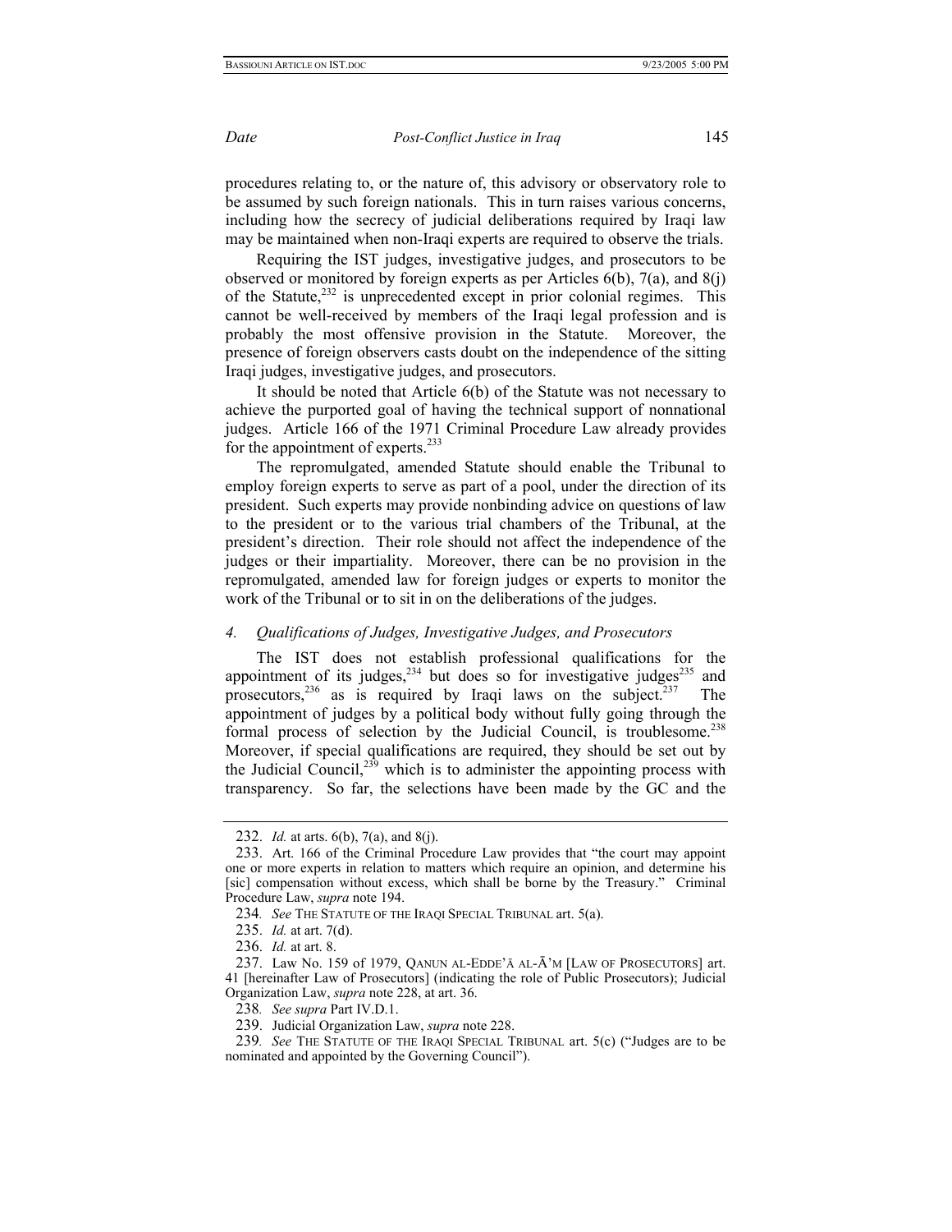procedures relating to, or the nature of, this advisory or observatory role to be assumed by such foreign nationals. This in turn raises various concerns, including how the secrecy of judicial deliberations required by Iraqi law may be maintained when non-Iraqi experts are required to observe the trials.

Requiring the IST judges, investigative judges, and prosecutors to be observed or monitored by foreign experts as per Articles 6(b), 7(a), and 8(j) of the Statute,[232] is unprecedented except in prior colonial regimes. This cannot be well-received by members of the Iraqi legal profession and is probably the most offensive provision in the Statute. Moreover, the presence of foreign observers casts doubt on the independence of the sitting Iraqi judges, investigative judges, and prosecutors.

It should be noted that Article 6(b) of the Statute was not necessary to achieve the purported goal of having the technical support of nonnational judges. Article 166 of the 1971 Criminal Procedure Law already provides for the appointment of experts.[233]

The repromulgated, amended Statute should enable the Tribunal to employ foreign experts to serve as part of a pool, under the direction of its president. Such experts may provide nonbinding advice on questions of law to the president or to the various trial chambers of the Tribunal, at the president's direction. Their role should not affect the independence of the judges or their impartiality. Moreover, there can be no provision in the repromulgated, amended law for foreign judges or experts to monitor the work of the Tribunal or to sit in on the deliberations of the judges.

### *4. Qualifications of Judges, Investigative Judges, and Prosecutors*

The IST does not establish professional qualifications for the appointment of its judges,[234] but does so for investigative judges[235] and prosecutors,[236] as is required by Iraqi laws on the subject.[237] The appointment of judges by a political body without fully going through the formal process of selection by the Judicial Council, is troublesome.[238] Moreover, if special qualifications are required, they should be set out by the Judicial Council,[239] which is to administer the appointing process with transparency. So far, the selections have been made by the GC and the

---

232. *Id.* at arts. 6(b), 7(a), and 8(j).

233. Art. 166 of the Criminal Procedure Law provides that "the court may appoint one or more experts in relation to matters which require an opinion, and determine his [sic] compensation without excess, which shall be borne by the Treasury." Criminal Procedure Law, *supra* note 194.

234. *See* THE STATUTE OF THE IRAQI SPECIAL TRIBUNAL art. 5(a).

235. *Id.* at art. 7(d).

236. *Id.* at art. 8.

237. Law No. 159 of 1979, QANUN AL-EDDE'Ā AL-Ā'M [LAW OF PROSECUTORS] art. 41 [hereinafter Law of Prosecutors] (indicating the role of Public Prosecutors); Judicial Organization Law, *supra* note 228, at art. 36.

238. *See supra* Part IV.D.1.

239. Judicial Organization Law, *supra* note 228.

239. *See* THE STATUTE OF THE IRAQI SPECIAL TRIBUNAL art. 5(c) ("Judges are to be nominated and appointed by the Governing Council").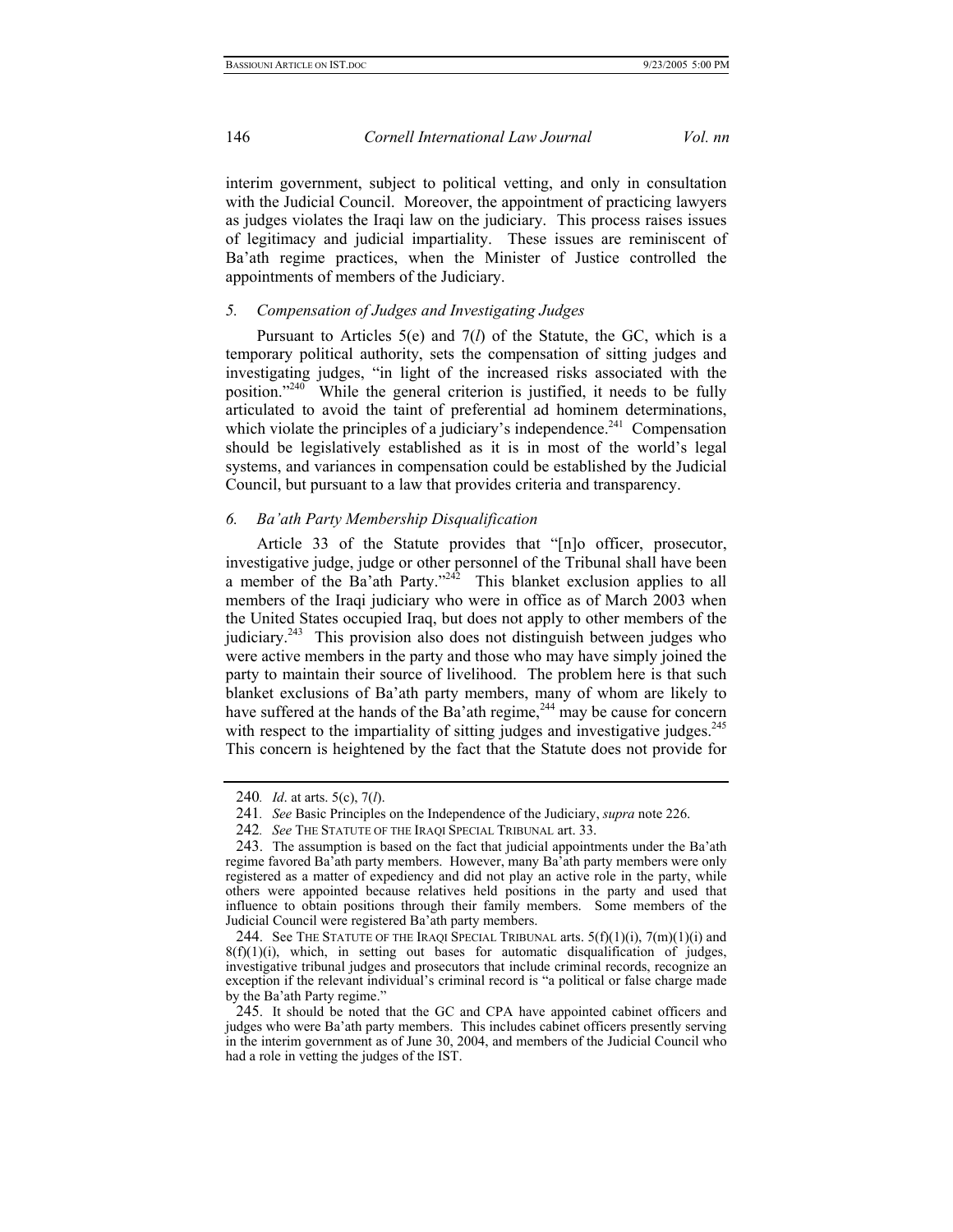interim government, subject to political vetting, and only in consultation with the Judicial Council. Moreover, the appointment of practicing lawyers as judges violates the Iraqi law on the judiciary. This process raises issues of legitimacy and judicial impartiality. These issues are reminiscent of Ba'ath regime practices, when the Minister of Justice controlled the appointments of members of the Judiciary.

### *5. Compensation of Judges and Investigating Judges*

Pursuant to Articles 5(e) and 7(*l*) of the Statute, the GC, which is a temporary political authority, sets the compensation of sitting judges and investigating judges, "in light of the increased risks associated with the position."[240] While the general criterion is justified, it needs to be fully articulated to avoid the taint of preferential ad hominem determinations, which violate the principles of a judiciary's independence.[241] Compensation should be legislatively established as it is in most of the world's legal systems, and variances in compensation could be established by the Judicial Council, but pursuant to a law that provides criteria and transparency.

### *6. Ba'ath Party Membership Disqualification*

Article 33 of the Statute provides that "[n]o officer, prosecutor, investigative judge, judge or other personnel of the Tribunal shall have been a member of the Ba'ath Party."[242] This blanket exclusion applies to all members of the Iraqi judiciary who were in office as of March 2003 when the United States occupied Iraq, but does not apply to other members of the judiciary.[243] This provision also does not distinguish between judges who were active members in the party and those who may have simply joined the party to maintain their source of livelihood. The problem here is that such blanket exclusions of Ba'ath party members, many of whom are likely to have suffered at the hands of the Ba'ath regime,[244] may be cause for concern with respect to the impartiality of sitting judges and investigative judges.[245] This concern is heightened by the fact that the Statute does not provide for

---

240. *Id*. at arts. 5(c), 7(*l*).

241. *See* Basic Principles on the Independence of the Judiciary, *supra* note 226.

242. *See* THE STATUTE OF THE IRAQI SPECIAL TRIBUNAL art. 33.

243. The assumption is based on the fact that judicial appointments under the Ba'ath regime favored Ba'ath party members. However, many Ba'ath party members were only registered as a matter of expediency and did not play an active role in the party, while others were appointed because relatives held positions in the party and used that influence to obtain positions through their family members. Some members of the Judicial Council were registered Ba'ath party members.

244. See THE STATUTE OF THE IRAQI SPECIAL TRIBUNAL arts. 5(f)(1)(i), 7(m)(1)(i) and 8(f)(1)(i), which, in setting out bases for automatic disqualification of judges, investigative tribunal judges and prosecutors that include criminal records, recognize an exception if the relevant individual's criminal record is "a political or false charge made by the Ba'ath Party regime."

245. It should be noted that the GC and CPA have appointed cabinet officers and judges who were Ba'ath party members. This includes cabinet officers presently serving in the interim government as of June 30, 2004, and members of the Judicial Council who had a role in vetting the judges of the IST.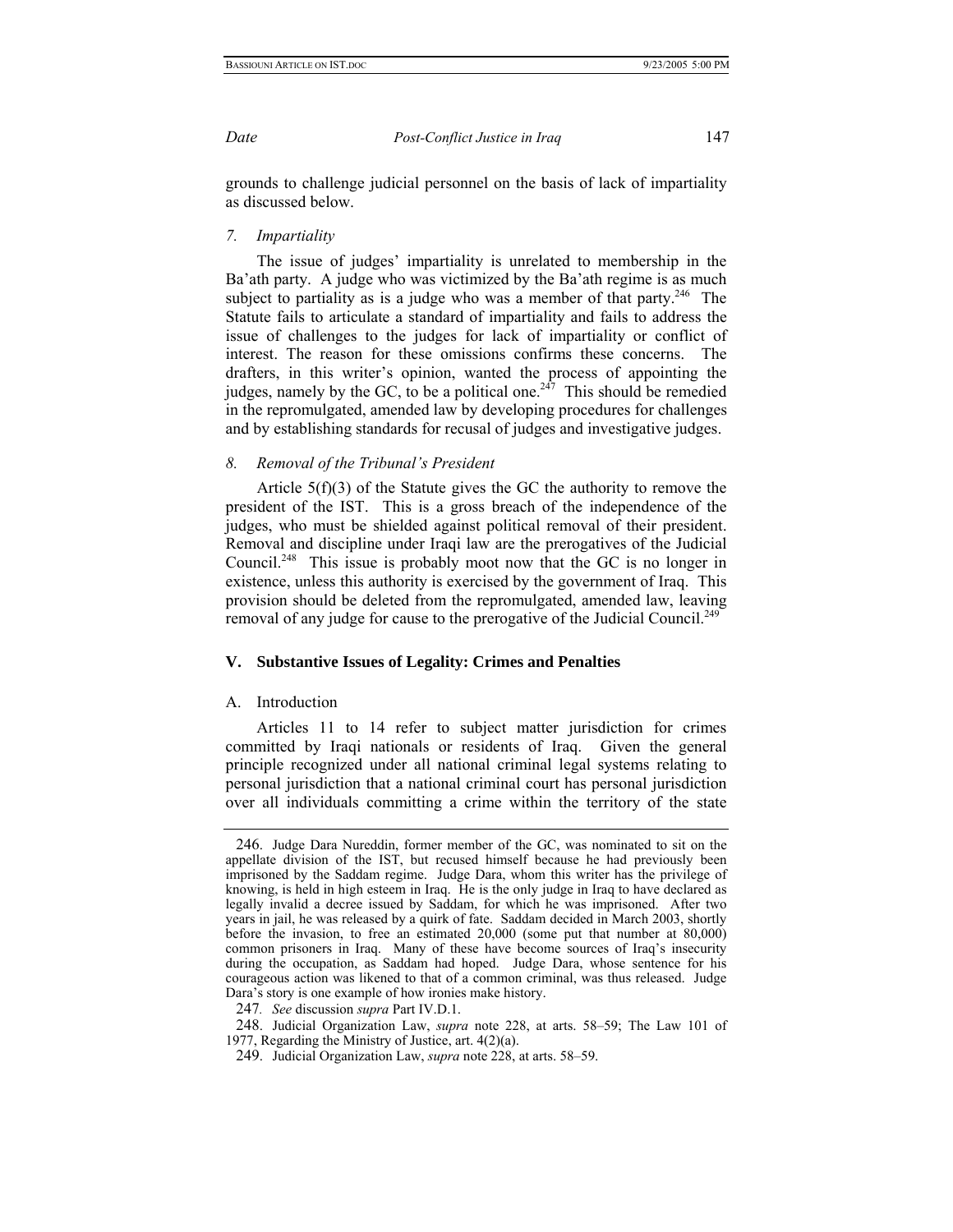grounds to challenge judicial personnel on the basis of lack of impartiality as discussed below.

*7. Impartiality*

The issue of judges' impartiality is unrelated to membership in the Ba'ath party. A judge who was victimized by the Ba'ath regime is as much subject to partiality as is a judge who was a member of that party.[246] The Statute fails to articulate a standard of impartiality and fails to address the issue of challenges to the judges for lack of impartiality or conflict of interest. The reason for these omissions confirms these concerns. The drafters, in this writer's opinion, wanted the process of appointing the judges, namely by the GC, to be a political one.[247] This should be remedied in the repromulgated, amended law by developing procedures for challenges and by establishing standards for recusal of judges and investigative judges.

*8. Removal of the Tribunal's President*

Article 5(f)(3) of the Statute gives the GC the authority to remove the president of the IST. This is a gross breach of the independence of the judges, who must be shielded against political removal of their president. Removal and discipline under Iraqi law are the prerogatives of the Judicial Council.[248] This issue is probably moot now that the GC is no longer in existence, unless this authority is exercised by the government of Iraq. This provision should be deleted from the repromulgated, amended law, leaving removal of any judge for cause to the prerogative of the Judicial Council.[249]

## V. Substantive Issues of Legality: Crimes and Penalties

### A. Introduction

Articles 11 to 14 refer to subject matter jurisdiction for crimes committed by Iraqi nationals or residents of Iraq. Given the general principle recognized under all national criminal legal systems relating to personal jurisdiction that a national criminal court has personal jurisdiction over all individuals committing a crime within the territory of the state

---

246. Judge Dara Nureddin, former member of the GC, was nominated to sit on the appellate division of the IST, but recused himself because he had previously been imprisoned by the Saddam regime. Judge Dara, whom this writer has the privilege of knowing, is held in high esteem in Iraq. He is the only judge in Iraq to have declared as legally invalid a decree issued by Saddam, for which he was imprisoned. After two years in jail, he was released by a quirk of fate. Saddam decided in March 2003, shortly before the invasion, to free an estimated 20,000 (some put that number at 80,000) common prisoners in Iraq. Many of these have become sources of Iraq's insecurity during the occupation, as Saddam had hoped. Judge Dara, whose sentence for his courageous action was likened to that of a common criminal, was thus released. Judge Dara's story is one example of how ironies make history.

247. *See* discussion *supra* Part IV.D.1.

248. Judicial Organization Law, *supra* note 228, at arts. 58–59; The Law 101 of 1977, Regarding the Ministry of Justice, art. 4(2)(a).

249. Judicial Organization Law, *supra* note 228, at arts. 58–59.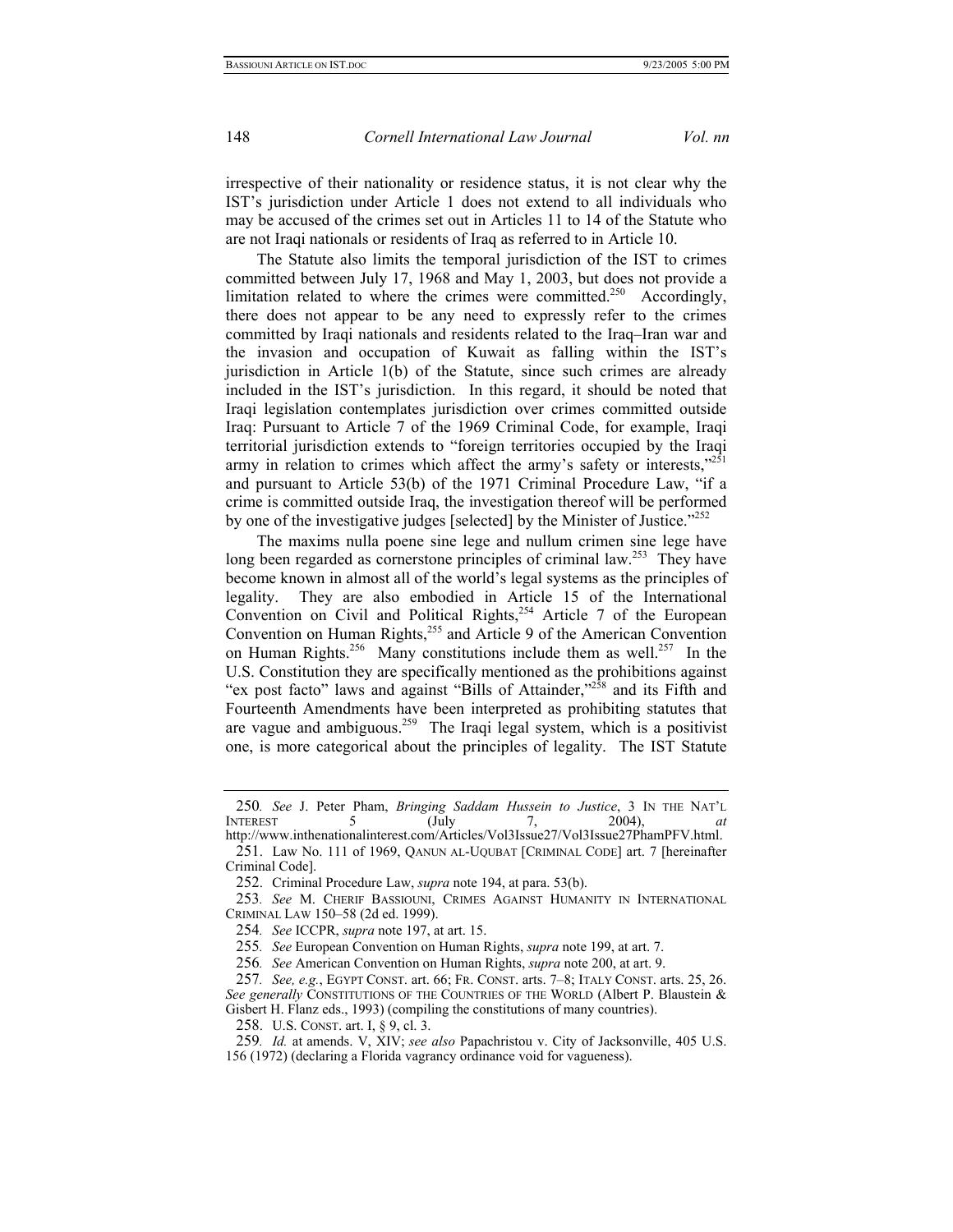irrespective of their nationality or residence status, it is not clear why the IST's jurisdiction under Article 1 does not extend to all individuals who may be accused of the crimes set out in Articles 11 to 14 of the Statute who are not Iraqi nationals or residents of Iraq as referred to in Article 10.

The Statute also limits the temporal jurisdiction of the IST to crimes committed between July 17, 1968 and May 1, 2003, but does not provide a limitation related to where the crimes were committed.[250] Accordingly, there does not appear to be any need to expressly refer to the crimes committed by Iraqi nationals and residents related to the Iraq–Iran war and the invasion and occupation of Kuwait as falling within the IST's jurisdiction in Article 1(b) of the Statute, since such crimes are already included in the IST's jurisdiction. In this regard, it should be noted that Iraqi legislation contemplates jurisdiction over crimes committed outside Iraq: Pursuant to Article 7 of the 1969 Criminal Code, for example, Iraqi territorial jurisdiction extends to "foreign territories occupied by the Iraqi army in relation to crimes which affect the army's safety or interests,"[251] and pursuant to Article 53(b) of the 1971 Criminal Procedure Law, "if a crime is committed outside Iraq, the investigation thereof will be performed by one of the investigative judges [selected] by the Minister of Justice."[252]

The maxims nulla poene sine lege and nullum crimen sine lege have long been regarded as cornerstone principles of criminal law.[253] They have become known in almost all of the world's legal systems as the principles of legality. They are also embodied in Article 15 of the International Convention on Civil and Political Rights,[254] Article 7 of the European Convention on Human Rights,[255] and Article 9 of the American Convention on Human Rights.[256] Many constitutions include them as well.[257] In the U.S. Constitution they are specifically mentioned as the prohibitions against "ex post facto" laws and against "Bills of Attainder,"[258] and its Fifth and Fourteenth Amendments have been interpreted as prohibiting statutes that are vague and ambiguous.[259] The Iraqi legal system, which is a positivist one, is more categorical about the principles of legality. The IST Statute

---

250. *See* J. Peter Pham, *Bringing Saddam Hussein to Justice*, 3 IN THE NAT'L INTEREST 5 (July 7, 2004), *at* http://www.inthenationalinterest.com/Articles/Vol3Issue27/Vol3Issue27PhamPFV.html.

251. Law No. 111 of 1969, QANUN AL-UQUBAT [CRIMINAL CODE] art. 7 [hereinafter Criminal Code].

252. Criminal Procedure Law, *supra* note 194, at para. 53(b).

253. *See* M. CHERIF BASSIOUNI, CRIMES AGAINST HUMANITY IN INTERNATIONAL CRIMINAL LAW 150–58 (2d ed. 1999).

254. *See* ICCPR, *supra* note 197, at art. 15.

255. *See* European Convention on Human Rights, *supra* note 199, at art. 7.

256. *See* American Convention on Human Rights, *supra* note 200, at art. 9.

257. *See, e.g.*, EGYPT CONST. art. 66; FR. CONST. arts. 7–8; ITALY CONST. arts. 25, 26. *See generally* CONSTITUTIONS OF THE COUNTRIES OF THE WORLD (Albert P. Blaustein & Gisbert H. Flanz eds., 1993) (compiling the constitutions of many countries).

258. U.S. CONST. art. I, § 9, cl. 3.

259. *Id.* at amends. V, XIV; *see also* Papachristou v. City of Jacksonville, 405 U.S. 156 (1972) (declaring a Florida vagrancy ordinance void for vagueness).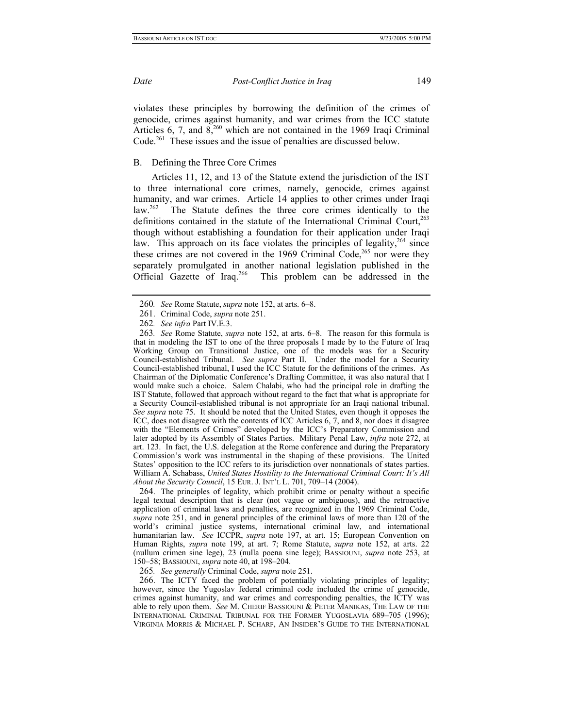violates these principles by borrowing the definition of the crimes of genocide, crimes against humanity, and war crimes from the ICC statute Articles 6, 7, and 8,[260] which are not contained in the 1969 Iraqi Criminal Code.[261] These issues and the issue of penalties are discussed below.

## B. Defining the Three Core Crimes

Articles 11, 12, and 13 of the Statute extend the jurisdiction of the IST to three international core crimes, namely, genocide, crimes against humanity, and war crimes. Article 14 applies to other crimes under Iraqi law.[262] The Statute defines the three core crimes identically to the definitions contained in the statute of the International Criminal Court,[263] though without establishing a foundation for their application under Iraqi law. This approach on its face violates the principles of legality,[264] since these crimes are not covered in the 1969 Criminal Code,[265] nor were they separately promulgated in another national legislation published in the Official Gazette of Iraq.[266] This problem can be addressed in the

---

260*. See* Rome Statute, *supra* note 152, at arts. 6–8.

261. Criminal Code, *supra* note 251.

262*. See infra* Part IV.E.3.

263*. See* Rome Statute, *supra* note 152, at arts. 6–8. The reason for this formula is that in modeling the IST to one of the three proposals I made by to the Future of Iraq Working Group on Transitional Justice, one of the models was for a Security Council-established Tribunal. *See supra* Part II. Under the model for a Security Council-established tribunal, I used the ICC Statute for the definitions of the crimes. As Chairman of the Diplomatic Conference's Drafting Committee, it was also natural that I would make such a choice. Salem Chalabi, who had the principal role in drafting the IST Statute, followed that approach without regard to the fact that what is appropriate for a Security Council-established tribunal is not appropriate for an Iraqi national tribunal. *See supra* note 75. It should be noted that the United States, even though it opposes the ICC, does not disagree with the contents of ICC Articles 6, 7, and 8, nor does it disagree with the "Elements of Crimes" developed by the ICC's Preparatory Commission and later adopted by its Assembly of States Parties. Military Penal Law, *infra* note 272, at art. 123. In fact, the U.S. delegation at the Rome conference and during the Preparatory Commission's work was instrumental in the shaping of these provisions. The United States' opposition to the ICC refers to its jurisdiction over nonnationals of states parties. William A. Schabass, *United States Hostility to the International Criminal Court: It's All About the Security Council*, 15 EUR. J. INT'L L. 701, 709–14 (2004).

264. The principles of legality, which prohibit crime or penalty without a specific legal textual description that is clear (not vague or ambiguous), and the retroactive application of criminal laws and penalties, are recognized in the 1969 Criminal Code, *supra* note 251, and in general principles of the criminal laws of more than 120 of the world's criminal justice systems, international criminal law, and international humanitarian law. *See* ICCPR, *supra* note 197, at art. 15; European Convention on Human Rights, *supra* note 199, at art. 7; Rome Statute, *supra* note 152, at arts. 22 (nullum crimen sine lege), 23 (nulla poena sine lege); BASSIOUNI, *supra* note 253, at 150–58; BASSIOUNI, *supra* note 40, at 198–204.

265*. See generally* Criminal Code, *supra* note 251.

266. The ICTY faced the problem of potentially violating principles of legality; however, since the Yugoslav federal criminal code included the crime of genocide, crimes against humanity, and war crimes and corresponding penalties, the ICTY was able to rely upon them. *See* M. CHERIF BASSIOUNI & PETER MANIKAS, THE LAW OF THE INTERNATIONAL CRIMINAL TRIBUNAL FOR THE FORMER YUGOSLAVIA 689–705 (1996); VIRGINIA MORRIS & MICHAEL P. SCHARF, AN INSIDER'S GUIDE TO THE INTERNATIONAL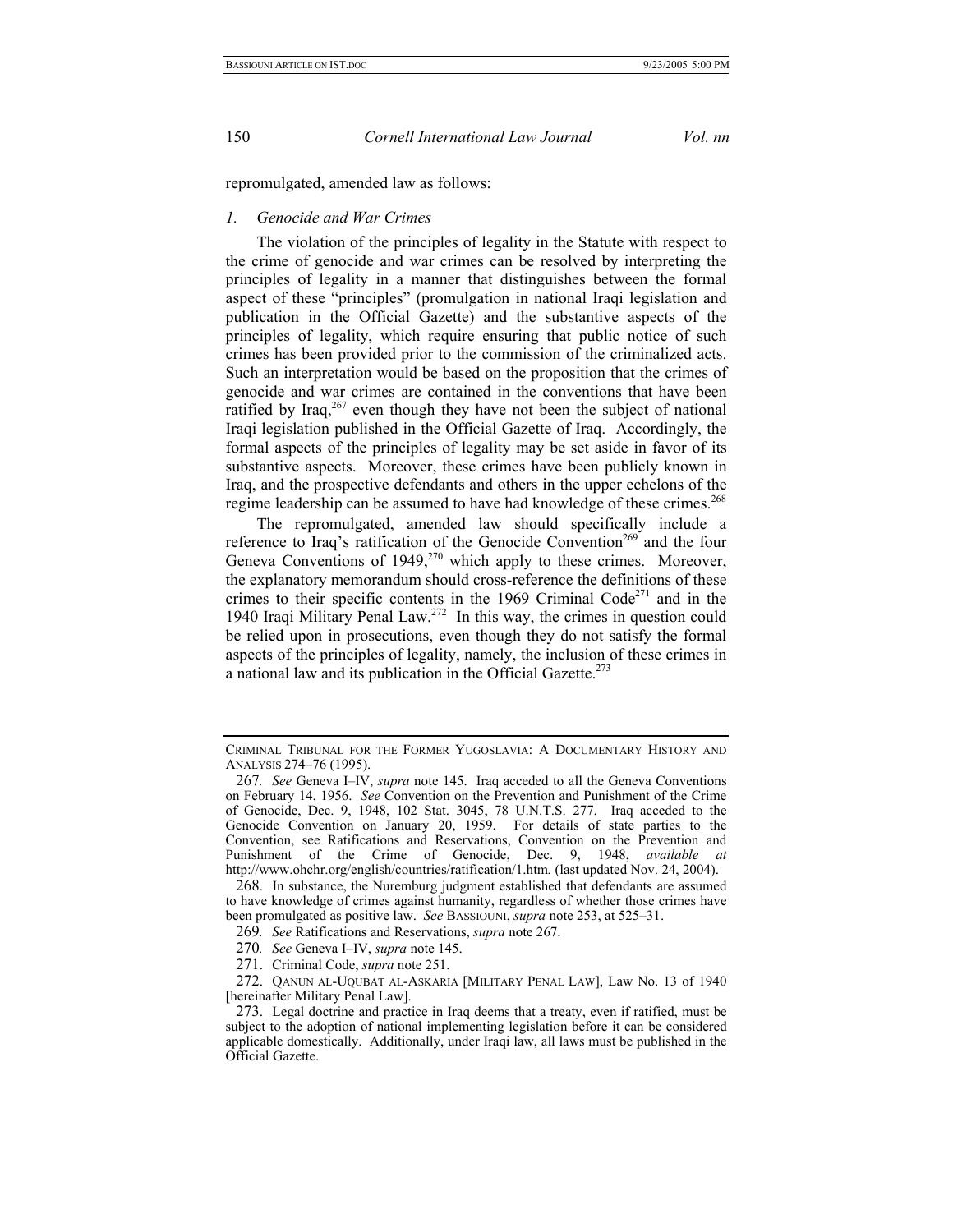repromulgated, amended law as follows:

### *1. Genocide and War Crimes*

The violation of the principles of legality in the Statute with respect to the crime of genocide and war crimes can be resolved by interpreting the principles of legality in a manner that distinguishes between the formal aspect of these "principles" (promulgation in national Iraqi legislation and publication in the Official Gazette) and the substantive aspects of the principles of legality, which require ensuring that public notice of such crimes has been provided prior to the commission of the criminalized acts. Such an interpretation would be based on the proposition that the crimes of genocide and war crimes are contained in the conventions that have been ratified by Iraq,[267] even though they have not been the subject of national Iraqi legislation published in the Official Gazette of Iraq. Accordingly, the formal aspects of the principles of legality may be set aside in favor of its substantive aspects. Moreover, these crimes have been publicly known in Iraq, and the prospective defendants and others in the upper echelons of the regime leadership can be assumed to have had knowledge of these crimes.[268]

The repromulgated, amended law should specifically include a reference to Iraq's ratification of the Genocide Convention[269] and the four Geneva Conventions of 1949,[270] which apply to these crimes. Moreover, the explanatory memorandum should cross-reference the definitions of these crimes to their specific contents in the 1969 Criminal Code[271] and in the 1940 Iraqi Military Penal Law.[272] In this way, the crimes in question could be relied upon in prosecutions, even though they do not satisfy the formal aspects of the principles of legality, namely, the inclusion of these crimes in a national law and its publication in the Official Gazette.[273]

---

CRIMINAL TRIBUNAL FOR THE FORMER YUGOSLAVIA: A DOCUMENTARY HISTORY AND ANALYSIS 274–76 (1995).

267. *See* Geneva I–IV, *supra* note 145. Iraq acceded to all the Geneva Conventions on February 14, 1956. *See* Convention on the Prevention and Punishment of the Crime of Genocide, Dec. 9, 1948, 102 Stat. 3045, 78 U.N.T.S. 277. Iraq acceded to the Genocide Convention on January 20, 1959. For details of state parties to the Convention, see Ratifications and Reservations, Convention on the Prevention and Punishment of the Crime of Genocide, Dec. 9, 1948, *available at* http://www.ohchr.org/english/countries/ratification/1.htm*.* (last updated Nov. 24, 2004).

268. In substance, the Nuremburg judgment established that defendants are assumed to have knowledge of crimes against humanity, regardless of whether those crimes have been promulgated as positive law. *See* BASSIOUNI, *supra* note 253, at 525–31.

269. *See* Ratifications and Reservations, *supra* note 267.

270. *See* Geneva I–IV, *supra* note 145.

271. Criminal Code, *supra* note 251.

272. QANUN AL-UQUBAT AL-ASKARIA [MILITARY PENAL LAW], Law No. 13 of 1940 [hereinafter Military Penal Law].

273. Legal doctrine and practice in Iraq deems that a treaty, even if ratified, must be subject to the adoption of national implementing legislation before it can be considered applicable domestically. Additionally, under Iraqi law, all laws must be published in the Official Gazette.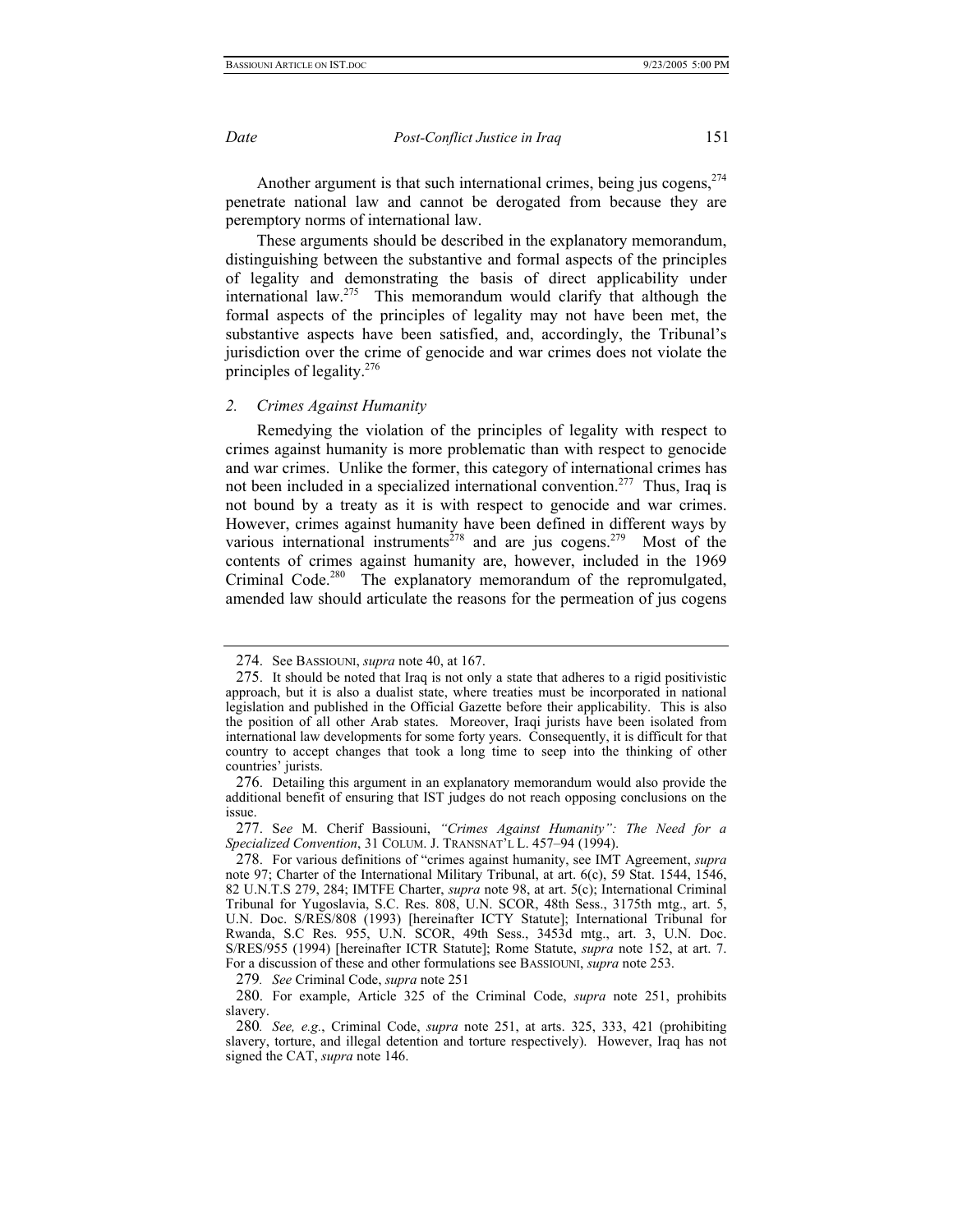Another argument is that such international crimes, being jus cogens,[274] penetrate national law and cannot be derogated from because they are peremptory norms of international law.

These arguments should be described in the explanatory memorandum, distinguishing between the substantive and formal aspects of the principles of legality and demonstrating the basis of direct applicability under international law.[275] This memorandum would clarify that although the formal aspects of the principles of legality may not have been met, the substantive aspects have been satisfied, and, accordingly, the Tribunal's jurisdiction over the crime of genocide and war crimes does not violate the principles of legality.[276]

### *2. Crimes Against Humanity*

Remedying the violation of the principles of legality with respect to crimes against humanity is more problematic than with respect to genocide and war crimes. Unlike the former, this category of international crimes has not been included in a specialized international convention.[277] Thus, Iraq is not bound by a treaty as it is with respect to genocide and war crimes. However, crimes against humanity have been defined in different ways by various international instruments[278] and are jus cogens.[279] Most of the contents of crimes against humanity are, however, included in the 1969 Criminal Code.[280] The explanatory memorandum of the repromulgated, amended law should articulate the reasons for the permeation of jus cogens

---

274. See BASSIOUNI, *supra* note 40, at 167.

275. It should be noted that Iraq is not only a state that adheres to a rigid positivistic approach, but it is also a dualist state, where treaties must be incorporated in national legislation and published in the Official Gazette before their applicability. This is also the position of all other Arab states. Moreover, Iraqi jurists have been isolated from international law developments for some forty years. Consequently, it is difficult for that country to accept changes that took a long time to seep into the thinking of other countries' jurists.

276. Detailing this argument in an explanatory memorandum would also provide the additional benefit of ensuring that IST judges do not reach opposing conclusions on the issue.

277. S*ee* M. Cherif Bassiouni, *"Crimes Against Humanity": The Need for a Specialized Convention*, 31 COLUM. J. TRANSNAT'L L. 457–94 (1994).

278. For various definitions of "crimes against humanity, see IMT Agreement, *supra* note 97; Charter of the International Military Tribunal, at art. 6(c), 59 Stat. 1544, 1546, 82 U.N.T.S 279, 284; IMTFE Charter, *supra* note 98, at art. 5(c); International Criminal Tribunal for Yugoslavia, S.C. Res. 808, U.N. SCOR, 48th Sess., 3175th mtg., art. 5, U.N. Doc. S/RES/808 (1993) [hereinafter ICTY Statute]; International Tribunal for Rwanda, S.C Res. 955, U.N. SCOR, 49th Sess., 3453d mtg., art. 3, U.N. Doc. S/RES/955 (1994) [hereinafter ICTR Statute]; Rome Statute, *supra* note 152, at art. 7. For a discussion of these and other formulations see BASSIOUNI, *supra* note 253.

279*. See* Criminal Code, *supra* note 251

280. For example, Article 325 of the Criminal Code, *supra* note 251, prohibits slavery.

280*. See, e.g.*, Criminal Code, *supra* note 251, at arts. 325, 333, 421 (prohibiting slavery, torture, and illegal detention and torture respectively). However, Iraq has not signed the CAT, *supra* note 146.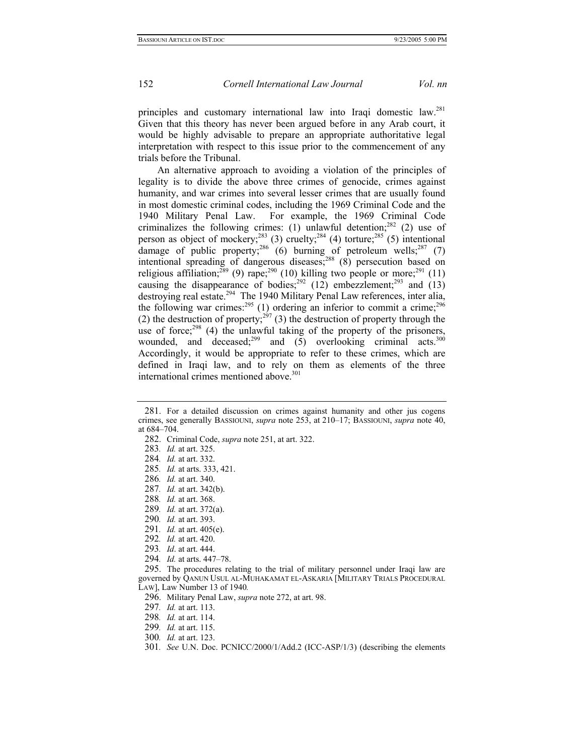principles and customary international law into Iraqi domestic law.[281] Given that this theory has never been argued before in any Arab court, it would be highly advisable to prepare an appropriate authoritative legal interpretation with respect to this issue prior to the commencement of any trials before the Tribunal.

An alternative approach to avoiding a violation of the principles of legality is to divide the above three crimes of genocide, crimes against humanity, and war crimes into several lesser crimes that are usually found in most domestic criminal codes, including the 1969 Criminal Code and the 1940 Military Penal Law. For example, the 1969 Criminal Code criminalizes the following crimes: (1) unlawful detention;[282] (2) use of person as object of mockery;[283] (3) cruelty;[284] (4) torture;[285] (5) intentional damage of public property;[286] (6) burning of petroleum wells;[287] (7) intentional spreading of dangerous diseases;[288] (8) persecution based on religious affiliation;[289] (9) rape;[290] (10) killing two people or more;[291] (11) causing the disappearance of bodies;[292] (12) embezzlement;[293] and (13) destroying real estate.[294] The 1940 Military Penal Law references, inter alia, the following war crimes:[295] (1) ordering an inferior to commit a crime;[296] (2) the destruction of property;[297] (3) the destruction of property through the use of force;[298] (4) the unlawful taking of the property of the prisoners, wounded, and deceased;[299] and (5) overlooking criminal acts.[300] Accordingly, it would be appropriate to refer to these crimes, which are defined in Iraqi law, and to rely on them as elements of the three international crimes mentioned above.[301]

---

281. For a detailed discussion on crimes against humanity and other jus cogens crimes, see generally BASSIOUNI, *supra* note 253, at 210–17; BASSIOUNI, *supra* note 40, at 684–704.

282. Criminal Code, *supra* note 251, at art. 322.

283. *Id.* at art. 325.

284. *Id.* at art. 332.

285. *Id.* at arts. 333, 421.

286. *Id.* at art. 340.

287. *Id.* at art. 342(b).

288. *Id.* at art. 368.

289. *Id.* at art. 372(a).

290. *Id.* at art. 393.

291. *Id.* at art. 405(e).

292. *Id.* at art. 420.

293. *Id*. at art. 444.

294. *Id.* at arts. 447–78.

295. The procedures relating to the trial of military personnel under Iraqi law are governed by QANUN USUL AL-MUHAKAMAT EL-ASKARIA [MILITARY TRIALS PROCEDURAL LAW], Law Number 13 of 1940*.*

296. Military Penal Law, *supra* note 272, at art. 98.

297. *Id.* at art. 113.

298. *Id.* at art. 114.

299. *Id.* at art. 115.

300. *Id.* at art. 123.

301. *See* U.N. Doc. PCNICC/2000/1/Add.2 (ICC-ASP/1/3) (describing the elements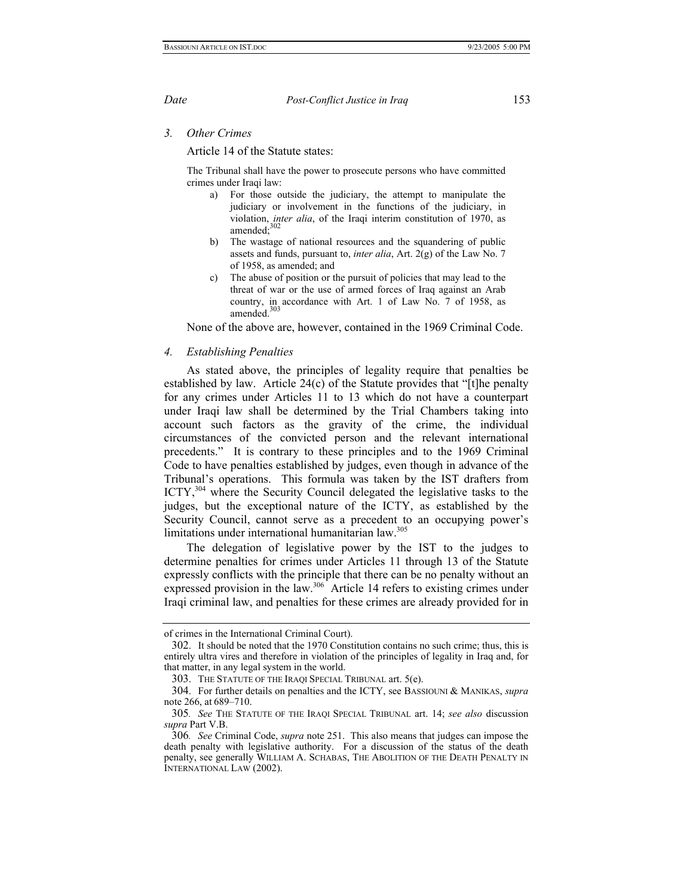### *3. Other Crimes*

Article 14 of the Statute states:

> The Tribunal shall have the power to prosecute persons who have committed crimes under Iraqi law:
>
> a) For those outside the judiciary, the attempt to manipulate the judiciary or involvement in the functions of the judiciary, in violation, *inter alia*, of the Iraqi interim constitution of 1970, as amended;[302]
>
> b) The wastage of national resources and the squandering of public assets and funds, pursuant to, *inter alia*, Art. 2(g) of the Law No. 7 of 1958, as amended; and
>
> c) The abuse of position or the pursuit of policies that may lead to the threat of war or the use of armed forces of Iraq against an Arab country, in accordance with Art. 1 of Law No. 7 of 1958, as amended.[303]

None of the above are, however, contained in the 1969 Criminal Code.

### *4. Establishing Penalties*

As stated above, the principles of legality require that penalties be established by law. Article 24(c) of the Statute provides that "[t]he penalty for any crimes under Articles 11 to 13 which do not have a counterpart under Iraqi law shall be determined by the Trial Chambers taking into account such factors as the gravity of the crime, the individual circumstances of the convicted person and the relevant international precedents." It is contrary to these principles and to the 1969 Criminal Code to have penalties established by judges, even though in advance of the Tribunal's operations. This formula was taken by the IST drafters from ICTY,[304] where the Security Council delegated the legislative tasks to the judges, but the exceptional nature of the ICTY, as established by the Security Council, cannot serve as a precedent to an occupying power's limitations under international humanitarian law.[305]

The delegation of legislative power by the IST to the judges to determine penalties for crimes under Articles 11 through 13 of the Statute expressly conflicts with the principle that there can be no penalty without an expressed provision in the law.[306] Article 14 refers to existing crimes under Iraqi criminal law, and penalties for these crimes are already provided for in

---

of crimes in the International Criminal Court).

302. It should be noted that the 1970 Constitution contains no such crime; thus, this is entirely ultra vires and therefore in violation of the principles of legality in Iraq and, for that matter, in any legal system in the world.

303. THE STATUTE OF THE IRAQI SPECIAL TRIBUNAL art. 5(e).

304. For further details on penalties and the ICTY, see BASSIOUNI & MANIKAS, *supra* note 266, at 689–710.

305. *See* THE STATUTE OF THE IRAQI SPECIAL TRIBUNAL art. 14; *see also* discussion *supra* Part V.B.

306. *See* Criminal Code, *supra* note 251. This also means that judges can impose the death penalty with legislative authority. For a discussion of the status of the death penalty, see generally WILLIAM A. SCHABAS, THE ABOLITION OF THE DEATH PENALTY IN INTERNATIONAL LAW (2002).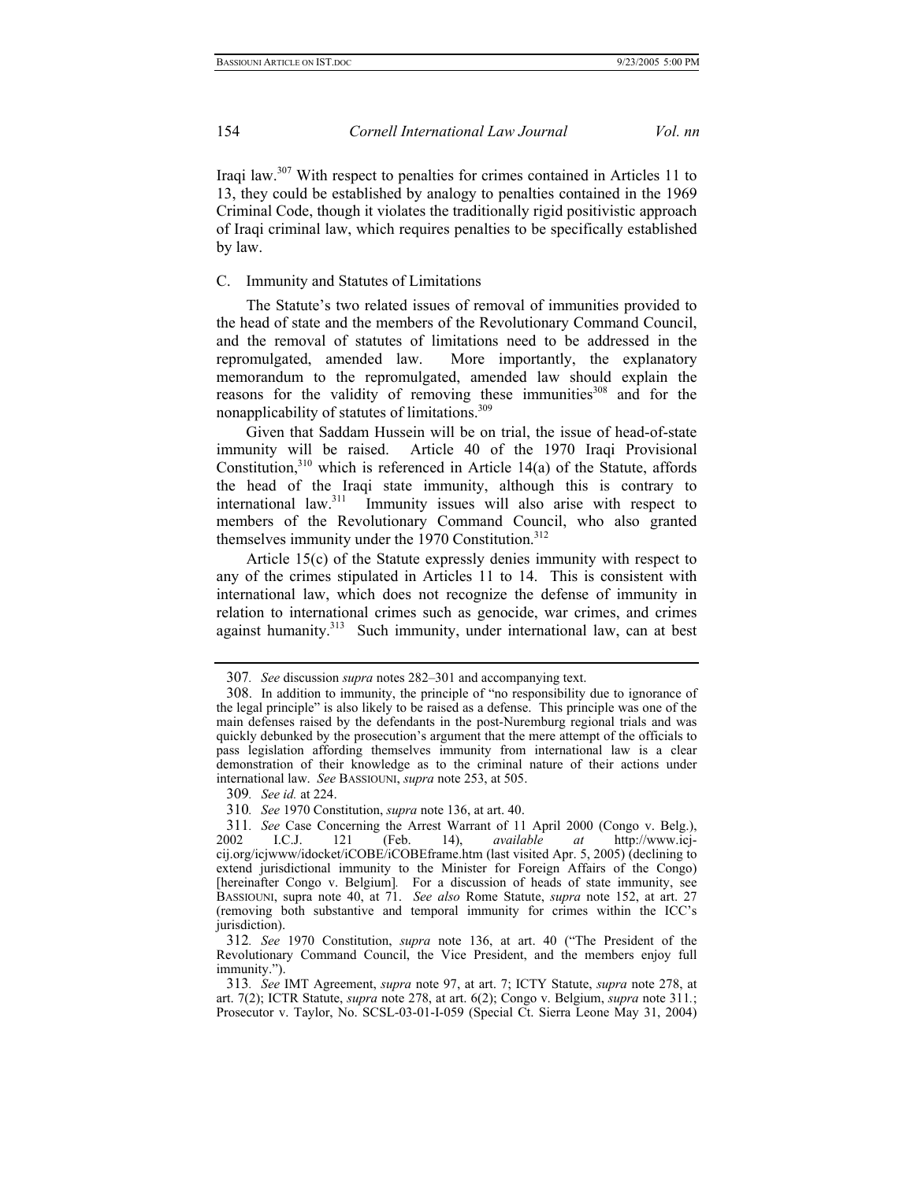Iraqi law.[307] With respect to penalties for crimes contained in Articles 11 to 13, they could be established by analogy to penalties contained in the 1969 Criminal Code, though it violates the traditionally rigid positivistic approach of Iraqi criminal law, which requires penalties to be specifically established by law.

C. Immunity and Statutes of Limitations

The Statute's two related issues of removal of immunities provided to the head of state and the members of the Revolutionary Command Council, and the removal of statutes of limitations need to be addressed in the repromulgated, amended law. More importantly, the explanatory memorandum to the repromulgated, amended law should explain the reasons for the validity of removing these immunities[308] and for the nonapplicability of statutes of limitations.[309]

Given that Saddam Hussein will be on trial, the issue of head-of-state immunity will be raised. Article 40 of the 1970 Iraqi Provisional Constitution,[310] which is referenced in Article 14(a) of the Statute, affords the head of the Iraqi state immunity, although this is contrary to international law.[311] Immunity issues will also arise with respect to members of the Revolutionary Command Council, who also granted themselves immunity under the 1970 Constitution.[312]

Article 15(c) of the Statute expressly denies immunity with respect to any of the crimes stipulated in Articles 11 to 14. This is consistent with international law, which does not recognize the defense of immunity in relation to international crimes such as genocide, war crimes, and crimes against humanity.[313] Such immunity, under international law, can at best

---

307. *See* discussion *supra* notes 282–301 and accompanying text.

308. In addition to immunity, the principle of "no responsibility due to ignorance of the legal principle" is also likely to be raised as a defense. This principle was one of the main defenses raised by the defendants in the post-Nuremburg regional trials and was quickly debunked by the prosecution's argument that the mere attempt of the officials to pass legislation affording themselves immunity from international law is a clear demonstration of their knowledge as to the criminal nature of their actions under international law. *See* BASSIOUNI, *supra* note 253, at 505.

309. *See id.* at 224.

310. *See* 1970 Constitution, *supra* note 136, at art. 40.

311. *See* Case Concerning the Arrest Warrant of 11 April 2000 (Congo v. Belg.), 2002 I.C.J. 121 (Feb. 14), *available at* http://www.icj-cij.org/icjwww/idocket/iCOBE/iCOBEframe.htm (last visited Apr. 5, 2005) (declining to extend jurisdictional immunity to the Minister for Foreign Affairs of the Congo) [hereinafter Congo v. Belgium]. For a discussion of heads of state immunity, see BASSIOUNI, supra note 40, at 71. *See also* Rome Statute, *supra* note 152, at art. 27 (removing both substantive and temporal immunity for crimes within the ICC's jurisdiction).

312. *See* 1970 Constitution, *supra* note 136, at art. 40 ("The President of the Revolutionary Command Council, the Vice President, and the members enjoy full immunity.").

313. *See* IMT Agreement, *supra* note 97, at art. 7; ICTY Statute, *supra* note 278, at art. 7(2); ICTR Statute, *supra* note 278, at art. 6(2); Congo v. Belgium, *supra* note 311.; Prosecutor v. Taylor, No. SCSL-03-01-I-059 (Special Ct. Sierra Leone May 31, 2004)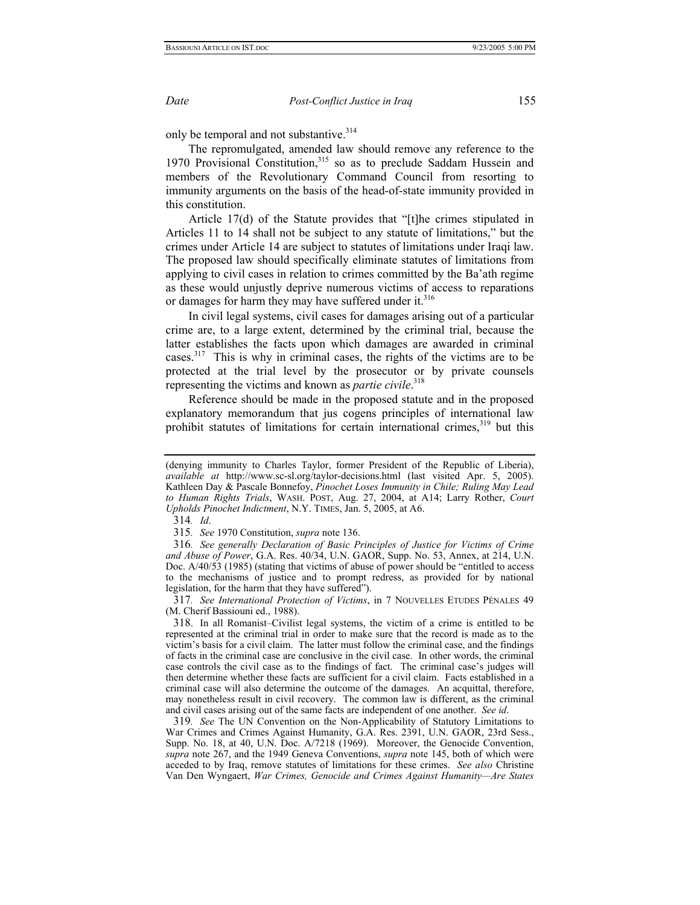only be temporal and not substantive.[314]

The repromulgated, amended law should remove any reference to the 1970 Provisional Constitution,[315] so as to preclude Saddam Hussein and members of the Revolutionary Command Council from resorting to immunity arguments on the basis of the head-of-state immunity provided in this constitution.

Article 17(d) of the Statute provides that "[t]he crimes stipulated in Articles 11 to 14 shall not be subject to any statute of limitations," but the crimes under Article 14 are subject to statutes of limitations under Iraqi law. The proposed law should specifically eliminate statutes of limitations from applying to civil cases in relation to crimes committed by the Ba'ath regime as these would unjustly deprive numerous victims of access to reparations or damages for harm they may have suffered under it.[316]

In civil legal systems, civil cases for damages arising out of a particular crime are, to a large extent, determined by the criminal trial, because the latter establishes the facts upon which damages are awarded in criminal cases.[317] This is why in criminal cases, the rights of the victims are to be protected at the trial level by the prosecutor or by private counsels representing the victims and known as *partie civile*.[318]

Reference should be made in the proposed statute and in the proposed explanatory memorandum that jus cogens principles of international law prohibit statutes of limitations for certain international crimes,[319] but this

---

(denying immunity to Charles Taylor, former President of the Republic of Liberia), *available at* http://www.sc-sl.org/taylor-decisions.html (last visited Apr. 5, 2005). Kathleen Day & Pascale Bonnefoy, *Pinochet Loses Immunity in Chile; Ruling May Lead to Human Rights Trials*, WASH. POST, Aug. 27, 2004, at A14; Larry Rother, *Court Upholds Pinochet Indictment*, N.Y. TIMES, Jan. 5, 2005, at A6.

314. *Id*.

315. *See* 1970 Constitution, *supra* note 136.

316. *See generally Declaration of Basic Principles of Justice for Victims of Crime and Abuse of Power*, G.A. Res. 40/34, U.N. GAOR, Supp. No. 53, Annex, at 214, U.N. Doc. A/40/53 (1985) (stating that victims of abuse of power should be "entitled to access to the mechanisms of justice and to prompt redress, as provided for by national legislation, for the harm that they have suffered").

317. *See International Protection of Victims*, in 7 NOUVELLES ETUDES PÉNALES 49 (M. Cherif Bassiouni ed., 1988).

318. In all Romanist–Civilist legal systems, the victim of a crime is entitled to be represented at the criminal trial in order to make sure that the record is made as to the victim's basis for a civil claim. The latter must follow the criminal case, and the findings of facts in the criminal case are conclusive in the civil case. In other words, the criminal case controls the civil case as to the findings of fact. The criminal case's judges will then determine whether these facts are sufficient for a civil claim. Facts established in a criminal case will also determine the outcome of the damages. An acquittal, therefore, may nonetheless result in civil recovery. The common law is different, as the criminal and civil cases arising out of the same facts are independent of one another. *See id*.

319. *See* The UN Convention on the Non-Applicability of Statutory Limitations to War Crimes and Crimes Against Humanity, G.A. Res. 2391, U.N. GAOR, 23rd Sess., Supp. No. 18, at 40, U.N. Doc. A/7218 (1969). Moreover, the Genocide Convention, *supra* note 267, and the 1949 Geneva Conventions, *supra* note 145, both of which were acceded to by Iraq, remove statutes of limitations for these crimes. *See also* Christine Van Den Wyngaert, *War Crimes, Genocide and Crimes Against Humanity—Are States*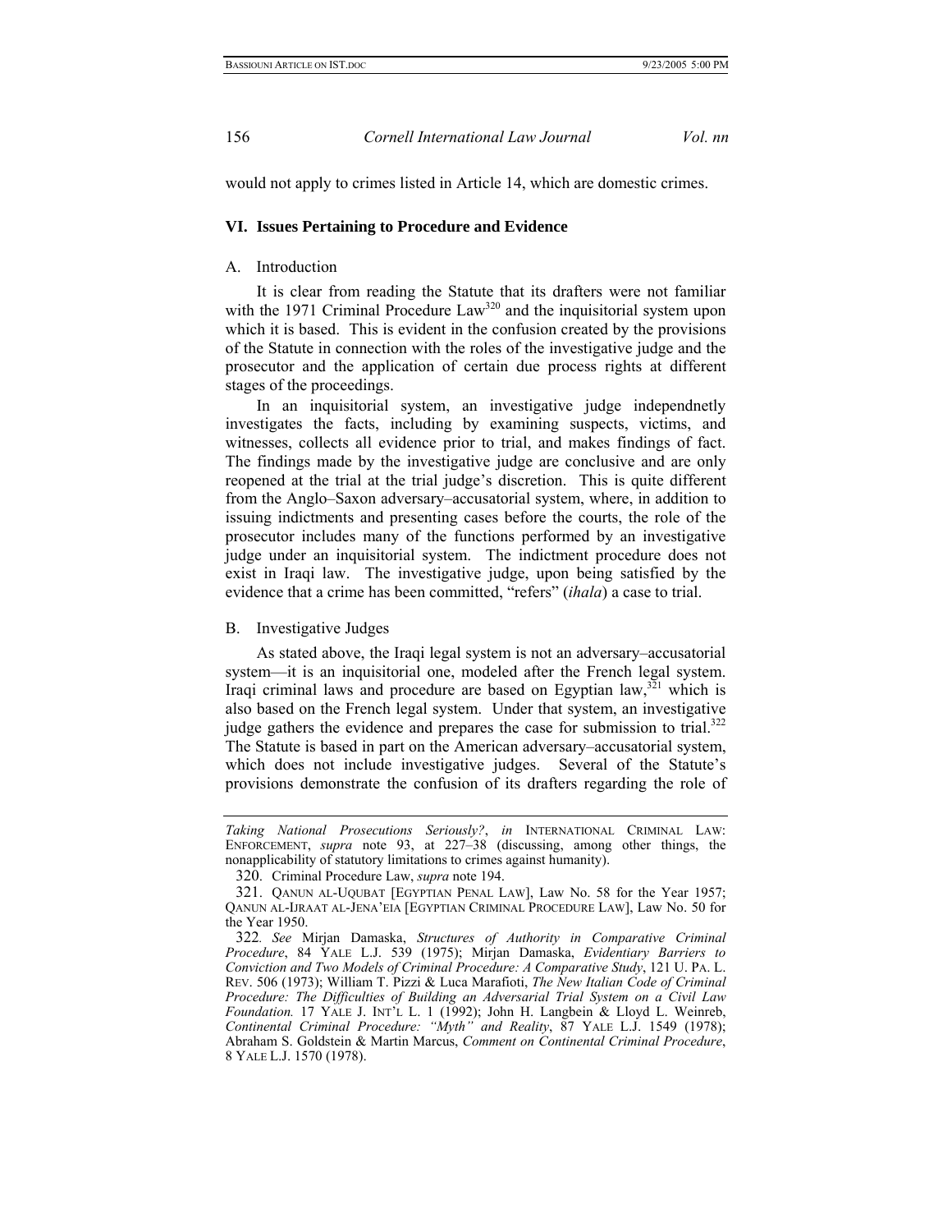would not apply to crimes listed in Article 14, which are domestic crimes.

## VI. Issues Pertaining to Procedure and Evidence

### A. Introduction

It is clear from reading the Statute that its drafters were not familiar with the 1971 Criminal Procedure Law[320] and the inquisitorial system upon which it is based. This is evident in the confusion created by the provisions of the Statute in connection with the roles of the investigative judge and the prosecutor and the application of certain due process rights at different stages of the proceedings.

In an inquisitorial system, an investigative judge independnetly investigates the facts, including by examining suspects, victims, and witnesses, collects all evidence prior to trial, and makes findings of fact. The findings made by the investigative judge are conclusive and are only reopened at the trial at the trial judge's discretion. This is quite different from the Anglo–Saxon adversary–accusatorial system, where, in addition to issuing indictments and presenting cases before the courts, the role of the prosecutor includes many of the functions performed by an investigative judge under an inquisitorial system. The indictment procedure does not exist in Iraqi law. The investigative judge, upon being satisfied by the evidence that a crime has been committed, "refers" (*ihala*) a case to trial.

### B. Investigative Judges

As stated above, the Iraqi legal system is not an adversary–accusatorial system—it is an inquisitorial one, modeled after the French legal system. Iraqi criminal laws and procedure are based on Egyptian law,[321] which is also based on the French legal system. Under that system, an investigative judge gathers the evidence and prepares the case for submission to trial.[322] The Statute is based in part on the American adversary–accusatorial system, which does not include investigative judges. Several of the Statute's provisions demonstrate the confusion of its drafters regarding the role of

---

*Taking National Prosecutions Seriously?*, *in* INTERNATIONAL CRIMINAL LAW: ENFORCEMENT, *supra* note 93, at 227–38 (discussing, among other things, the nonapplicability of statutory limitations to crimes against humanity).

320. Criminal Procedure Law, *supra* note 194.

321. QANUN AL-UQUBAT [EGYPTIAN PENAL LAW], Law No. 58 for the Year 1957; QANUN AL-IJRAAT AL-JENA'EIA [EGYPTIAN CRIMINAL PROCEDURE LAW], Law No. 50 for the Year 1950.

322. *See* Mirjan Damaska, *Structures of Authority in Comparative Criminal Procedure*, 84 YALE L.J. 539 (1975); Mirjan Damaska, *Evidentiary Barriers to Conviction and Two Models of Criminal Procedure: A Comparative Study*, 121 U. PA. L. REV. 506 (1973); William T. Pizzi & Luca Marafioti, *The New Italian Code of Criminal Procedure: The Difficulties of Building an Adversarial Trial System on a Civil Law Foundation.* 17 YALE J. INT'L L. 1 (1992); John H. Langbein & Lloyd L. Weinreb, *Continental Criminal Procedure: "Myth" and Reality*, 87 YALE L.J. 1549 (1978); Abraham S. Goldstein & Martin Marcus, *Comment on Continental Criminal Procedure*, 8 YALE L.J. 1570 (1978).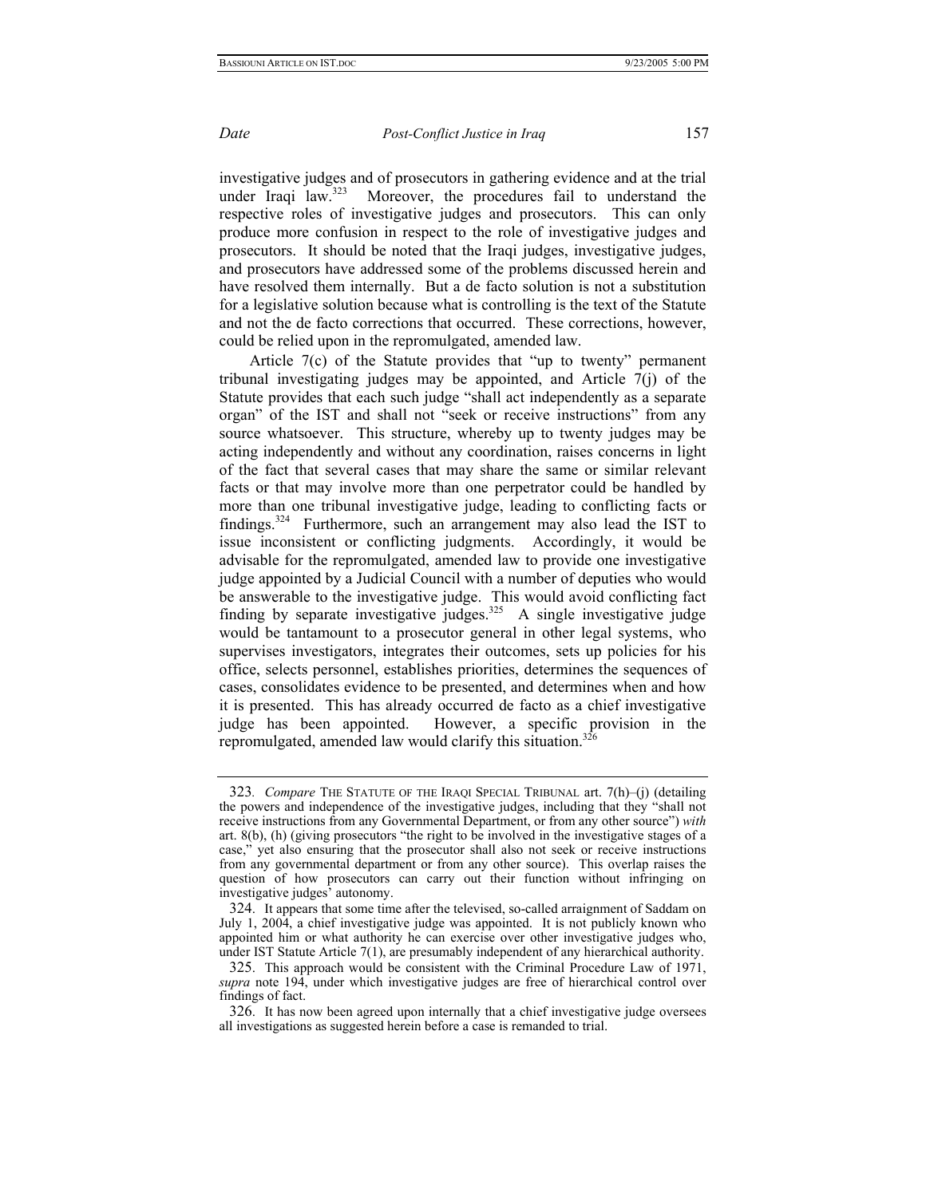investigative judges and of prosecutors in gathering evidence and at the trial under Iraqi law.[323] Moreover, the procedures fail to understand the respective roles of investigative judges and prosecutors. This can only produce more confusion in respect to the role of investigative judges and prosecutors. It should be noted that the Iraqi judges, investigative judges, and prosecutors have addressed some of the problems discussed herein and have resolved them internally. But a de facto solution is not a substitution for a legislative solution because what is controlling is the text of the Statute and not the de facto corrections that occurred. These corrections, however, could be relied upon in the repromulgated, amended law.

Article 7(c) of the Statute provides that "up to twenty" permanent tribunal investigating judges may be appointed, and Article 7(j) of the Statute provides that each such judge "shall act independently as a separate organ" of the IST and shall not "seek or receive instructions" from any source whatsoever. This structure, whereby up to twenty judges may be acting independently and without any coordination, raises concerns in light of the fact that several cases that may share the same or similar relevant facts or that may involve more than one perpetrator could be handled by more than one tribunal investigative judge, leading to conflicting facts or findings.[324] Furthermore, such an arrangement may also lead the IST to issue inconsistent or conflicting judgments. Accordingly, it would be advisable for the repromulgated, amended law to provide one investigative judge appointed by a Judicial Council with a number of deputies who would be answerable to the investigative judge. This would avoid conflicting fact finding by separate investigative judges.[325] A single investigative judge would be tantamount to a prosecutor general in other legal systems, who supervises investigators, integrates their outcomes, sets up policies for his office, selects personnel, establishes priorities, determines the sequences of cases, consolidates evidence to be presented, and determines when and how it is presented. This has already occurred de facto as a chief investigative judge has been appointed. However, a specific provision in the repromulgated, amended law would clarify this situation.[326]

---

323. *Compare* THE STATUTE OF THE IRAQI SPECIAL TRIBUNAL art. 7(h)–(j) (detailing the powers and independence of the investigative judges, including that they "shall not receive instructions from any Governmental Department, or from any other source") *with* art. 8(b), (h) (giving prosecutors "the right to be involved in the investigative stages of a case," yet also ensuring that the prosecutor shall also not seek or receive instructions from any governmental department or from any other source). This overlap raises the question of how prosecutors can carry out their function without infringing on investigative judges' autonomy.

324. It appears that some time after the televised, so-called arraignment of Saddam on July 1, 2004, a chief investigative judge was appointed. It is not publicly known who appointed him or what authority he can exercise over other investigative judges who, under IST Statute Article 7(1), are presumably independent of any hierarchical authority.

325. This approach would be consistent with the Criminal Procedure Law of 1971, *supra* note 194, under which investigative judges are free of hierarchical control over findings of fact.

326. It has now been agreed upon internally that a chief investigative judge oversees all investigations as suggested herein before a case is remanded to trial.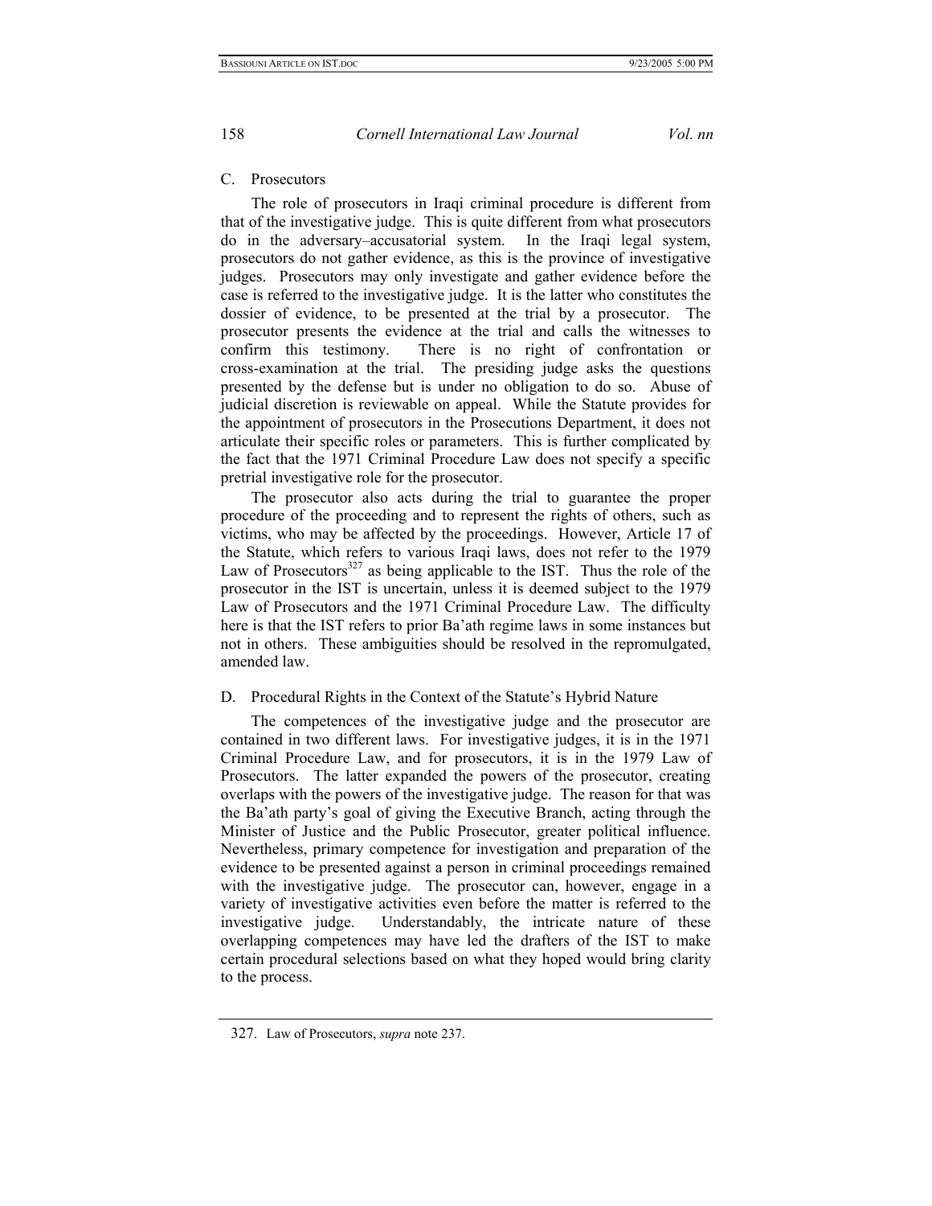### C. Prosecutors

The role of prosecutors in Iraqi criminal procedure is different from that of the investigative judge. This is quite different from what prosecutors do in the adversary–accusatorial system. In the Iraqi legal system, prosecutors do not gather evidence, as this is the province of investigative judges. Prosecutors may only investigate and gather evidence before the case is referred to the investigative judge. It is the latter who constitutes the dossier of evidence, to be presented at the trial by a prosecutor. The prosecutor presents the evidence at the trial and calls the witnesses to confirm this testimony. There is no right of confrontation or cross-examination at the trial. The presiding judge asks the questions presented by the defense but is under no obligation to do so. Abuse of judicial discretion is reviewable on appeal. While the Statute provides for the appointment of prosecutors in the Prosecutions Department, it does not articulate their specific roles or parameters. This is further complicated by the fact that the 1971 Criminal Procedure Law does not specify a specific pretrial investigative role for the prosecutor.

The prosecutor also acts during the trial to guarantee the proper procedure of the proceeding and to represent the rights of others, such as victims, who may be affected by the proceedings. However, Article 17 of the Statute, which refers to various Iraqi laws, does not refer to the 1979 Law of Prosecutors[327] as being applicable to the IST. Thus the role of the prosecutor in the IST is uncertain, unless it is deemed subject to the 1979 Law of Prosecutors and the 1971 Criminal Procedure Law. The difficulty here is that the IST refers to prior Ba'ath regime laws in some instances but not in others. These ambiguities should be resolved in the repromulgated, amended law.

### D. Procedural Rights in the Context of the Statute's Hybrid Nature

The competences of the investigative judge and the prosecutor are contained in two different laws. For investigative judges, it is in the 1971 Criminal Procedure Law, and for prosecutors, it is in the 1979 Law of Prosecutors. The latter expanded the powers of the prosecutor, creating overlaps with the powers of the investigative judge. The reason for that was the Ba'ath party's goal of giving the Executive Branch, acting through the Minister of Justice and the Public Prosecutor, greater political influence. Nevertheless, primary competence for investigation and preparation of the evidence to be presented against a person in criminal proceedings remained with the investigative judge. The prosecutor can, however, engage in a variety of investigative activities even before the matter is referred to the investigative judge. Understandably, the intricate nature of these overlapping competences may have led the drafters of the IST to make certain procedural selections based on what they hoped would bring clarity to the process.

---

327. Law of Prosecutors, *supra* note 237.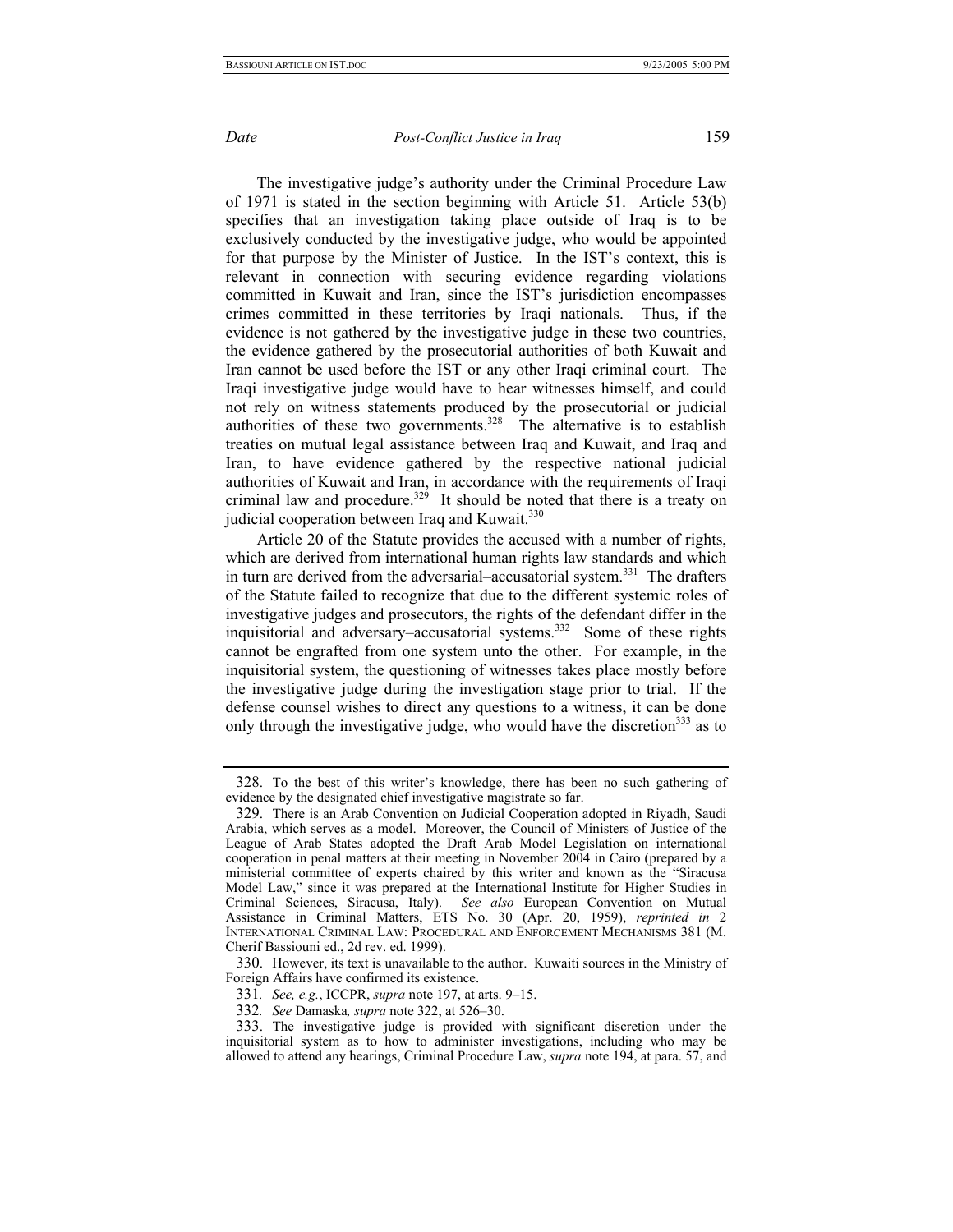The investigative judge's authority under the Criminal Procedure Law of 1971 is stated in the section beginning with Article 51. Article 53(b) specifies that an investigation taking place outside of Iraq is to be exclusively conducted by the investigative judge, who would be appointed for that purpose by the Minister of Justice. In the IST's context, this is relevant in connection with securing evidence regarding violations committed in Kuwait and Iran, since the IST's jurisdiction encompasses crimes committed in these territories by Iraqi nationals. Thus, if the evidence is not gathered by the investigative judge in these two countries, the evidence gathered by the prosecutorial authorities of both Kuwait and Iran cannot be used before the IST or any other Iraqi criminal court. The Iraqi investigative judge would have to hear witnesses himself, and could not rely on witness statements produced by the prosecutorial or judicial authorities of these two governments.[328] The alternative is to establish treaties on mutual legal assistance between Iraq and Kuwait, and Iraq and Iran, to have evidence gathered by the respective national judicial authorities of Kuwait and Iran, in accordance with the requirements of Iraqi criminal law and procedure.[329] It should be noted that there is a treaty on judicial cooperation between Iraq and Kuwait.[330]

Article 20 of the Statute provides the accused with a number of rights, which are derived from international human rights law standards and which in turn are derived from the adversarial–accusatorial system.[331] The drafters of the Statute failed to recognize that due to the different systemic roles of investigative judges and prosecutors, the rights of the defendant differ in the inquisitorial and adversary–accusatorial systems.[332] Some of these rights cannot be engrafted from one system unto the other. For example, in the inquisitorial system, the questioning of witnesses takes place mostly before the investigative judge during the investigation stage prior to trial. If the defense counsel wishes to direct any questions to a witness, it can be done only through the investigative judge, who would have the discretion[333] as to

---

328. To the best of this writer's knowledge, there has been no such gathering of evidence by the designated chief investigative magistrate so far.

329. There is an Arab Convention on Judicial Cooperation adopted in Riyadh, Saudi Arabia, which serves as a model. Moreover, the Council of Ministers of Justice of the League of Arab States adopted the Draft Arab Model Legislation on international cooperation in penal matters at their meeting in November 2004 in Cairo (prepared by a ministerial committee of experts chaired by this writer and known as the "Siracusa Model Law," since it was prepared at the International Institute for Higher Studies in Criminal Sciences, Siracusa, Italy). *See also* European Convention on Mutual Assistance in Criminal Matters, ETS No. 30 (Apr. 20, 1959), *reprinted in* 2 INTERNATIONAL CRIMINAL LAW: PROCEDURAL AND ENFORCEMENT MECHANISMS 381 (M. Cherif Bassiouni ed., 2d rev. ed. 1999).

330. However, its text is unavailable to the author. Kuwaiti sources in the Ministry of Foreign Affairs have confirmed its existence.

331. *See, e.g.*, ICCPR, *supra* note 197, at arts. 9–15.

332. *See* Damaska*, supra* note 322, at 526–30.

333. The investigative judge is provided with significant discretion under the inquisitorial system as to how to administer investigations, including who may be allowed to attend any hearings, Criminal Procedure Law, *supra* note 194, at para. 57, and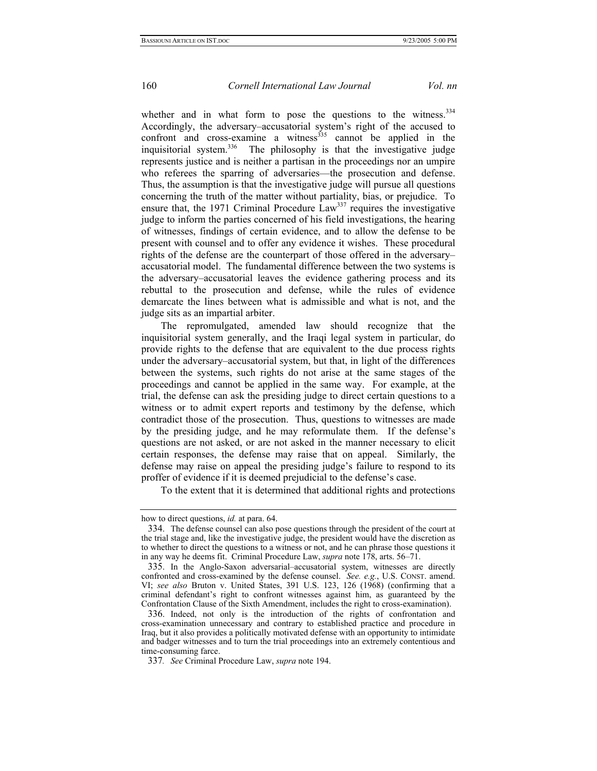whether and in what form to pose the questions to the witness.[334] Accordingly, the adversary–accusatorial system's right of the accused to confront and cross-examine a witness[335] cannot be applied in the inquisitorial system.[336] The philosophy is that the investigative judge represents justice and is neither a partisan in the proceedings nor an umpire who referees the sparring of adversaries—the prosecution and defense. Thus, the assumption is that the investigative judge will pursue all questions concerning the truth of the matter without partiality, bias, or prejudice. To ensure that, the 1971 Criminal Procedure Law[337] requires the investigative judge to inform the parties concerned of his field investigations, the hearing of witnesses, findings of certain evidence, and to allow the defense to be present with counsel and to offer any evidence it wishes. These procedural rights of the defense are the counterpart of those offered in the adversary–accusatorial model. The fundamental difference between the two systems is the adversary–accusatorial leaves the evidence gathering process and its rebuttal to the prosecution and defense, while the rules of evidence demarcate the lines between what is admissible and what is not, and the judge sits as an impartial arbiter.

The repromulgated, amended law should recognize that the inquisitorial system generally, and the Iraqi legal system in particular, do provide rights to the defense that are equivalent to the due process rights under the adversary–accusatorial system, but that, in light of the differences between the systems, such rights do not arise at the same stages of the proceedings and cannot be applied in the same way. For example, at the trial, the defense can ask the presiding judge to direct certain questions to a witness or to admit expert reports and testimony by the defense, which contradict those of the prosecution. Thus, questions to witnesses are made by the presiding judge, and he may reformulate them. If the defense's questions are not asked, or are not asked in the manner necessary to elicit certain responses, the defense may raise that on appeal. Similarly, the defense may raise on appeal the presiding judge's failure to respond to its proffer of evidence if it is deemed prejudicial to the defense's case.

To the extent that it is determined that additional rights and protections

---

how to direct questions, *id.* at para. 64.

334. The defense counsel can also pose questions through the president of the court at the trial stage and, like the investigative judge, the president would have the discretion as to whether to direct the questions to a witness or not, and he can phrase those questions it in any way he deems fit. Criminal Procedure Law, *supra* note 178, arts. 56–71.

335. In the Anglo-Saxon adversarial–accusatorial system, witnesses are directly confronted and cross-examined by the defense counsel. *See. e.g.*, U.S. CONST. amend. VI; *see also* Bruton v. United States, 391 U.S. 123, 126 (1968) (confirming that a criminal defendant's right to confront witnesses against him, as guaranteed by the Confrontation Clause of the Sixth Amendment, includes the right to cross-examination).

336. Indeed, not only is the introduction of the rights of confrontation and cross-examination unnecessary and contrary to established practice and procedure in Iraq, but it also provides a politically motivated defense with an opportunity to intimidate and badger witnesses and to turn the trial proceedings into an extremely contentious and time-consuming farce.

337. *See* Criminal Procedure Law, *supra* note 194.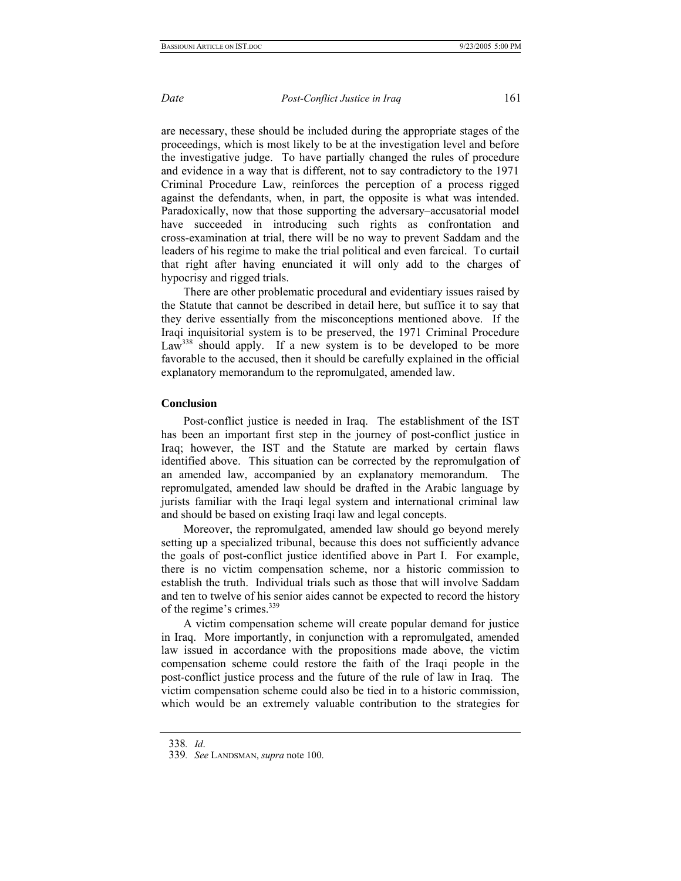are necessary, these should be included during the appropriate stages of the proceedings, which is most likely to be at the investigation level and before the investigative judge. To have partially changed the rules of procedure and evidence in a way that is different, not to say contradictory to the 1971 Criminal Procedure Law, reinforces the perception of a process rigged against the defendants, when, in part, the opposite is what was intended. Paradoxically, now that those supporting the adversary–accusatorial model have succeeded in introducing such rights as confrontation and cross-examination at trial, there will be no way to prevent Saddam and the leaders of his regime to make the trial political and even farcical. To curtail that right after having enunciated it will only add to the charges of hypocrisy and rigged trials.

There are other problematic procedural and evidentiary issues raised by the Statute that cannot be described in detail here, but suffice it to say that they derive essentially from the misconceptions mentioned above. If the Iraqi inquisitorial system is to be preserved, the 1971 Criminal Procedure Law[338] should apply. If a new system is to be developed to be more favorable to the accused, then it should be carefully explained in the official explanatory memorandum to the repromulgated, amended law.

## Conclusion

Post-conflict justice is needed in Iraq. The establishment of the IST has been an important first step in the journey of post-conflict justice in Iraq; however, the IST and the Statute are marked by certain flaws identified above. This situation can be corrected by the repromulgation of an amended law, accompanied by an explanatory memorandum. The repromulgated, amended law should be drafted in the Arabic language by jurists familiar with the Iraqi legal system and international criminal law and should be based on existing Iraqi law and legal concepts.

Moreover, the repromulgated, amended law should go beyond merely setting up a specialized tribunal, because this does not sufficiently advance the goals of post-conflict justice identified above in Part I. For example, there is no victim compensation scheme, nor a historic commission to establish the truth. Individual trials such as those that will involve Saddam and ten to twelve of his senior aides cannot be expected to record the history of the regime's crimes.[339]

A victim compensation scheme will create popular demand for justice in Iraq. More importantly, in conjunction with a repromulgated, amended law issued in accordance with the propositions made above, the victim compensation scheme could restore the faith of the Iraqi people in the post-conflict justice process and the future of the rule of law in Iraq. The victim compensation scheme could also be tied in to a historic commission, which would be an extremely valuable contribution to the strategies for

---

338. *Id.*

339. *See* LANDSMAN, *supra* note 100.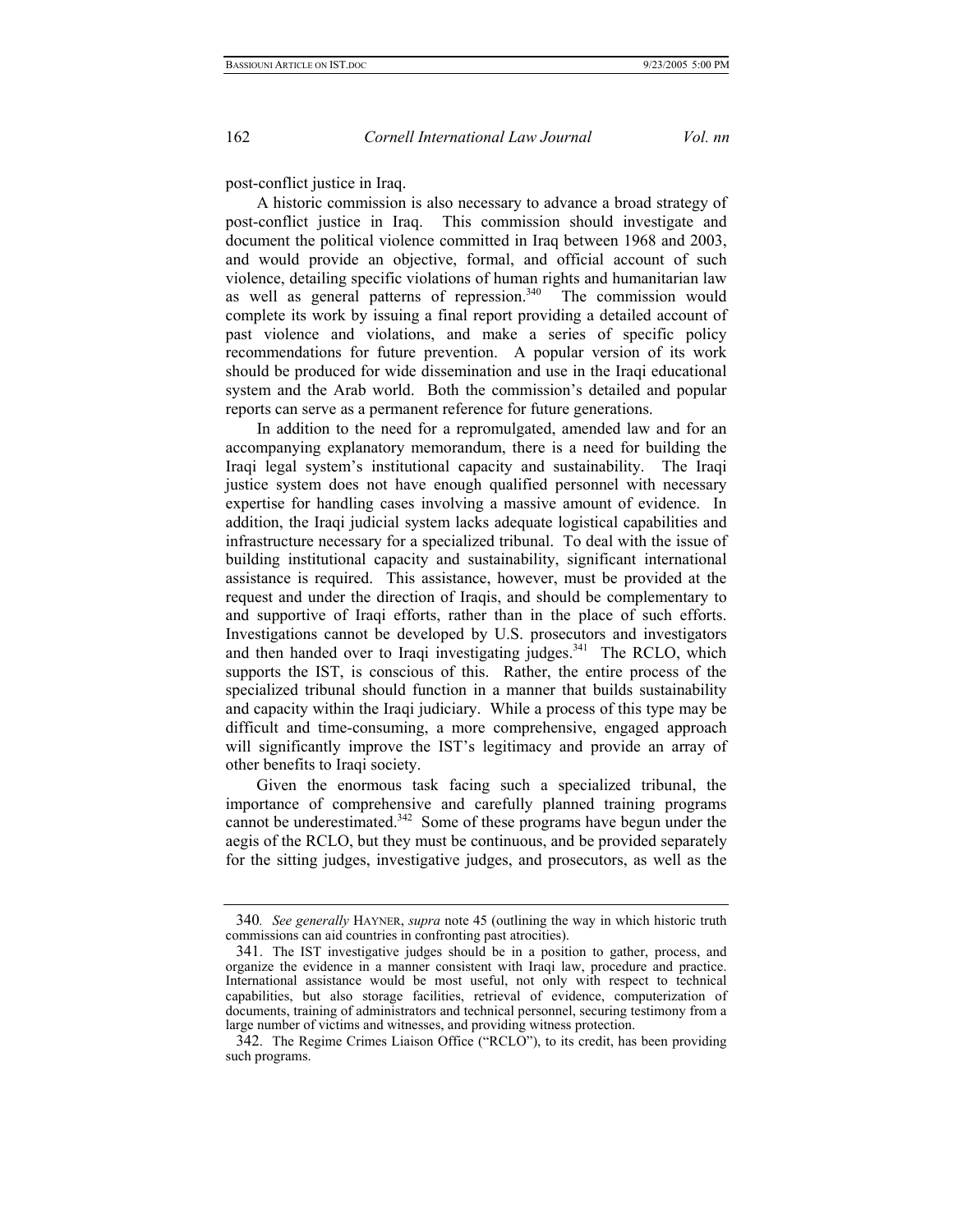post-conflict justice in Iraq.

A historic commission is also necessary to advance a broad strategy of post-conflict justice in Iraq. This commission should investigate and document the political violence committed in Iraq between 1968 and 2003, and would provide an objective, formal, and official account of such violence, detailing specific violations of human rights and humanitarian law as well as general patterns of repression.[340] The commission would complete its work by issuing a final report providing a detailed account of past violence and violations, and make a series of specific policy recommendations for future prevention. A popular version of its work should be produced for wide dissemination and use in the Iraqi educational system and the Arab world. Both the commission's detailed and popular reports can serve as a permanent reference for future generations.

In addition to the need for a repromulgated, amended law and for an accompanying explanatory memorandum, there is a need for building the Iraqi legal system's institutional capacity and sustainability. The Iraqi justice system does not have enough qualified personnel with necessary expertise for handling cases involving a massive amount of evidence. In addition, the Iraqi judicial system lacks adequate logistical capabilities and infrastructure necessary for a specialized tribunal. To deal with the issue of building institutional capacity and sustainability, significant international assistance is required. This assistance, however, must be provided at the request and under the direction of Iraqis, and should be complementary to and supportive of Iraqi efforts, rather than in the place of such efforts. Investigations cannot be developed by U.S. prosecutors and investigators and then handed over to Iraqi investigating judges.[341] The RCLO, which supports the IST, is conscious of this. Rather, the entire process of the specialized tribunal should function in a manner that builds sustainability and capacity within the Iraqi judiciary. While a process of this type may be difficult and time-consuming, a more comprehensive, engaged approach will significantly improve the IST's legitimacy and provide an array of other benefits to Iraqi society.

Given the enormous task facing such a specialized tribunal, the importance of comprehensive and carefully planned training programs cannot be underestimated.[342] Some of these programs have begun under the aegis of the RCLO, but they must be continuous, and be provided separately for the sitting judges, investigative judges, and prosecutors, as well as the

---

340. *See generally* HAYNER, *supra* note 45 (outlining the way in which historic truth commissions can aid countries in confronting past atrocities).

341. The IST investigative judges should be in a position to gather, process, and organize the evidence in a manner consistent with Iraqi law, procedure and practice. International assistance would be most useful, not only with respect to technical capabilities, but also storage facilities, retrieval of evidence, computerization of documents, training of administrators and technical personnel, securing testimony from a large number of victims and witnesses, and providing witness protection.

342. The Regime Crimes Liaison Office ("RCLO"), to its credit, has been providing such programs.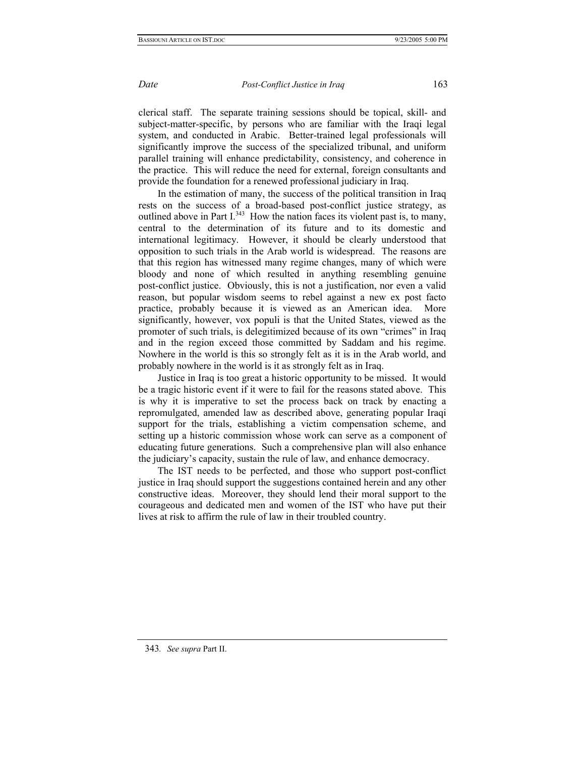clerical staff. The separate training sessions should be topical, skill- and subject-matter-specific, by persons who are familiar with the Iraqi legal system, and conducted in Arabic. Better-trained legal professionals will significantly improve the success of the specialized tribunal, and uniform parallel training will enhance predictability, consistency, and coherence in the practice. This will reduce the need for external, foreign consultants and provide the foundation for a renewed professional judiciary in Iraq.

In the estimation of many, the success of the political transition in Iraq rests on the success of a broad-based post-conflict justice strategy, as outlined above in Part I.[343] How the nation faces its violent past is, to many, central to the determination of its future and to its domestic and international legitimacy. However, it should be clearly understood that opposition to such trials in the Arab world is widespread. The reasons are that this region has witnessed many regime changes, many of which were bloody and none of which resulted in anything resembling genuine post-conflict justice. Obviously, this is not a justification, nor even a valid reason, but popular wisdom seems to rebel against a new ex post facto practice, probably because it is viewed as an American idea. More significantly, however, vox populi is that the United States, viewed as the promoter of such trials, is delegitimized because of its own "crimes" in Iraq and in the region exceed those committed by Saddam and his regime. Nowhere in the world is this so strongly felt as it is in the Arab world, and probably nowhere in the world is it as strongly felt as in Iraq.

Justice in Iraq is too great a historic opportunity to be missed. It would be a tragic historic event if it were to fail for the reasons stated above. This is why it is imperative to set the process back on track by enacting a repromulgated, amended law as described above, generating popular Iraqi support for the trials, establishing a victim compensation scheme, and setting up a historic commission whose work can serve as a component of educating future generations. Such a comprehensive plan will also enhance the judiciary's capacity, sustain the rule of law, and enhance democracy.

The IST needs to be perfected, and those who support post-conflict justice in Iraq should support the suggestions contained herein and any other constructive ideas. Moreover, they should lend their moral support to the courageous and dedicated men and women of the IST who have put their lives at risk to affirm the rule of law in their troubled country.

---

343. *See supra* Part II.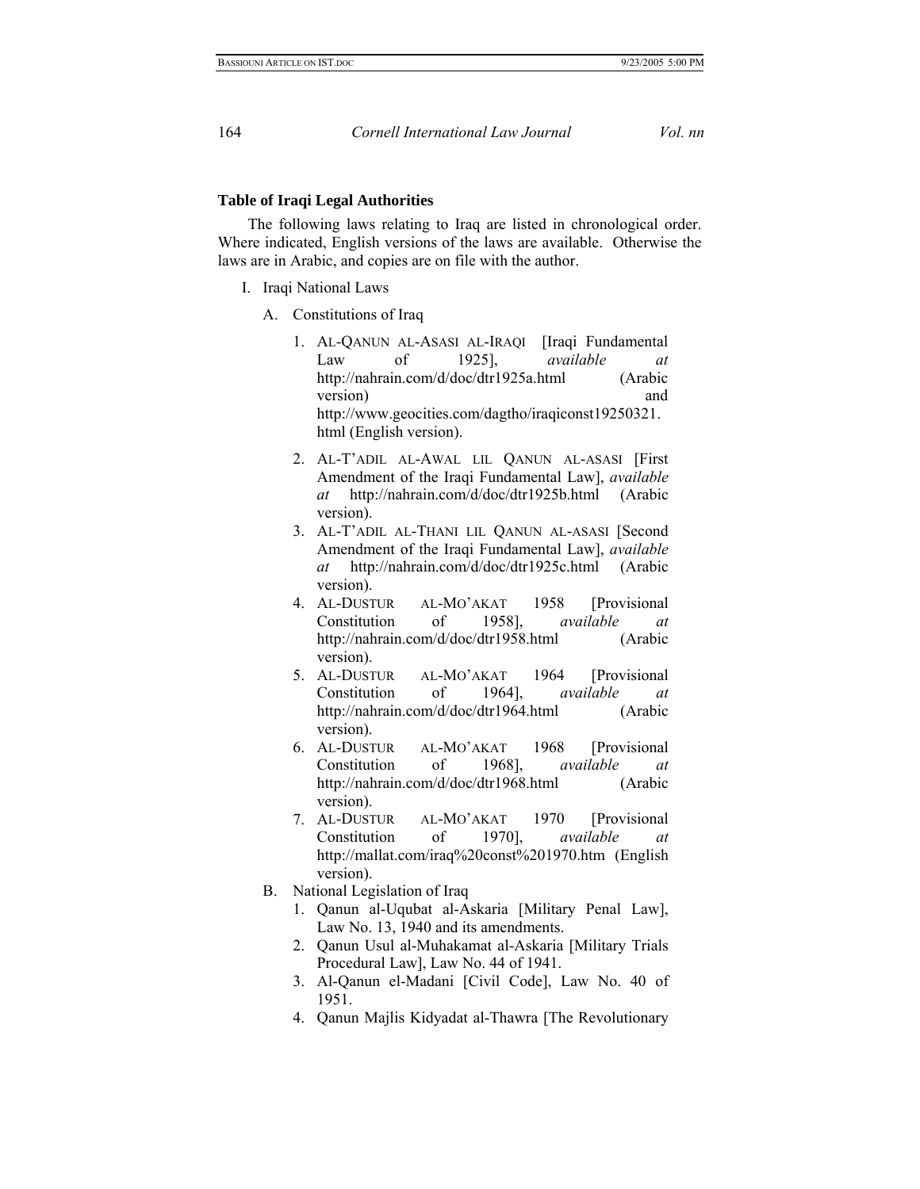**Table of Iraqi Legal Authorities**

The following laws relating to Iraq are listed in chronological order. Where indicated, English versions of the laws are available. Otherwise the laws are in Arabic, and copies are on file with the author.

I. Iraqi National Laws

   A. Constitutions of Iraq

      1. AL-QANUN AL-ASASI AL-IRAQI [Iraqi Fundamental Law of 1925], *available at* http://nahrain.com/d/doc/dtr1925a.html (Arabic version) and http://www.geocities.com/dagtho/iraqiconst19250321.html (English version).
      2. AL-T'ADIL AL-AWAL LIL QANUN AL-ASASI [First Amendment of the Iraqi Fundamental Law], *available at* http://nahrain.com/d/doc/dtr1925b.html (Arabic version).
      3. AL-T'ADIL AL-THANI LIL QANUN AL-ASASI [Second Amendment of the Iraqi Fundamental Law], *available at* http://nahrain.com/d/doc/dtr1925c.html (Arabic version).
      4. AL-DUSTUR AL-MO'AKAT 1958 [Provisional Constitution of 1958], *available at* http://nahrain.com/d/doc/dtr1958.html (Arabic version).
      5. AL-DUSTUR AL-MO'AKAT 1964 [Provisional Constitution of 1964], *available at* http://nahrain.com/d/doc/dtr1964.html (Arabic version).
      6. AL-DUSTUR AL-MO'AKAT 1968 [Provisional Constitution of 1968], *available at* http://nahrain.com/d/doc/dtr1968.html (Arabic version).
      7. AL-DUSTUR AL-MO'AKAT 1970 [Provisional Constitution of 1970], *available at* http://mallat.com/iraq%20const%201970.htm (English version).

   B. National Legislation of Iraq

      1. Qanun al-Uqubat al-Askaria [Military Penal Law], Law No. 13, 1940 and its amendments.
      2. Qanun Usul al-Muhakamat al-Askaria [Military Trials Procedural Law], Law No. 44 of 1941.
      3. Al-Qanun el-Madani [Civil Code], Law No. 40 of 1951.
      4. Qanun Majlis Kidyadat al-Thawra [The Revolutionary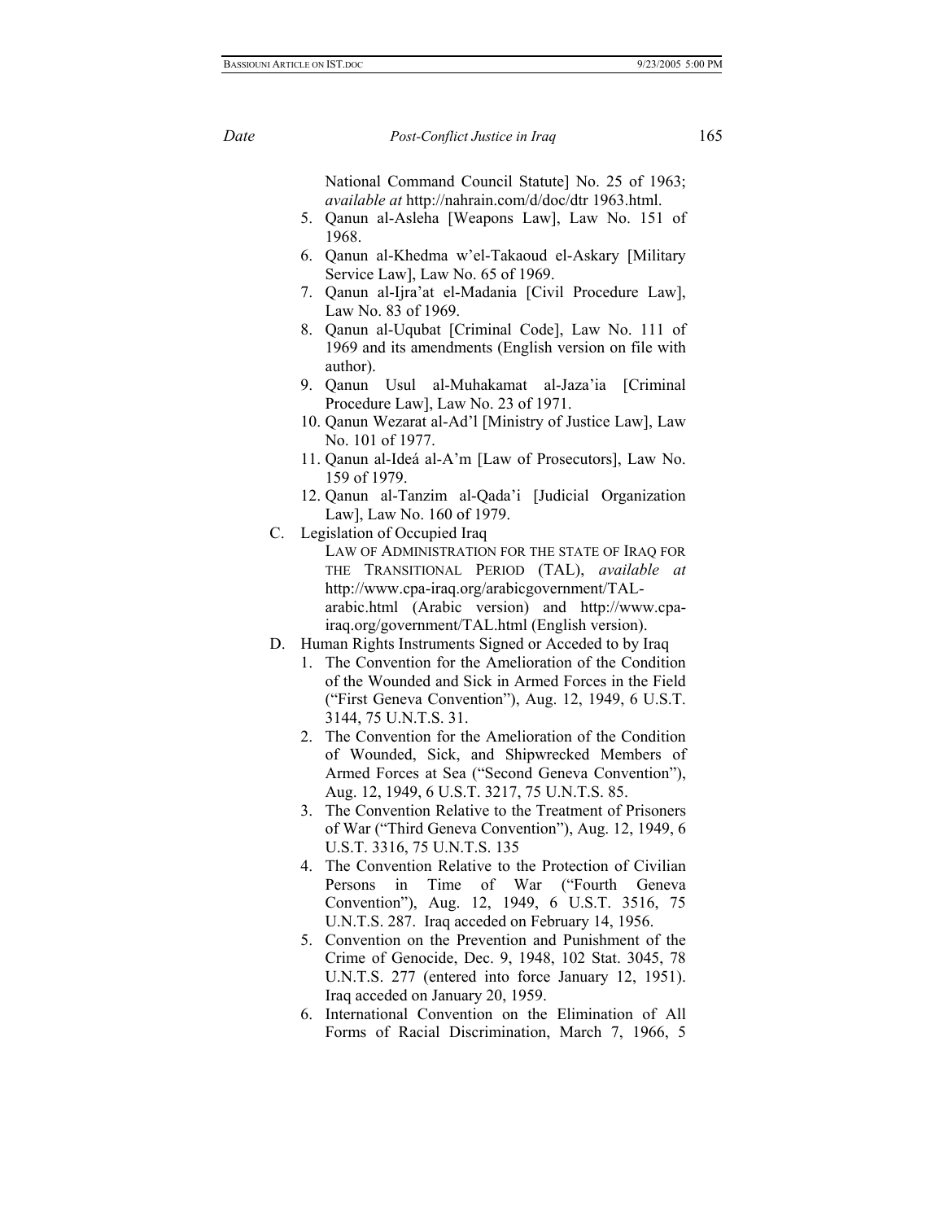National Command Council Statute] No. 25 of 1963; *available at* http://nahrain.com/d/doc/dtr 1963.html.

5. Qanun al-Asleha [Weapons Law], Law No. 151 of 1968.
6. Qanun al-Khedma w'el-Takaoud el-Askary [Military Service Law], Law No. 65 of 1969.
7. Qanun al-Ijra'at el-Madania [Civil Procedure Law], Law No. 83 of 1969.
8. Qanun al-Uqubat [Criminal Code], Law No. 111 of 1969 and its amendments (English version on file with author).
9. Qanun Usul al-Muhakamat al-Jaza'ia [Criminal Procedure Law], Law No. 23 of 1971.
10. Qanun Wezarat al-Ad'l [Ministry of Justice Law], Law No. 101 of 1977.
11. Qanun al-Ideá al-A'm [Law of Prosecutors], Law No. 159 of 1979.
12. Qanun al-Tanzim al-Qada'i [Judicial Organization Law], Law No. 160 of 1979.

C. Legislation of Occupied Iraq

LAW OF ADMINISTRATION FOR THE STATE OF IRAQ FOR THE TRANSITIONAL PERIOD (TAL), *available at* http://www.cpa-iraq.org/arabicgovernment/TAL-arabic.html (Arabic version) and http://www.cpa-iraq.org/government/TAL.html (English version).

D. Human Rights Instruments Signed or Acceded to by Iraq

1. The Convention for the Amelioration of the Condition of the Wounded and Sick in Armed Forces in the Field ("First Geneva Convention"), Aug. 12, 1949, 6 U.S.T. 3144, 75 U.N.T.S. 31.
2. The Convention for the Amelioration of the Condition of Wounded, Sick, and Shipwrecked Members of Armed Forces at Sea ("Second Geneva Convention"), Aug. 12, 1949, 6 U.S.T. 3217, 75 U.N.T.S. 85.
3. The Convention Relative to the Treatment of Prisoners of War ("Third Geneva Convention"), Aug. 12, 1949, 6 U.S.T. 3316, 75 U.N.T.S. 135
4. The Convention Relative to the Protection of Civilian Persons in Time of War ("Fourth Geneva Convention"), Aug. 12, 1949, 6 U.S.T. 3516, 75 U.N.T.S. 287. Iraq acceded on February 14, 1956.
5. Convention on the Prevention and Punishment of the Crime of Genocide, Dec. 9, 1948, 102 Stat. 3045, 78 U.N.T.S. 277 (entered into force January 12, 1951). Iraq acceded on January 20, 1959.
6. International Convention on the Elimination of All Forms of Racial Discrimination, March 7, 1966, 5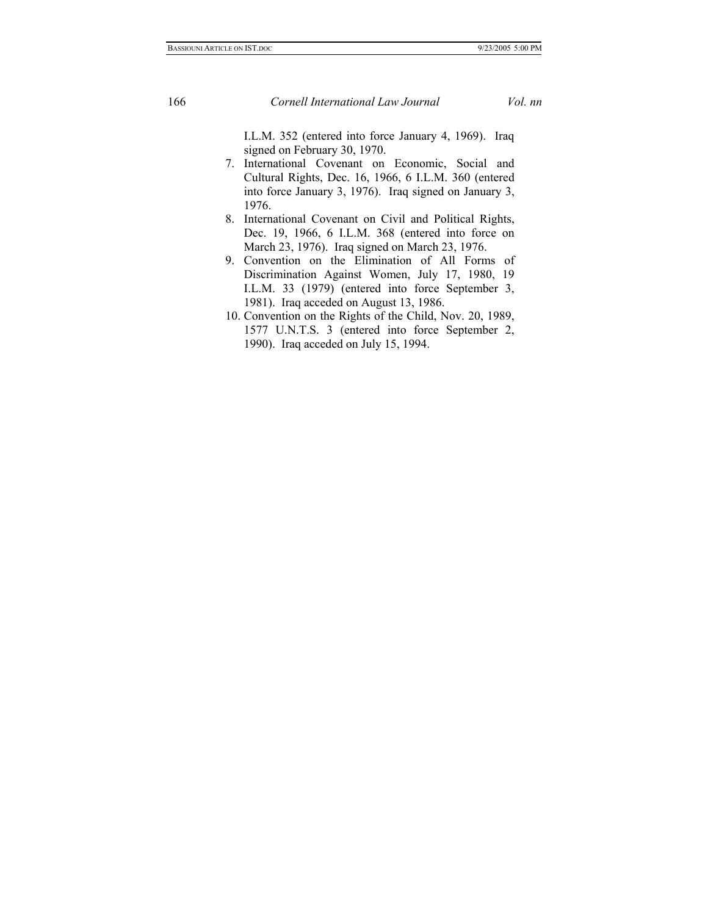I.L.M. 352 (entered into force January 4, 1969). Iraq signed on February 30, 1970.

7. International Covenant on Economic, Social and Cultural Rights, Dec. 16, 1966, 6 I.L.M. 360 (entered into force January 3, 1976). Iraq signed on January 3, 1976.
8. International Covenant on Civil and Political Rights, Dec. 19, 1966, 6 I.L.M. 368 (entered into force on March 23, 1976). Iraq signed on March 23, 1976.
9. Convention on the Elimination of All Forms of Discrimination Against Women, July 17, 1980, 19 I.L.M. 33 (1979) (entered into force September 3, 1981). Iraq acceded on August 13, 1986.
10. Convention on the Rights of the Child, Nov. 20, 1989, 1577 U.N.T.S. 3 (entered into force September 2, 1990). Iraq acceded on July 15, 1994.